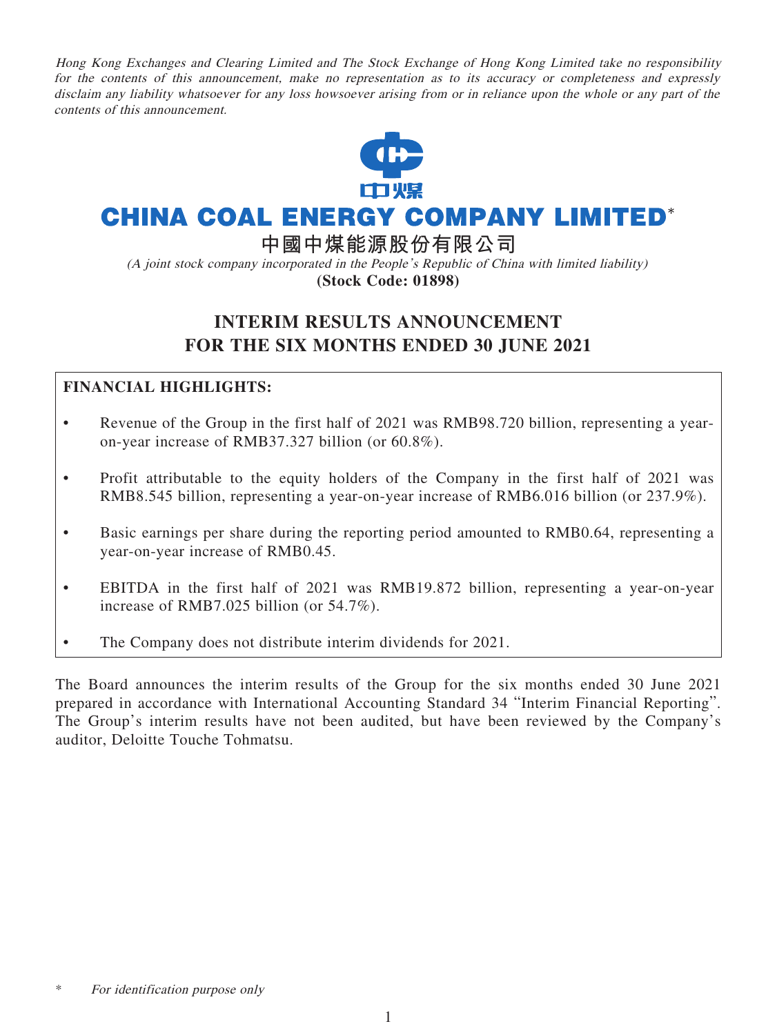*Hong Kong Exchanges and Clearing Limited and The Stock Exchange of Hong Kong Limited take no responsibility for the contents of this announcement, make no representation as to its accuracy or completeness and expressly disclaim any liability whatsoever for any loss howsoever arising from or in reliance upon the whole or any part of the contents of this announcement.*

中煤

# CHINA COAL ENERGY COMPANY LIMITED*

## 中國中煤能源股份有限公司

*(A joint stock company incorporated in the People's Republic of China with limited liability)*

**(Stock Code: 01898)**

## INTERIM RESULTS ANNOUNCEMENT FOR THE SIX MONTHS ENDED 30 JUNE 2021

**FINANCIAL HIGHLIGHTS:**

- Revenue of the Group in the first half of 2021 was RMB98.720 billion, representing a year-on-year increase of RMB37.327 billion (or 60.8%).
- Profit attributable to the equity holders of the Company in the first half of 2021 was RMB8.545 billion, representing a year-on-year increase of RMB6.016 billion (or 237.9%).
- Basic earnings per share during the reporting period amounted to RMB0.64, representing a year-on-year increase of RMB0.45.
- EBITDA in the first half of 2021 was RMB19.872 billion, representing a year-on-year increase of RMB7.025 billion (or 54.7%).
- The Company does not distribute interim dividends for 2021.

The Board announces the interim results of the Group for the six months ended 30 June 2021 prepared in accordance with International Accounting Standard 34 "Interim Financial Reporting". The Group's interim results have not been audited, but have been reviewed by the Company's auditor, Deloitte Touche Tohmatsu.

\* *For identification purpose only*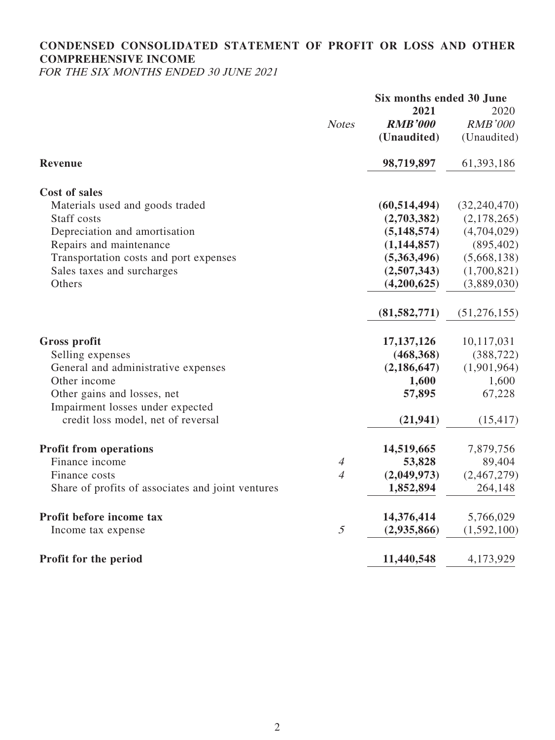## CONDENSED CONSOLIDATED STATEMENT OF PROFIT OR LOSS AND OTHER COMPREHENSIVE INCOME

*FOR THE SIX MONTHS ENDED 30 JUNE 2021*

| | Notes | Six months ended 30 June | |
|---|---|---|---|
| | | **2021** | 2020 |
| | | ***RMB'000*** | *RMB'000* |
| | | **(Unaudited)** | (Unaudited) |
| **Revenue** | | **98,719,897** | 61,393,186 |
| **Cost of sales** | | | |
| Materials used and goods traded | | **(60,514,494)** | (32,240,470) |
| Staff costs | | **(2,703,382)** | (2,178,265) |
| Depreciation and amortisation | | **(5,148,574)** | (4,704,029) |
| Repairs and maintenance | | **(1,144,857)** | (895,402) |
| Transportation costs and port expenses | | **(5,363,496)** | (5,668,138) |
| Sales taxes and surcharges | | **(2,507,343)** | (1,700,821) |
| Others | | **(4,200,625)** | (3,889,030) |
| | | **(81,582,771)** | (51,276,155) |
| **Gross profit** | | **17,137,126** | 10,117,031 |
| Selling expenses | | **(468,368)** | (388,722) |
| General and administrative expenses | | **(2,186,647)** | (1,901,964) |
| Other income | | **1,600** | 1,600 |
| Other gains and losses, net | | **57,895** | 67,228 |
| Impairment losses under expected credit loss model, net of reversal | | **(21,941)** | (15,417) |
| **Profit from operations** | | **14,519,665** | 7,879,756 |
| Finance income | *4* | **53,828** | 89,404 |
| Finance costs | *4* | **(2,049,973)** | (2,467,279) |
| Share of profits of associates and joint ventures | | **1,852,894** | 264,148 |
| **Profit before income tax** | | **14,376,414** | 5,766,029 |
| Income tax expense | *5* | **(2,935,866)** | (1,592,100) |
| **Profit for the period** | | **11,440,548** | 4,173,929 |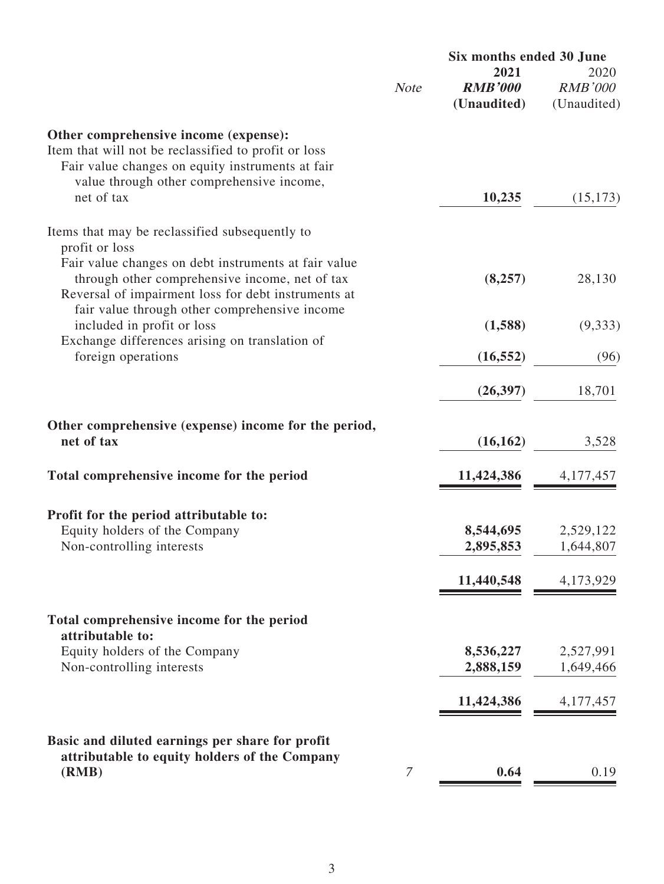| | Note | Six months ended 30 June 2021 RMB'000 (Unaudited) | Six months ended 30 June 2020 RMB'000 (Unaudited) |
|---|---|---|---|
| **Other comprehensive income (expense):** | | | |
| Item that will not be reclassified to profit or loss | | | |
| Fair value changes on equity instruments at fair value through other comprehensive income, net of tax | | **10,235** | (15,173) |
| Items that may be reclassified subsequently to profit or loss | | | |
| Fair value changes on debt instruments at fair value through other comprehensive income, net of tax | | **(8,257)** | 28,130 |
| Reversal of impairment loss for debt instruments at fair value through other comprehensive income included in profit or loss | | **(1,588)** | (9,333) |
| Exchange differences arising on translation of foreign operations | | **(16,552)** | (96) |
| | | **(26,397)** | 18,701 |
| **Other comprehensive (expense) income for the period, net of tax** | | **(16,162)** | 3,528 |
| **Total comprehensive income for the period** | | **11,424,386** | 4,177,457 |
| **Profit for the period attributable to:** | | | |
| Equity holders of the Company | | **8,544,695** | 2,529,122 |
| Non-controlling interests | | **2,895,853** | 1,644,807 |
| | | **11,440,548** | 4,173,929 |
| **Total comprehensive income for the period attributable to:** | | | |
| Equity holders of the Company | | **8,536,227** | 2,527,991 |
| Non-controlling interests | | **2,888,159** | 1,649,466 |
| | | **11,424,386** | 4,177,457 |
| **Basic and diluted earnings per share for profit attributable to equity holders of the Company (RMB)** | 7 | **0.64** | 0.19 |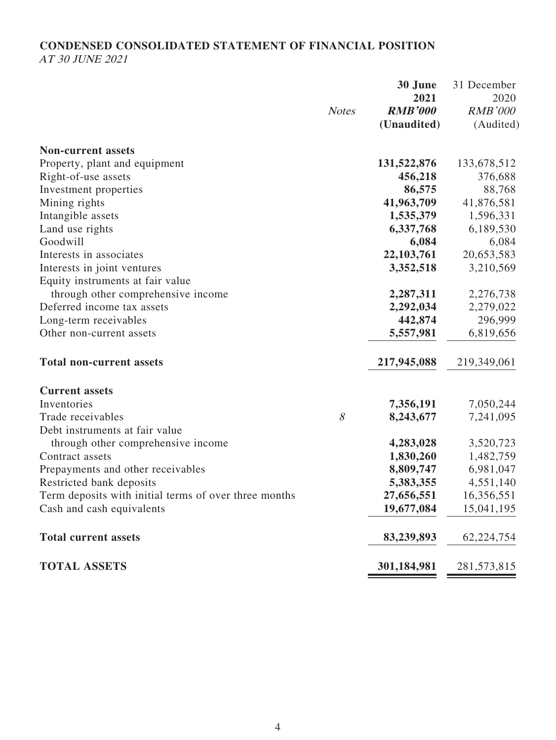**CONDENSED CONSOLIDATED STATEMENT OF FINANCIAL POSITION**

*AT 30 JUNE 2021*

| | Notes | 30 June 2021 RMB'000 (Unaudited) | 31 December 2020 RMB'000 (Audited) |
|---|---|---|---|
| **Non-current assets** | | | |
| Property, plant and equipment | | **131,522,876** | 133,678,512 |
| Right-of-use assets | | **456,218** | 376,688 |
| Investment properties | | **86,575** | 88,768 |
| Mining rights | | **41,963,709** | 41,876,581 |
| Intangible assets | | **1,535,379** | 1,596,331 |
| Land use rights | | **6,337,768** | 6,189,530 |
| Goodwill | | **6,084** | 6,084 |
| Interests in associates | | **22,103,761** | 20,653,583 |
| Interests in joint ventures | | **3,352,518** | 3,210,569 |
| Equity instruments at fair value through other comprehensive income | | **2,287,311** | 2,276,738 |
| Deferred income tax assets | | **2,292,034** | 2,279,022 |
| Long-term receivables | | **442,874** | 296,999 |
| Other non-current assets | | **5,557,981** | 6,819,656 |
| **Total non-current assets** | | **217,945,088** | 219,349,061 |
| **Current assets** | | | |
| Inventories | | **7,356,191** | 7,050,244 |
| Trade receivables | *8* | **8,243,677** | 7,241,095 |
| Debt instruments at fair value through other comprehensive income | | **4,283,028** | 3,520,723 |
| Contract assets | | **1,830,260** | 1,482,759 |
| Prepayments and other receivables | | **8,809,747** | 6,981,047 |
| Restricted bank deposits | | **5,383,355** | 4,551,140 |
| Term deposits with initial terms of over three months | | **27,656,551** | 16,356,551 |
| Cash and cash equivalents | | **19,677,084** | 15,041,195 |
| **Total current assets** | | **83,239,893** | 62,224,754 |
| **TOTAL ASSETS** | | **301,184,981** | 281,573,815 |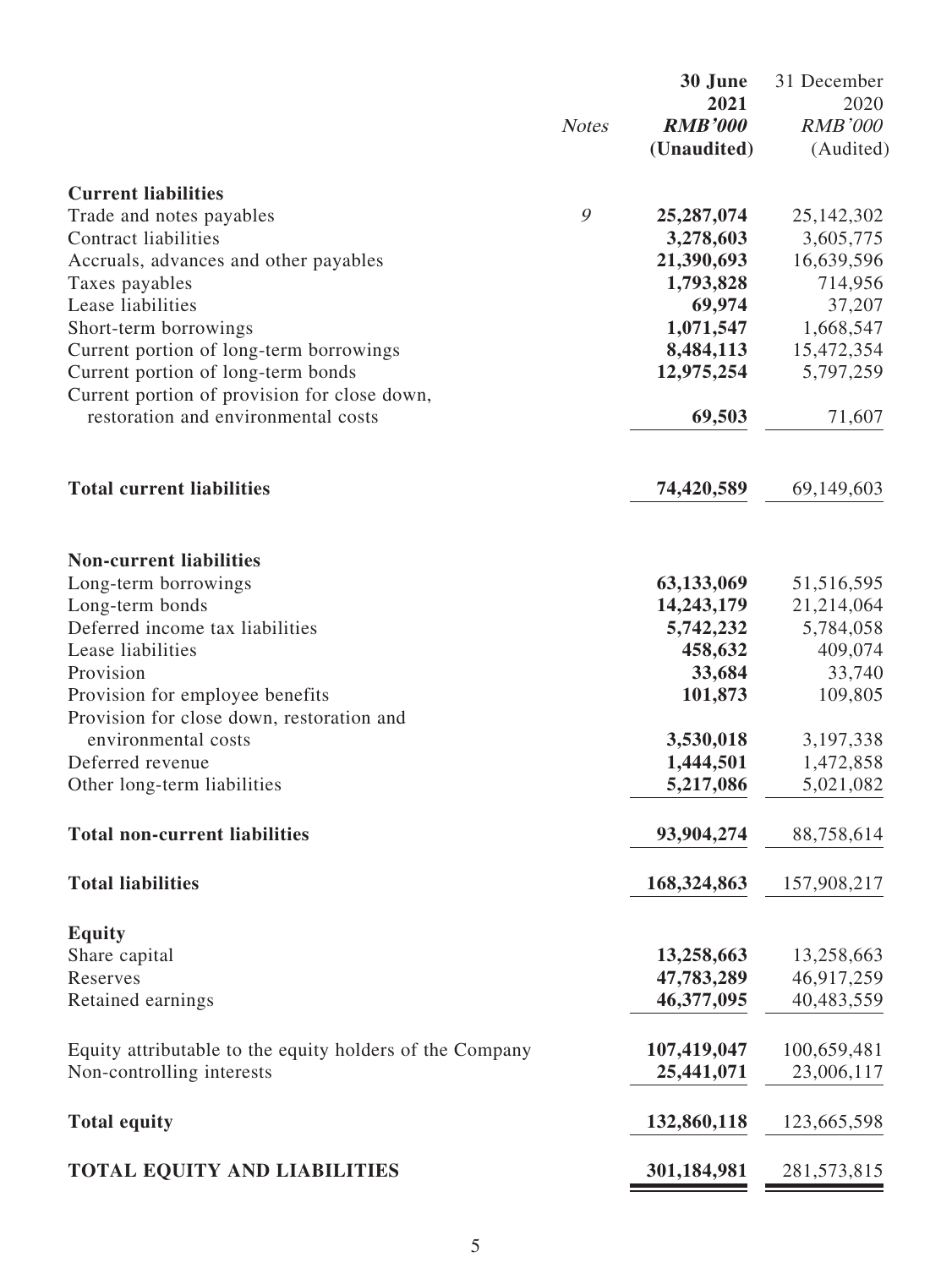| | Notes | **30 June 2021** | 31 December 2020 |
|---|---|---|---|
| | | ***RMB'000*** | *RMB'000* |
| | | **(Unaudited)** | (Audited) |
| **Current liabilities** | | | |
| Trade and notes payables | *9* | **25,287,074** | 25,142,302 |
| Contract liabilities | | **3,278,603** | 3,605,775 |
| Accruals, advances and other payables | | **21,390,693** | 16,639,596 |
| Taxes payables | | **1,793,828** | 714,956 |
| Lease liabilities | | **69,974** | 37,207 |
| Short-term borrowings | | **1,071,547** | 1,668,547 |
| Current portion of long-term borrowings | | **8,484,113** | 15,472,354 |
| Current portion of long-term bonds | | **12,975,254** | 5,797,259 |
| Current portion of provision for close down, restoration and environmental costs | | **69,503** | 71,607 |
| **Total current liabilities** | | **74,420,589** | 69,149,603 |
| **Non-current liabilities** | | | |
| Long-term borrowings | | **63,133,069** | 51,516,595 |
| Long-term bonds | | **14,243,179** | 21,214,064 |
| Deferred income tax liabilities | | **5,742,232** | 5,784,058 |
| Lease liabilities | | **458,632** | 409,074 |
| Provision | | **33,684** | 33,740 |
| Provision for employee benefits | | **101,873** | 109,805 |
| Provision for close down, restoration and environmental costs | | **3,530,018** | 3,197,338 |
| Deferred revenue | | **1,444,501** | 1,472,858 |
| Other long-term liabilities | | **5,217,086** | 5,021,082 |
| **Total non-current liabilities** | | **93,904,274** | 88,758,614 |
| **Total liabilities** | | **168,324,863** | 157,908,217 |
| **Equity** | | | |
| Share capital | | **13,258,663** | 13,258,663 |
| Reserves | | **47,783,289** | 46,917,259 |
| Retained earnings | | **46,377,095** | 40,483,559 |
| Equity attributable to the equity holders of the Company | | **107,419,047** | 100,659,481 |
| Non-controlling interests | | **25,441,071** | 23,006,117 |
| **Total equity** | | **132,860,118** | 123,665,598 |
| **TOTAL EQUITY AND LIABILITIES** | | **301,184,981** | 281,573,815 |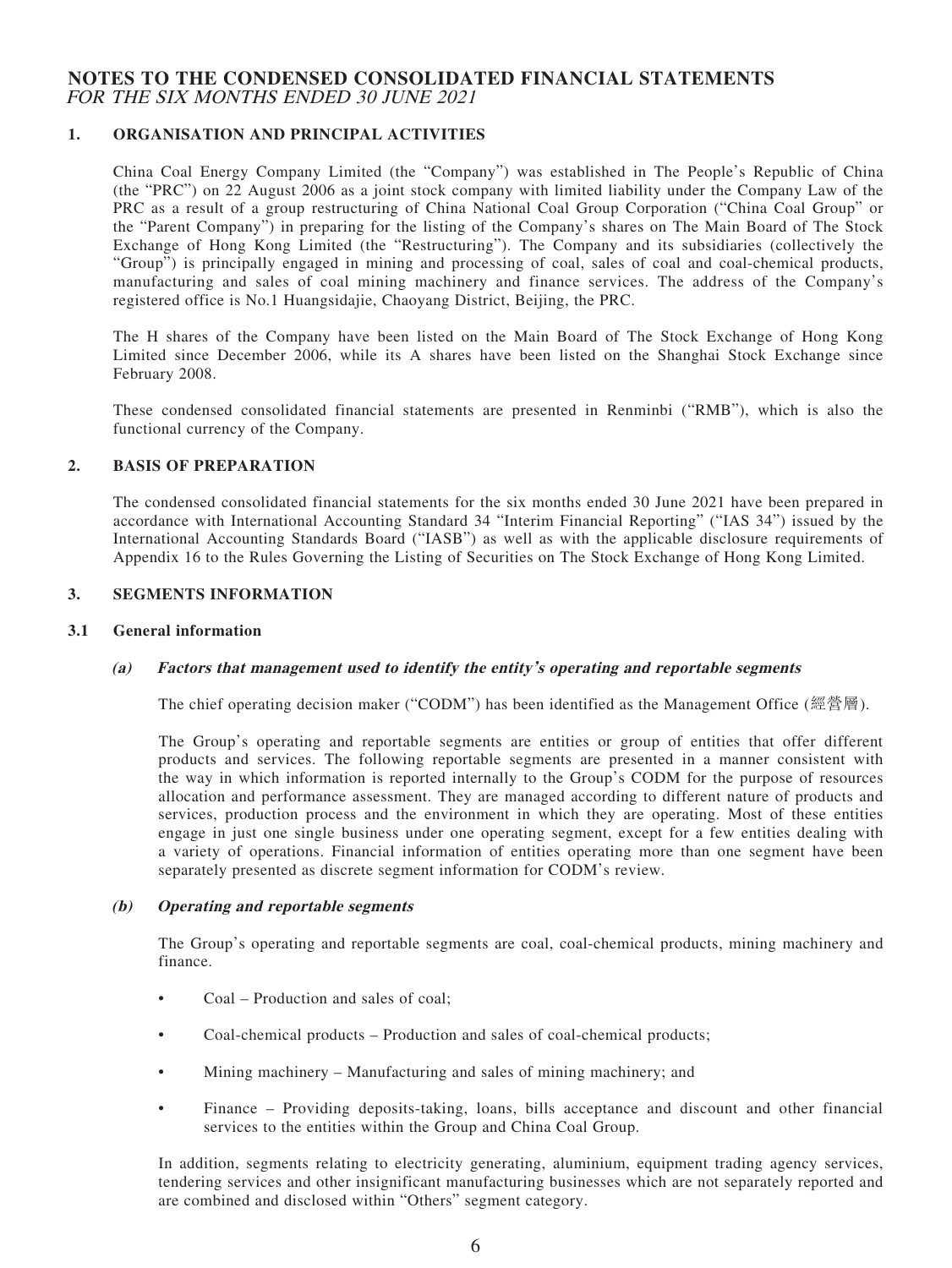# NOTES TO THE CONDENSED CONSOLIDATED FINANCIAL STATEMENTS

*FOR THE SIX MONTHS ENDED 30 JUNE 2021*

## 1. ORGANISATION AND PRINCIPAL ACTIVITIES

China Coal Energy Company Limited (the "Company") was established in The People's Republic of China (the "PRC") on 22 August 2006 as a joint stock company with limited liability under the Company Law of the PRC as a result of a group restructuring of China National Coal Group Corporation ("China Coal Group" or the "Parent Company") in preparing for the listing of the Company's shares on The Main Board of The Stock Exchange of Hong Kong Limited (the "Restructuring"). The Company and its subsidiaries (collectively the "Group") is principally engaged in mining and processing of coal, sales of coal and coal-chemical products, manufacturing and sales of coal mining machinery and finance services. The address of the Company's registered office is No.1 Huangsidajie, Chaoyang District, Beijing, the PRC.

The H shares of the Company have been listed on the Main Board of The Stock Exchange of Hong Kong Limited since December 2006, while its A shares have been listed on the Shanghai Stock Exchange since February 2008.

These condensed consolidated financial statements are presented in Renminbi ("RMB"), which is also the functional currency of the Company.

## 2. BASIS OF PREPARATION

The condensed consolidated financial statements for the six months ended 30 June 2021 have been prepared in accordance with International Accounting Standard 34 "Interim Financial Reporting" ("IAS 34") issued by the International Accounting Standards Board ("IASB") as well as with the applicable disclosure requirements of Appendix 16 to the Rules Governing the Listing of Securities on The Stock Exchange of Hong Kong Limited.

## 3. SEGMENTS INFORMATION

### 3.1 General information

#### (a) *Factors that management used to identify the entity's operating and reportable segments*

The chief operating decision maker ("CODM") has been identified as the Management Office (經營層).

The Group's operating and reportable segments are entities or group of entities that offer different products and services. The following reportable segments are presented in a manner consistent with the way in which information is reported internally to the Group's CODM for the purpose of resources allocation and performance assessment. They are managed according to different nature of products and services, production process and the environment in which they are operating. Most of these entities engage in just one single business under one operating segment, except for a few entities dealing with a variety of operations. Financial information of entities operating more than one segment have been separately presented as discrete segment information for CODM's review.

#### (b) *Operating and reportable segments*

The Group's operating and reportable segments are coal, coal-chemical products, mining machinery and finance.

- Coal – Production and sales of coal;
- Coal-chemical products – Production and sales of coal-chemical products;
- Mining machinery – Manufacturing and sales of mining machinery; and
- Finance – Providing deposits-taking, loans, bills acceptance and discount and other financial services to the entities within the Group and China Coal Group.

In addition, segments relating to electricity generating, aluminium, equipment trading agency services, tendering services and other insignificant manufacturing businesses which are not separately reported and are combined and disclosed within "Others" segment category.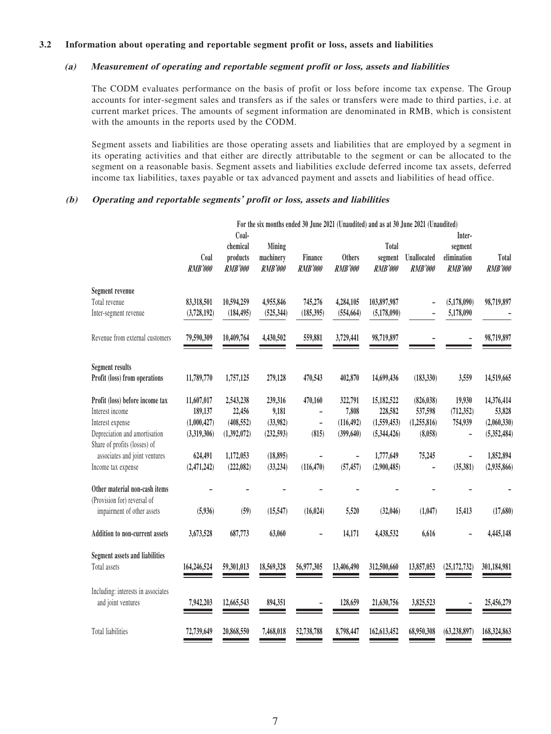### 3.2 Information about operating and reportable segment profit or loss, assets and liabilities

#### (a) *Measurement of operating and reportable segment profit or loss, assets and liabilities*

The CODM evaluates performance on the basis of profit or loss before income tax expense. The Group accounts for inter-segment sales and transfers as if the sales or transfers were made to third parties, i.e. at current market prices. The amounts of segment information are denominated in RMB, which is consistent with the amounts in the reports used by the CODM.

Segment assets and liabilities are those operating assets and liabilities that are employed by a segment in its operating activities and that either are directly attributable to the segment or can be allocated to the segment on a reasonable basis. Segment assets and liabilities exclude deferred income tax assets, deferred income tax liabilities, taxes payable or tax advanced payment and assets and liabilities of head office.

#### (b) *Operating and reportable segments' profit or loss, assets and liabilities*

| | For the six months ended 30 June 2021 (Unaudited) and as at 30 June 2021 (Unaudited) | | | | | | | | |
|---|---|---|---|---|---|---|---|---|---|
| | Coal *RMB'000* | Coal-chemical products *RMB'000* | Mining machinery *RMB'000* | Finance *RMB'000* | Others *RMB'000* | Total segment *RMB'000* | Unallocated *RMB'000* | Inter-segment elimination *RMB'000* | Total *RMB'000* |
| **Segment revenue** | | | | | | | | | |
| Total revenue | 83,318,501 | 10,594,259 | 4,955,846 | 745,276 | 4,284,105 | 103,897,987 | – | (5,178,090) | 98,719,897 |
| Inter-segment revenue | (3,728,192) | (184,495) | (525,344) | (185,395) | (554,664) | (5,178,090) | – | 5,178,090 | – |
| Revenue from external customers | 79,590,309 | 10,409,764 | 4,430,502 | 559,881 | 3,729,441 | 98,719,897 | – | – | 98,719,897 |
| **Segment results** | | | | | | | | | |
| **Profit (loss) from operations** | 11,789,770 | 1,757,125 | 279,128 | 470,543 | 402,870 | 14,699,436 | (183,330) | 3,559 | 14,519,665 |
| **Profit (loss) before income tax** | 11,607,017 | 2,543,238 | 239,316 | 470,160 | 322,791 | 15,182,522 | (826,038) | 19,930 | 14,376,414 |
| Interest income | 189,137 | 22,456 | 9,181 | – | 7,808 | 228,582 | 537,598 | (712,352) | 53,828 |
| Interest expense | (1,000,427) | (408,552) | (33,982) | – | (116,492) | (1,559,453) | (1,255,816) | 754,939 | (2,060,330) |
| Depreciation and amortisation | (3,319,306) | (1,392,072) | (232,593) | (815) | (399,640) | (5,344,426) | (8,058) | – | (5,352,484) |
| Share of profits (losses) of associates and joint ventures | 624,491 | 1,172,053 | (18,895) | – | – | 1,777,649 | 75,245 | – | 1,852,894 |
| Income tax expense | (2,471,242) | (222,082) | (33,234) | (116,470) | (57,457) | (2,900,485) | – | (35,381) | (2,935,866) |
| **Other material non-cash items** | – | – | – | – | – | – | – | – | – |
| (Provision for) reversal of impairment of other assets | (5,936) | (59) | (15,547) | (16,024) | 5,520 | (32,046) | (1,047) | 15,413 | (17,680) |
| **Addition to non-current assets** | 3,673,528 | 687,773 | 63,060 | – | 14,171 | 4,438,532 | 6,616 | – | 4,445,148 |
| **Segment assets and liabilities** | | | | | | | | | |
| Total assets | 164,246,524 | 59,301,013 | 18,569,328 | 56,977,305 | 13,406,490 | 312,500,660 | 13,857,053 | (25,172,732) | 301,184,981 |
| Including: interests in associates and joint ventures | 7,942,203 | 12,665,543 | 894,351 | – | 128,659 | 21,630,756 | 3,825,523 | – | 25,456,279 |
| Total liabilities | 72,739,649 | 20,868,550 | 7,468,018 | 52,738,788 | 8,798,447 | 162,613,452 | 68,950,308 | (63,238,897) | 168,324,863 |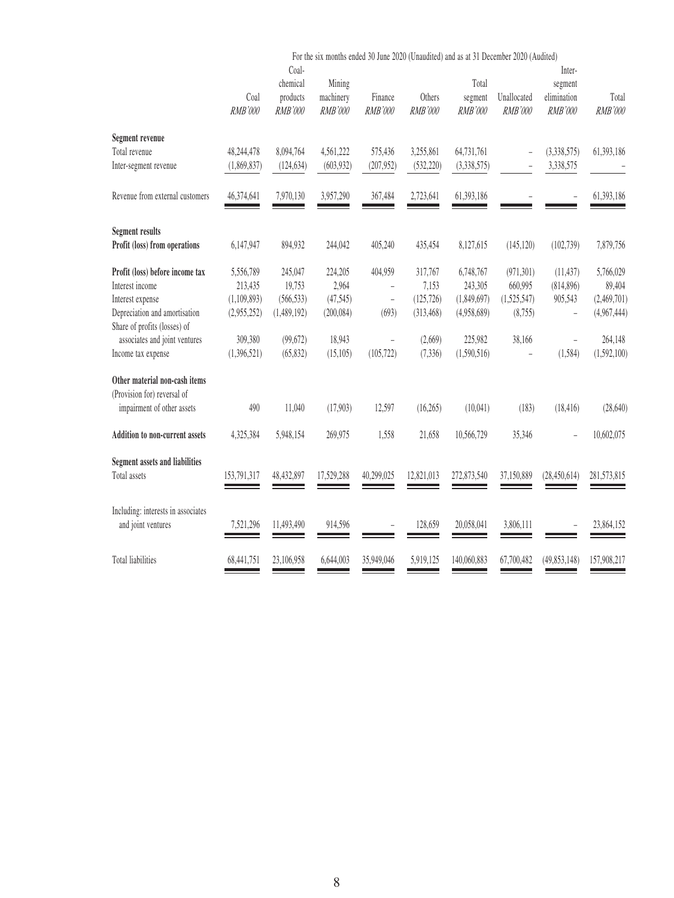| | For the six months ended 30 June 2020 (Unaudited) and as at 31 December 2020 (Audited) | | | | | | | | |
|---|---|---|---|---|---|---|---|---|---|
| | Coal *RMB'000* | Coal-chemical products *RMB'000* | Mining machinery *RMB'000* | Finance *RMB'000* | Others *RMB'000* | Total segment *RMB'000* | Unallocated *RMB'000* | Inter-segment elimination *RMB'000* | Total *RMB'000* |
| **Segment revenue** | | | | | | | | | |
| Total revenue | 48,244,478 | 8,094,764 | 4,561,222 | 575,436 | 3,255,861 | 64,731,761 | – | (3,338,575) | 61,393,186 |
| Inter-segment revenue | (1,869,837) | (124,634) | (603,932) | (207,952) | (532,220) | (3,338,575) | – | 3,338,575 | – |
| Revenue from external customers | 46,374,641 | 7,970,130 | 3,957,290 | 367,484 | 2,723,641 | 61,393,186 | – | – | 61,393,186 |
| **Segment results** | | | | | | | | | |
| **Profit (loss) from operations** | 6,147,947 | 894,932 | 244,042 | 405,240 | 435,454 | 8,127,615 | (145,120) | (102,739) | 7,879,756 |
| **Profit (loss) before income tax** | 5,556,789 | 245,047 | 224,205 | 404,959 | 317,767 | 6,748,767 | (971,301) | (11,437) | 5,766,029 |
| Interest income | 213,435 | 19,753 | 2,964 | – | 7,153 | 243,305 | 660,995 | (814,896) | 89,404 |
| Interest expense | (1,109,893) | (566,533) | (47,545) | – | (125,726) | (1,849,697) | (1,525,547) | 905,543 | (2,469,701) |
| Depreciation and amortisation | (2,955,252) | (1,489,192) | (200,084) | (693) | (313,468) | (4,958,689) | (8,755) | – | (4,967,444) |
| Share of profits (losses) of associates and joint ventures | 309,380 | (99,672) | 18,943 | – | (2,669) | 225,982 | 38,166 | – | 264,148 |
| Income tax expense | (1,396,521) | (65,832) | (15,105) | (105,722) | (7,336) | (1,590,516) | – | (1,584) | (1,592,100) |
| **Other material non-cash items** | | | | | | | | | |
| (Provision for) reversal of impairment of other assets | 490 | 11,040 | (17,903) | 12,597 | (16,265) | (10,041) | (183) | (18,416) | (28,640) |
| **Addition to non-current assets** | 4,325,384 | 5,948,154 | 269,975 | 1,558 | 21,658 | 10,566,729 | 35,346 | – | 10,602,075 |
| **Segment assets and liabilities** | | | | | | | | | |
| Total assets | 153,791,317 | 48,432,897 | 17,529,288 | 40,299,025 | 12,821,013 | 272,873,540 | 37,150,889 | (28,450,614) | 281,573,815 |
| Including: interests in associates and joint ventures | 7,521,296 | 11,493,490 | 914,596 | – | 128,659 | 20,058,041 | 3,806,111 | – | 23,864,152 |
| Total liabilities | 68,441,751 | 23,106,958 | 6,644,003 | 35,949,046 | 5,919,125 | 140,060,883 | 67,700,482 | (49,853,148) | 157,908,217 |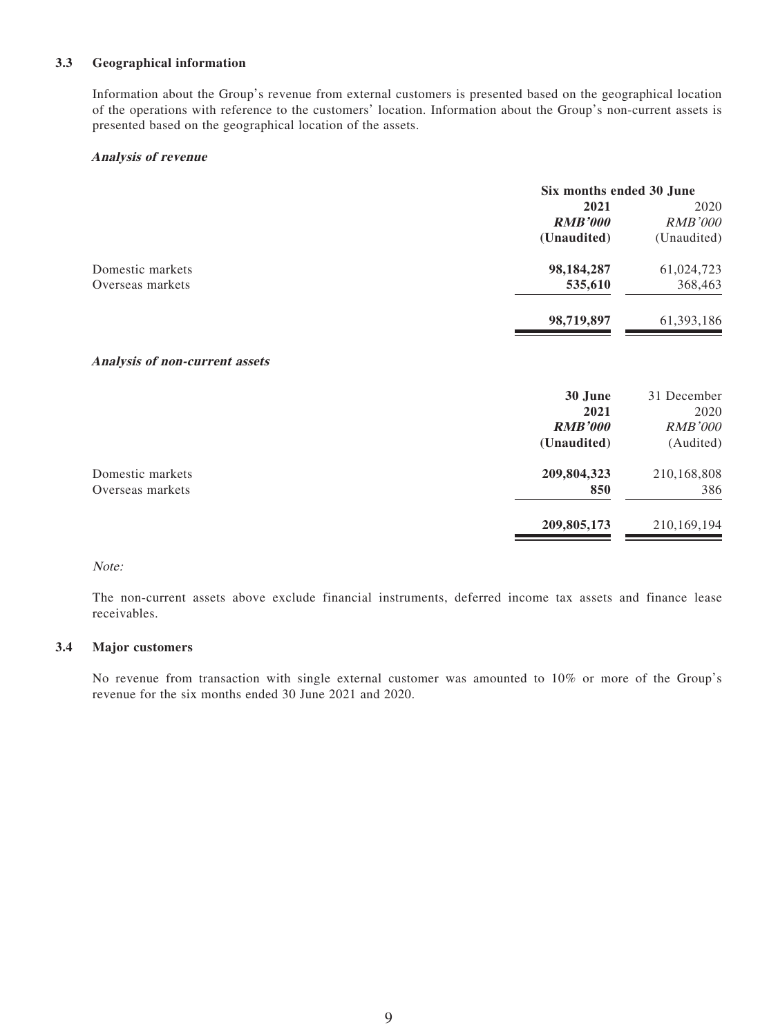### 3.3 Geographical information

Information about the Group's revenue from external customers is presented based on the geographical location of the operations with reference to the customers' location. Information about the Group's non-current assets is presented based on the geographical location of the assets.

***Analysis of revenue***

| | Six months ended 30 June | |
|---|---|---|
| | **2021** | 2020 |
| | ***RMB'000*** | *RMB'000* |
| | **(Unaudited)** | (Unaudited) |
| Domestic markets | **98,184,287** | 61,024,723 |
| Overseas markets | **535,610** | 368,463 |
| | **98,719,897** | 61,393,186 |

***Analysis of non-current assets***

| | **30 June 2021** | 31 December 2020 |
|---|---|---|
| | ***RMB'000*** | *RMB'000* |
| | **(Unaudited)** | (Audited) |
| Domestic markets | **209,804,323** | 210,168,808 |
| Overseas markets | **850** | 386 |
| | **209,805,173** | 210,169,194 |

*Note:*

The non-current assets above exclude financial instruments, deferred income tax assets and finance lease receivables.

### 3.4 Major customers

No revenue from transaction with single external customer was amounted to 10% or more of the Group's revenue for the six months ended 30 June 2021 and 2020.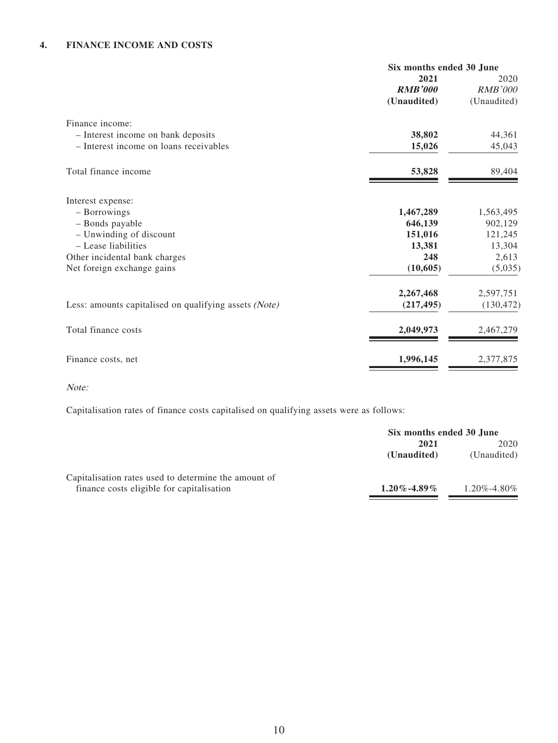## 4. FINANCE INCOME AND COSTS

| | Six months ended 30 June | |
|---|---|---|
| | **2021** | 2020 |
| | ***RMB'000*** | *RMB'000* |
| | **(Unaudited)** | (Unaudited) |
| Finance income: | | |
| – Interest income on bank deposits | **38,802** | 44,361 |
| – Interest income on loans receivables | **15,026** | 45,043 |
| Total finance income | **53,828** | 89,404 |
| Interest expense: | | |
| – Borrowings | **1,467,289** | 1,563,495 |
| – Bonds payable | **646,139** | 902,129 |
| – Unwinding of discount | **151,016** | 121,245 |
| – Lease liabilities | **13,381** | 13,304 |
| Other incidental bank charges | **248** | 2,613 |
| Net foreign exchange gains | **(10,605)** | (5,035) |
| | **2,267,468** | 2,597,751 |
| Less: amounts capitalised on qualifying assets *(Note)* | **(217,495)** | (130,472) |
| Total finance costs | **2,049,973** | 2,467,279 |
| Finance costs, net | **1,996,145** | 2,377,875 |

*Note:*

Capitalisation rates of finance costs capitalised on qualifying assets were as follows:

| | Six months ended 30 June | |
|---|---|---|
| | **2021** | 2020 |
| | **(Unaudited)** | (Unaudited) |
| Capitalisation rates used to determine the amount of finance costs eligible for capitalisation | **1.20%-4.89%** | 1.20%-4.80% |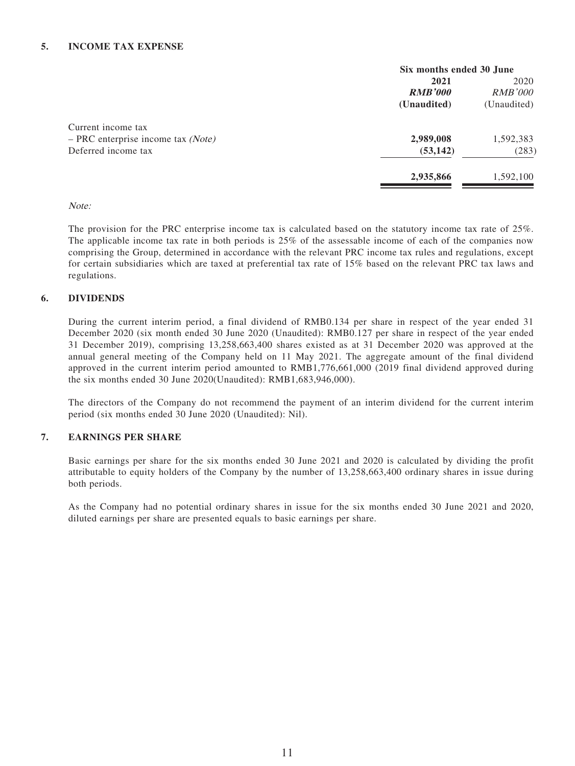## 5. INCOME TAX EXPENSE

| | Six months ended 30 June | |
|---|---|---|
| | **2021** | 2020 |
| | ***RMB'000*** | *RMB'000* |
| | **(Unaudited)** | (Unaudited) |
| Current income tax | | |
| – PRC enterprise income tax *(Note)* | **2,989,008** | 1,592,383 |
| Deferred income tax | **(53,142)** | (283) |
| | **2,935,866** | 1,592,100 |

*Note:*

The provision for the PRC enterprise income tax is calculated based on the statutory income tax rate of 25%. The applicable income tax rate in both periods is 25% of the assessable income of each of the companies now comprising the Group, determined in accordance with the relevant PRC income tax rules and regulations, except for certain subsidiaries which are taxed at preferential tax rate of 15% based on the relevant PRC tax laws and regulations.

## 6. DIVIDENDS

During the current interim period, a final dividend of RMB0.134 per share in respect of the year ended 31 December 2020 (six month ended 30 June 2020 (Unaudited): RMB0.127 per share in respect of the year ended 31 December 2019), comprising 13,258,663,400 shares existed as at 31 December 2020 was approved at the annual general meeting of the Company held on 11 May 2021. The aggregate amount of the final dividend approved in the current interim period amounted to RMB1,776,661,000 (2019 final dividend approved during the six months ended 30 June 2020(Unaudited): RMB1,683,946,000).

The directors of the Company do not recommend the payment of an interim dividend for the current interim period (six months ended 30 June 2020 (Unaudited): Nil).

## 7. EARNINGS PER SHARE

Basic earnings per share for the six months ended 30 June 2021 and 2020 is calculated by dividing the profit attributable to equity holders of the Company by the number of 13,258,663,400 ordinary shares in issue during both periods.

As the Company had no potential ordinary shares in issue for the six months ended 30 June 2021 and 2020, diluted earnings per share are presented equals to basic earnings per share.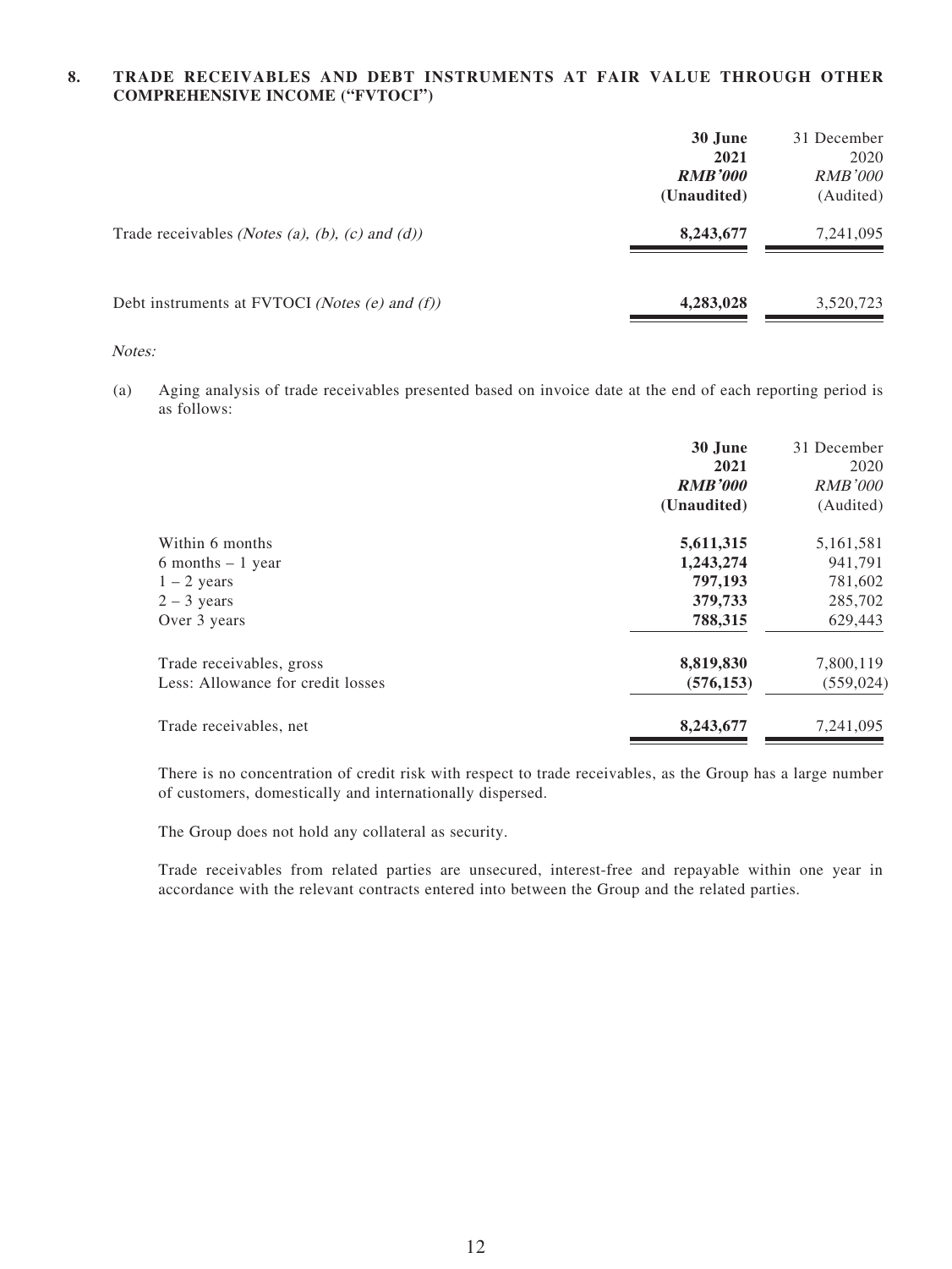## 8. TRADE RECEIVABLES AND DEBT INSTRUMENTS AT FAIR VALUE THROUGH OTHER COMPREHENSIVE INCOME ("FVTOCI")

| | **30 June 2021** | 31 December 2020 |
|---|---|---|
| | ***RMB'000*** | *RMB'000* |
| | **(Unaudited)** | (Audited) |
| Trade receivables *(Notes (a), (b), (c) and (d))* | **8,243,677** | 7,241,095 |
| Debt instruments at FVTOCI *(Notes (e) and (f))* | **4,283,028** | 3,520,723 |

*Notes:*

(a) Aging analysis of trade receivables presented based on invoice date at the end of each reporting period is as follows:

| | **30 June 2021** | 31 December 2020 |
|---|---|---|
| | ***RMB'000*** | *RMB'000* |
| | **(Unaudited)** | (Audited) |
| Within 6 months | **5,611,315** | 5,161,581 |
| 6 months – 1 year | **1,243,274** | 941,791 |
| 1 – 2 years | **797,193** | 781,602 |
| 2 – 3 years | **379,733** | 285,702 |
| Over 3 years | **788,315** | 629,443 |
| Trade receivables, gross | **8,819,830** | 7,800,119 |
| Less: Allowance for credit losses | **(576,153)** | (559,024) |
| Trade receivables, net | **8,243,677** | 7,241,095 |

There is no concentration of credit risk with respect to trade receivables, as the Group has a large number of customers, domestically and internationally dispersed.

The Group does not hold any collateral as security.

Trade receivables from related parties are unsecured, interest-free and repayable within one year in accordance with the relevant contracts entered into between the Group and the related parties.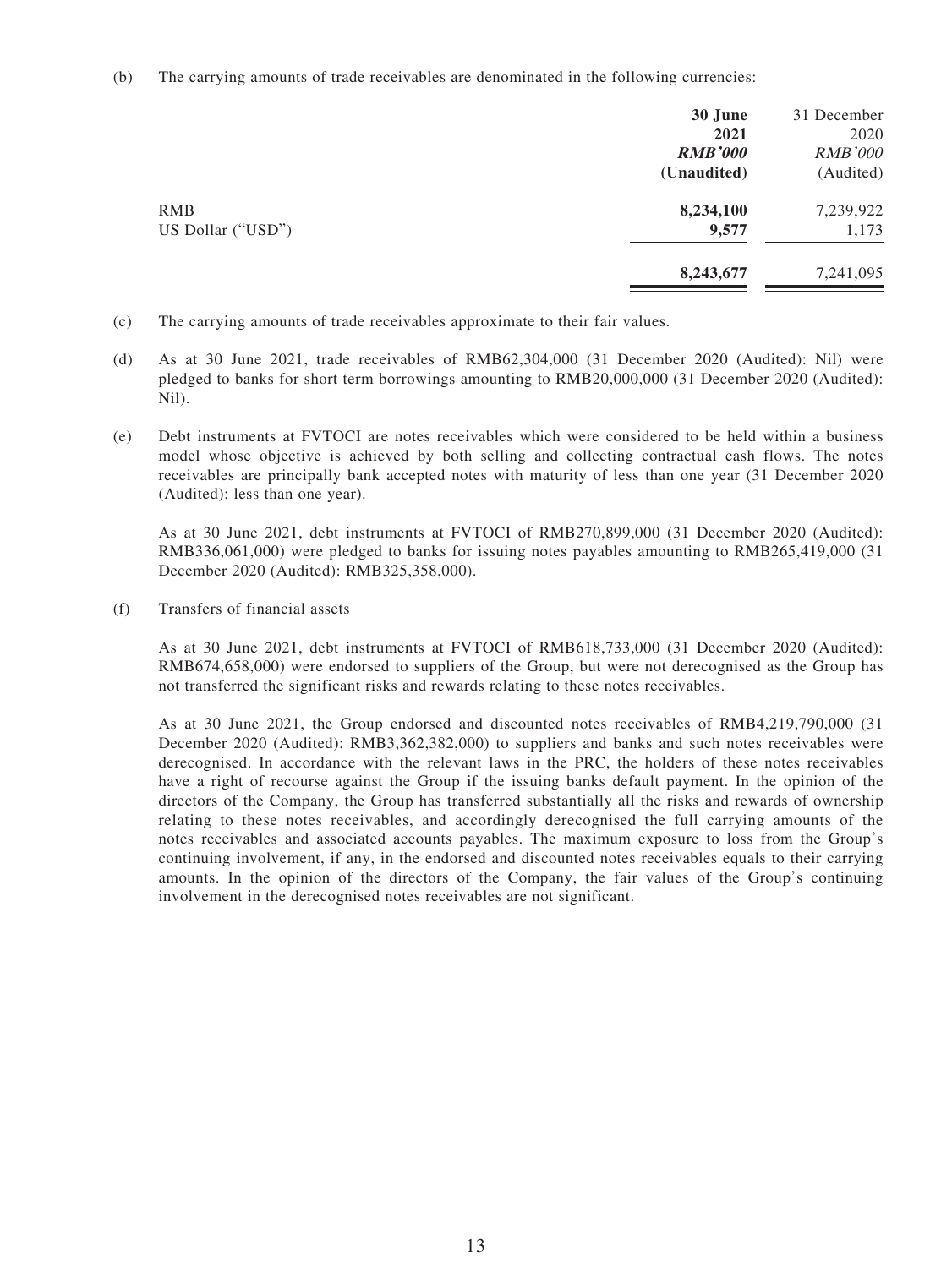(b) The carrying amounts of trade receivables are denominated in the following currencies:

| | **30 June 2021** | 31 December 2020 |
|---|---|---|
| | ***RMB'000*** | *RMB'000* |
| | **(Unaudited)** | (Audited) |
| RMB | **8,234,100** | 7,239,922 |
| US Dollar ("USD") | **9,577** | 1,173 |
| | **8,243,677** | 7,241,095 |

(c) The carrying amounts of trade receivables approximate to their fair values.

(d) As at 30 June 2021, trade receivables of RMB62,304,000 (31 December 2020 (Audited): Nil) were pledged to banks for short term borrowings amounting to RMB20,000,000 (31 December 2020 (Audited): Nil).

(e) Debt instruments at FVTOCI are notes receivables which were considered to be held within a business model whose objective is achieved by both selling and collecting contractual cash flows. The notes receivables are principally bank accepted notes with maturity of less than one year (31 December 2020 (Audited): less than one year).

As at 30 June 2021, debt instruments at FVTOCI of RMB270,899,000 (31 December 2020 (Audited): RMB336,061,000) were pledged to banks for issuing notes payables amounting to RMB265,419,000 (31 December 2020 (Audited): RMB325,358,000).

(f) Transfers of financial assets

As at 30 June 2021, debt instruments at FVTOCI of RMB618,733,000 (31 December 2020 (Audited): RMB674,658,000) were endorsed to suppliers of the Group, but were not derecognised as the Group has not transferred the significant risks and rewards relating to these notes receivables.

As at 30 June 2021, the Group endorsed and discounted notes receivables of RMB4,219,790,000 (31 December 2020 (Audited): RMB3,362,382,000) to suppliers and banks and such notes receivables were derecognised. In accordance with the relevant laws in the PRC, the holders of these notes receivables have a right of recourse against the Group if the issuing banks default payment. In the opinion of the directors of the Company, the Group has transferred substantially all the risks and rewards of ownership relating to these notes receivables, and accordingly derecognised the full carrying amounts of the notes receivables and associated accounts payables. The maximum exposure to loss from the Group's continuing involvement, if any, in the endorsed and discounted notes receivables equals to their carrying amounts. In the opinion of the directors of the Company, the fair values of the Group's continuing involvement in the derecognised notes receivables are not significant.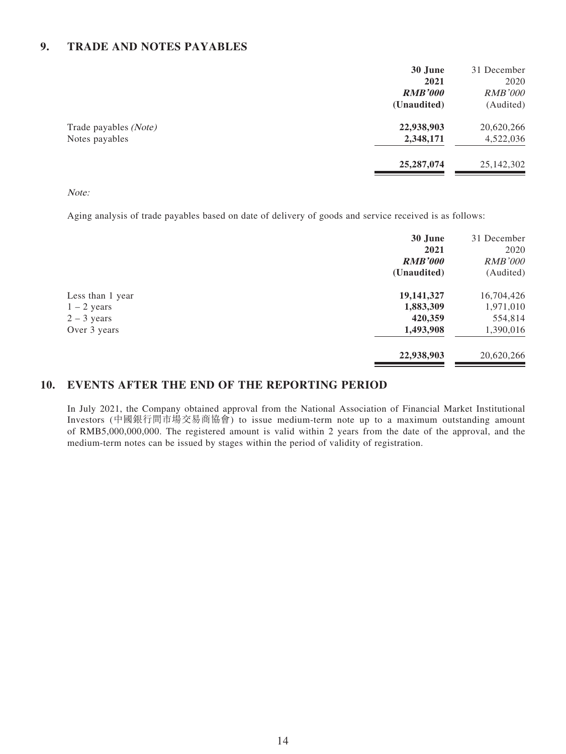## 9. TRADE AND NOTES PAYABLES

| | **30 June 2021** | 31 December 2020 |
|---|---|---|
| | ***RMB'000*** | *RMB'000* |
| | **(Unaudited)** | (Audited) |
| Trade payables *(Note)* | **22,938,903** | 20,620,266 |
| Notes payables | **2,348,171** | 4,522,036 |
| | **25,287,074** | 25,142,302 |

*Note:*

Aging analysis of trade payables based on date of delivery of goods and service received is as follows:

| | **30 June 2021** | 31 December 2020 |
|---|---|---|
| | ***RMB'000*** | *RMB'000* |
| | **(Unaudited)** | (Audited) |
| Less than 1 year | **19,141,327** | 16,704,426 |
| 1 – 2 years | **1,883,309** | 1,971,010 |
| 2 – 3 years | **420,359** | 554,814 |
| Over 3 years | **1,493,908** | 1,390,016 |
| | **22,938,903** | 20,620,266 |

## 10. EVENTS AFTER THE END OF THE REPORTING PERIOD

In July 2021, the Company obtained approval from the National Association of Financial Market Institutional Investors (中國銀行間市場交易商協會) to issue medium-term note up to a maximum outstanding amount of RMB5,000,000,000. The registered amount is valid within 2 years from the date of the approval, and the medium-term notes can be issued by stages within the period of validity of registration.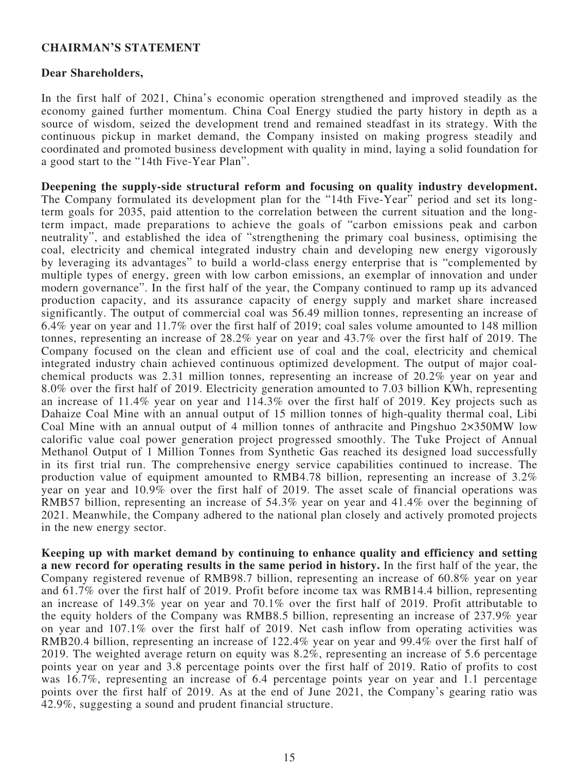## CHAIRMAN'S STATEMENT

**Dear Shareholders,**

In the first half of 2021, China's economic operation strengthened and improved steadily as the economy gained further momentum. China Coal Energy studied the party history in depth as a source of wisdom, seized the development trend and remained steadfast in its strategy. With the continuous pickup in market demand, the Company insisted on making progress steadily and coordinated and promoted business development with quality in mind, laying a solid foundation for a good start to the "14th Five-Year Plan".

**Deepening the supply-side structural reform and focusing on quality industry development.** The Company formulated its development plan for the "14th Five-Year" period and set its long-term goals for 2035, paid attention to the correlation between the current situation and the long-term impact, made preparations to achieve the goals of "carbon emissions peak and carbon neutrality", and established the idea of "strengthening the primary coal business, optimising the coal, electricity and chemical integrated industry chain and developing new energy vigorously by leveraging its advantages" to build a world-class energy enterprise that is "complemented by multiple types of energy, green with low carbon emissions, an exemplar of innovation and under modern governance". In the first half of the year, the Company continued to ramp up its advanced production capacity, and its assurance capacity of energy supply and market share increased significantly. The output of commercial coal was 56.49 million tonnes, representing an increase of 6.4% year on year and 11.7% over the first half of 2019; coal sales volume amounted to 148 million tonnes, representing an increase of 28.2% year on year and 43.7% over the first half of 2019. The Company focused on the clean and efficient use of coal and the coal, electricity and chemical integrated industry chain achieved continuous optimized development. The output of major coal-chemical products was 2.31 million tonnes, representing an increase of 20.2% year on year and 8.0% over the first half of 2019. Electricity generation amounted to 7.03 billion KWh, representing an increase of 11.4% year on year and 114.3% over the first half of 2019. Key projects such as Dahaize Coal Mine with an annual output of 15 million tonnes of high-quality thermal coal, Libi Coal Mine with an annual output of 4 million tonnes of anthracite and Pingshuo 2×350MW low calorific value coal power generation project progressed smoothly. The Tuke Project of Annual Methanol Output of 1 Million Tonnes from Synthetic Gas reached its designed load successfully in its first trial run. The comprehensive energy service capabilities continued to increase. The production value of equipment amounted to RMB4.78 billion, representing an increase of 3.2% year on year and 10.9% over the first half of 2019. The asset scale of financial operations was RMB57 billion, representing an increase of 54.3% year on year and 41.4% over the beginning of 2021. Meanwhile, the Company adhered to the national plan closely and actively promoted projects in the new energy sector.

**Keeping up with market demand by continuing to enhance quality and efficiency and setting a new record for operating results in the same period in history.** In the first half of the year, the Company registered revenue of RMB98.7 billion, representing an increase of 60.8% year on year and 61.7% over the first half of 2019. Profit before income tax was RMB14.4 billion, representing an increase of 149.3% year on year and 70.1% over the first half of 2019. Profit attributable to the equity holders of the Company was RMB8.5 billion, representing an increase of 237.9% year on year and 107.1% over the first half of 2019. Net cash inflow from operating activities was RMB20.4 billion, representing an increase of 122.4% year on year and 99.4% over the first half of 2019. The weighted average return on equity was 8.2%, representing an increase of 5.6 percentage points year on year and 3.8 percentage points over the first half of 2019. Ratio of profits to cost was 16.7%, representing an increase of 6.4 percentage points year on year and 1.1 percentage points over the first half of 2019. As at the end of June 2021, the Company's gearing ratio was 42.9%, suggesting a sound and prudent financial structure.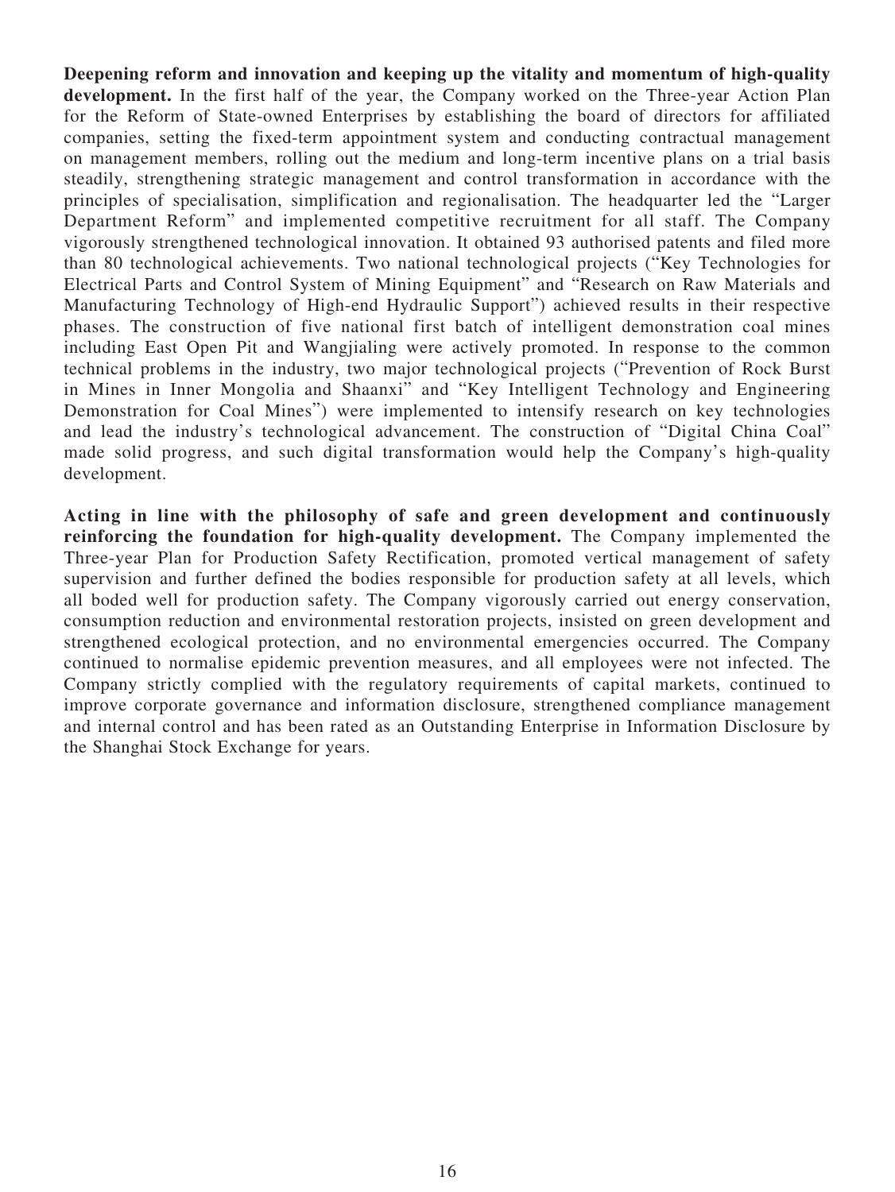**Deepening reform and innovation and keeping up the vitality and momentum of high-quality development.** In the first half of the year, the Company worked on the Three-year Action Plan for the Reform of State-owned Enterprises by establishing the board of directors for affiliated companies, setting the fixed-term appointment system and conducting contractual management on management members, rolling out the medium and long-term incentive plans on a trial basis steadily, strengthening strategic management and control transformation in accordance with the principles of specialisation, simplification and regionalisation. The headquarter led the "Larger Department Reform" and implemented competitive recruitment for all staff. The Company vigorously strengthened technological innovation. It obtained 93 authorised patents and filed more than 80 technological achievements. Two national technological projects ("Key Technologies for Electrical Parts and Control System of Mining Equipment" and "Research on Raw Materials and Manufacturing Technology of High-end Hydraulic Support") achieved results in their respective phases. The construction of five national first batch of intelligent demonstration coal mines including East Open Pit and Wangjialing were actively promoted. In response to the common technical problems in the industry, two major technological projects ("Prevention of Rock Burst in Mines in Inner Mongolia and Shaanxi" and "Key Intelligent Technology and Engineering Demonstration for Coal Mines") were implemented to intensify research on key technologies and lead the industry's technological advancement. The construction of "Digital China Coal" made solid progress, and such digital transformation would help the Company's high-quality development.

**Acting in line with the philosophy of safe and green development and continuously reinforcing the foundation for high-quality development.** The Company implemented the Three-year Plan for Production Safety Rectification, promoted vertical management of safety supervision and further defined the bodies responsible for production safety at all levels, which all boded well for production safety. The Company vigorously carried out energy conservation, consumption reduction and environmental restoration projects, insisted on green development and strengthened ecological protection, and no environmental emergencies occurred. The Company continued to normalise epidemic prevention measures, and all employees were not infected. The Company strictly complied with the regulatory requirements of capital markets, continued to improve corporate governance and information disclosure, strengthened compliance management and internal control and has been rated as an Outstanding Enterprise in Information Disclosure by the Shanghai Stock Exchange for years.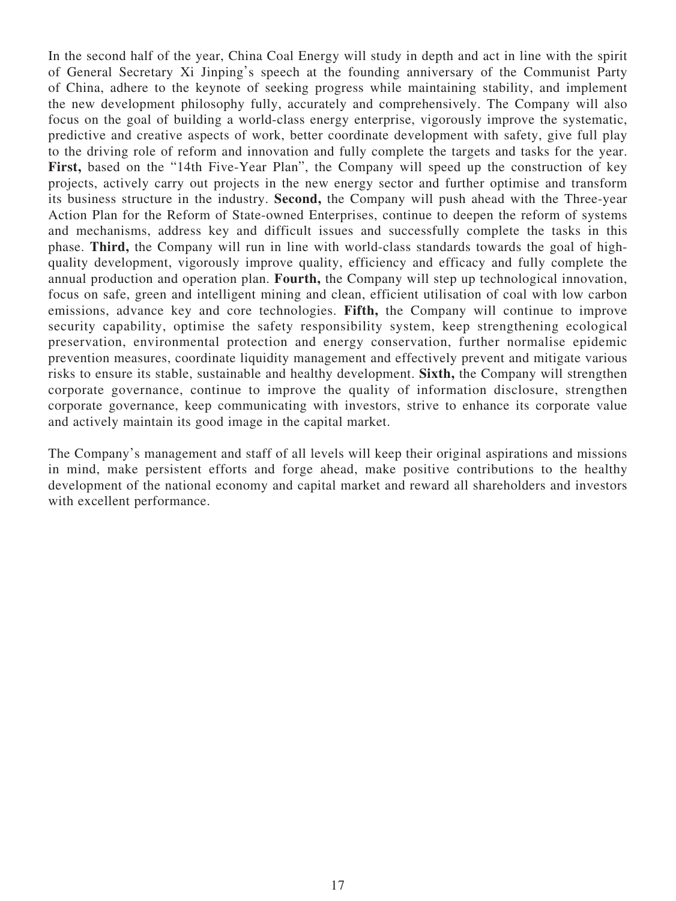In the second half of the year, China Coal Energy will study in depth and act in line with the spirit of General Secretary Xi Jinping's speech at the founding anniversary of the Communist Party of China, adhere to the keynote of seeking progress while maintaining stability, and implement the new development philosophy fully, accurately and comprehensively. The Company will also focus on the goal of building a world-class energy enterprise, vigorously improve the systematic, predictive and creative aspects of work, better coordinate development with safety, give full play to the driving role of reform and innovation and fully complete the targets and tasks for the year. **First,** based on the "14th Five-Year Plan", the Company will speed up the construction of key projects, actively carry out projects in the new energy sector and further optimise and transform its business structure in the industry. **Second,** the Company will push ahead with the Three-year Action Plan for the Reform of State-owned Enterprises, continue to deepen the reform of systems and mechanisms, address key and difficult issues and successfully complete the tasks in this phase. **Third,** the Company will run in line with world-class standards towards the goal of high-quality development, vigorously improve quality, efficiency and efficacy and fully complete the annual production and operation plan. **Fourth,** the Company will step up technological innovation, focus on safe, green and intelligent mining and clean, efficient utilisation of coal with low carbon emissions, advance key and core technologies. **Fifth,** the Company will continue to improve security capability, optimise the safety responsibility system, keep strengthening ecological preservation, environmental protection and energy conservation, further normalise epidemic prevention measures, coordinate liquidity management and effectively prevent and mitigate various risks to ensure its stable, sustainable and healthy development. **Sixth,** the Company will strengthen corporate governance, continue to improve the quality of information disclosure, strengthen corporate governance, keep communicating with investors, strive to enhance its corporate value and actively maintain its good image in the capital market.

The Company's management and staff of all levels will keep their original aspirations and missions in mind, make persistent efforts and forge ahead, make positive contributions to the healthy development of the national economy and capital market and reward all shareholders and investors with excellent performance.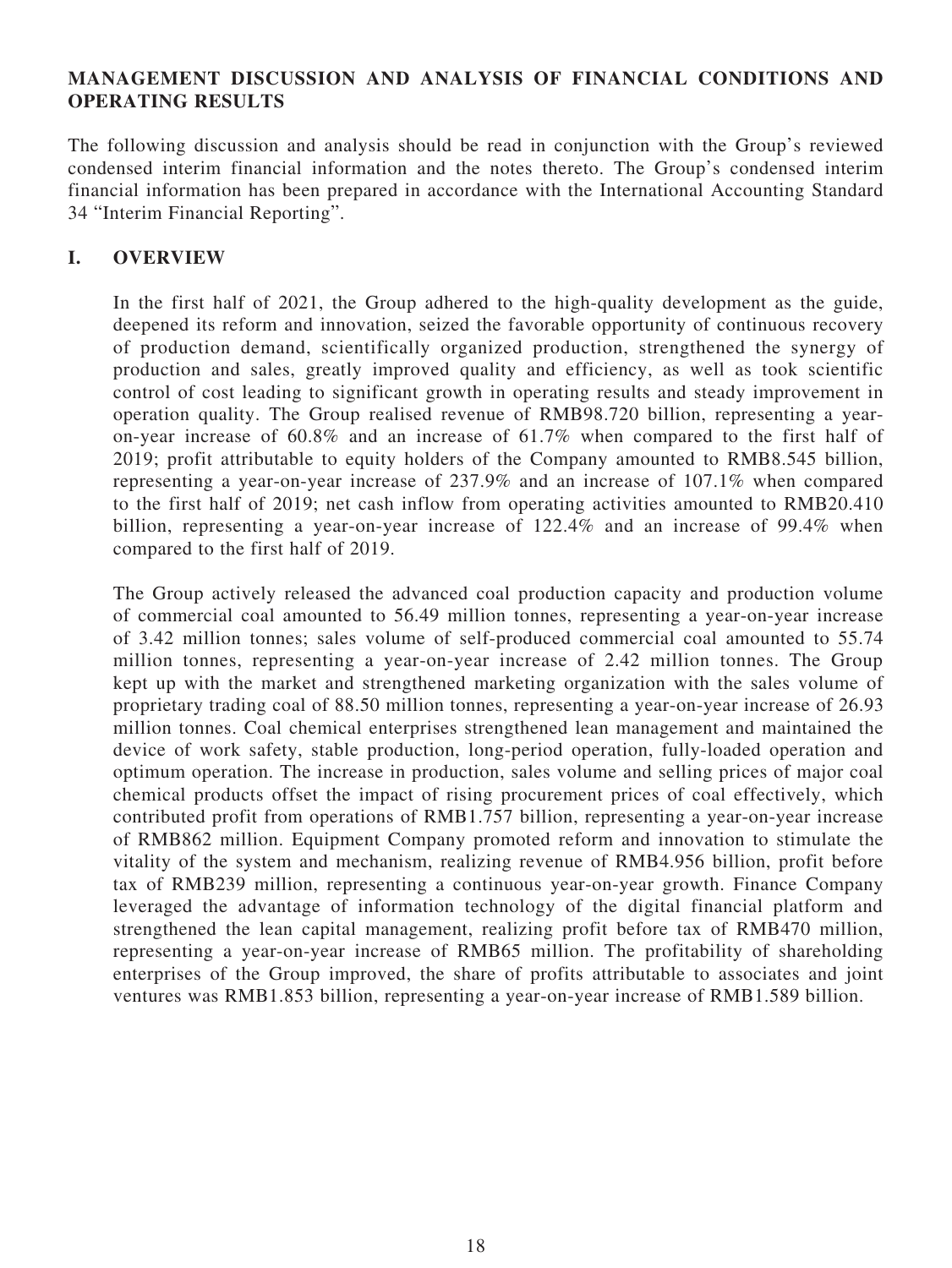## MANAGEMENT DISCUSSION AND ANALYSIS OF FINANCIAL CONDITIONS AND OPERATING RESULTS

The following discussion and analysis should be read in conjunction with the Group's reviewed condensed interim financial information and the notes thereto. The Group's condensed interim financial information has been prepared in accordance with the International Accounting Standard 34 "Interim Financial Reporting".

### I. OVERVIEW

In the first half of 2021, the Group adhered to the high-quality development as the guide, deepened its reform and innovation, seized the favorable opportunity of continuous recovery of production demand, scientifically organized production, strengthened the synergy of production and sales, greatly improved quality and efficiency, as well as took scientific control of cost leading to significant growth in operating results and steady improvement in operation quality. The Group realised revenue of RMB98.720 billion, representing a year-on-year increase of 60.8% and an increase of 61.7% when compared to the first half of 2019; profit attributable to equity holders of the Company amounted to RMB8.545 billion, representing a year-on-year increase of 237.9% and an increase of 107.1% when compared to the first half of 2019; net cash inflow from operating activities amounted to RMB20.410 billion, representing a year-on-year increase of 122.4% and an increase of 99.4% when compared to the first half of 2019.

The Group actively released the advanced coal production capacity and production volume of commercial coal amounted to 56.49 million tonnes, representing a year-on-year increase of 3.42 million tonnes; sales volume of self-produced commercial coal amounted to 55.74 million tonnes, representing a year-on-year increase of 2.42 million tonnes. The Group kept up with the market and strengthened marketing organization with the sales volume of proprietary trading coal of 88.50 million tonnes, representing a year-on-year increase of 26.93 million tonnes. Coal chemical enterprises strengthened lean management and maintained the device of work safety, stable production, long-period operation, fully-loaded operation and optimum operation. The increase in production, sales volume and selling prices of major coal chemical products offset the impact of rising procurement prices of coal effectively, which contributed profit from operations of RMB1.757 billion, representing a year-on-year increase of RMB862 million. Equipment Company promoted reform and innovation to stimulate the vitality of the system and mechanism, realizing revenue of RMB4.956 billion, profit before tax of RMB239 million, representing a continuous year-on-year growth. Finance Company leveraged the advantage of information technology of the digital financial platform and strengthened the lean capital management, realizing profit before tax of RMB470 million, representing a year-on-year increase of RMB65 million. The profitability of shareholding enterprises of the Group improved, the share of profits attributable to associates and joint ventures was RMB1.853 billion, representing a year-on-year increase of RMB1.589 billion.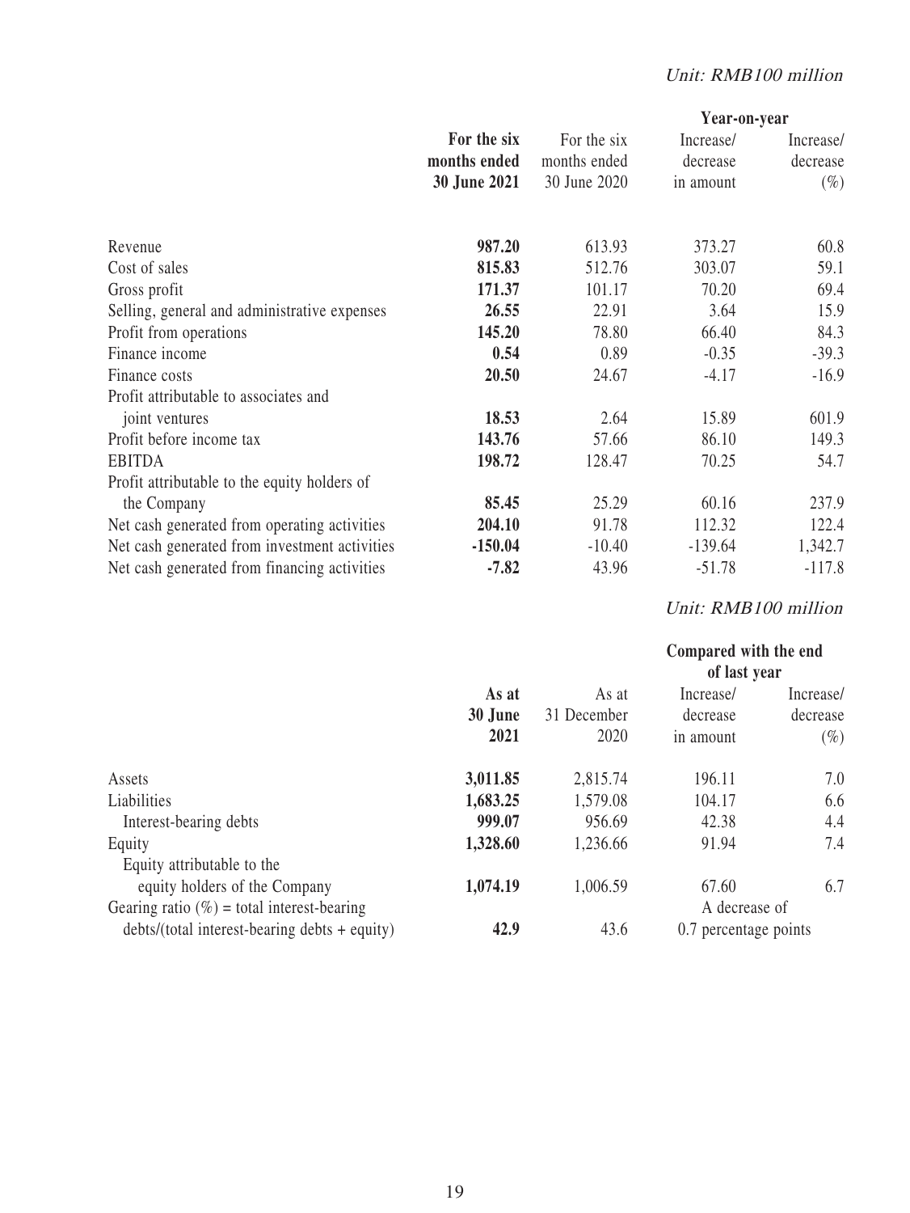*Unit: RMB100 million*

| | For the six months ended 30 June 2021 | For the six months ended 30 June 2020 | Year-on-year Increase/ decrease in amount | Year-on-year Increase/ decrease (%) |
|---|---|---|---|---|
| Revenue | **987.20** | 613.93 | 373.27 | 60.8 |
| Cost of sales | **815.83** | 512.76 | 303.07 | 59.1 |
| Gross profit | **171.37** | 101.17 | 70.20 | 69.4 |
| Selling, general and administrative expenses | **26.55** | 22.91 | 3.64 | 15.9 |
| Profit from operations | **145.20** | 78.80 | 66.40 | 84.3 |
| Finance income | **0.54** | 0.89 | -0.35 | -39.3 |
| Finance costs | **20.50** | 24.67 | -4.17 | -16.9 |
| Profit attributable to associates and joint ventures | **18.53** | 2.64 | 15.89 | 601.9 |
| Profit before income tax | **143.76** | 57.66 | 86.10 | 149.3 |
| EBITDA | **198.72** | 128.47 | 70.25 | 54.7 |
| Profit attributable to the equity holders of the Company | **85.45** | 25.29 | 60.16 | 237.9 |
| Net cash generated from operating activities | **204.10** | 91.78 | 112.32 | 122.4 |
| Net cash generated from investment activities | **-150.04** | -10.40 | -139.64 | 1,342.7 |
| Net cash generated from financing activities | **-7.82** | 43.96 | -51.78 | -117.8 |

*Unit: RMB100 million*

| | As at 30 June 2021 | As at 31 December 2020 | Compared with the end of last year Increase/ decrease in amount | Compared with the end of last year Increase/ decrease (%) |
|---|---|---|---|---|
| Assets | **3,011.85** | 2,815.74 | 196.11 | 7.0 |
| Liabilities | **1,683.25** | 1,579.08 | 104.17 | 6.6 |
| Interest-bearing debts | **999.07** | 956.69 | 42.38 | 4.4 |
| Equity | **1,328.60** | 1,236.66 | 91.94 | 7.4 |
| Equity attributable to the equity holders of the Company | **1,074.19** | 1,006.59 | 67.60 | 6.7 |
| Gearing ratio (%) = total interest-bearing debts/(total interest-bearing debts + equity) | **42.9** | 43.6 | A decrease of 0.7 percentage points | |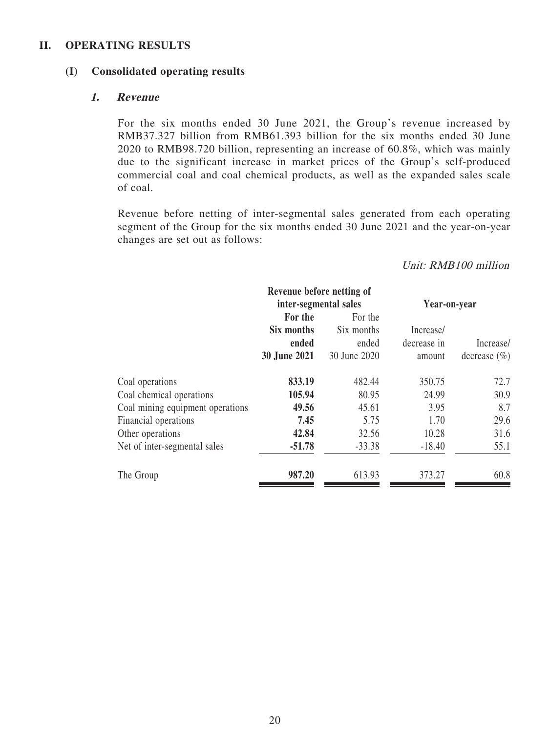## II. OPERATING RESULTS

### (I) Consolidated operating results

#### 1. *Revenue*

For the six months ended 30 June 2021, the Group's revenue increased by RMB37.327 billion from RMB61.393 billion for the six months ended 30 June 2020 to RMB98.720 billion, representing an increase of 60.8%, which was mainly due to the significant increase in market prices of the Group's self-produced commercial coal and coal chemical products, as well as the expanded sales scale of coal.

Revenue before netting of inter-segmental sales generated from each operating segment of the Group for the six months ended 30 June 2021 and the year-on-year changes are set out as follows:

*Unit: RMB100 million*

| | Revenue before netting of inter-segmental sales | | Year-on-year | |
|---|---|---|---|---|
| | **For the Six months ended 30 June 2021** | For the Six months ended 30 June 2020 | Increase/ decrease in amount | Increase/ decrease (%) |
| Coal operations | **833.19** | 482.44 | 350.75 | 72.7 |
| Coal chemical operations | **105.94** | 80.95 | 24.99 | 30.9 |
| Coal mining equipment operations | **49.56** | 45.61 | 3.95 | 8.7 |
| Financial operations | **7.45** | 5.75 | 1.70 | 29.6 |
| Other operations | **42.84** | 32.56 | 10.28 | 31.6 |
| Net of inter-segmental sales | **-51.78** | -33.38 | -18.40 | 55.1 |
| The Group | **987.20** | 613.93 | 373.27 | 60.8 |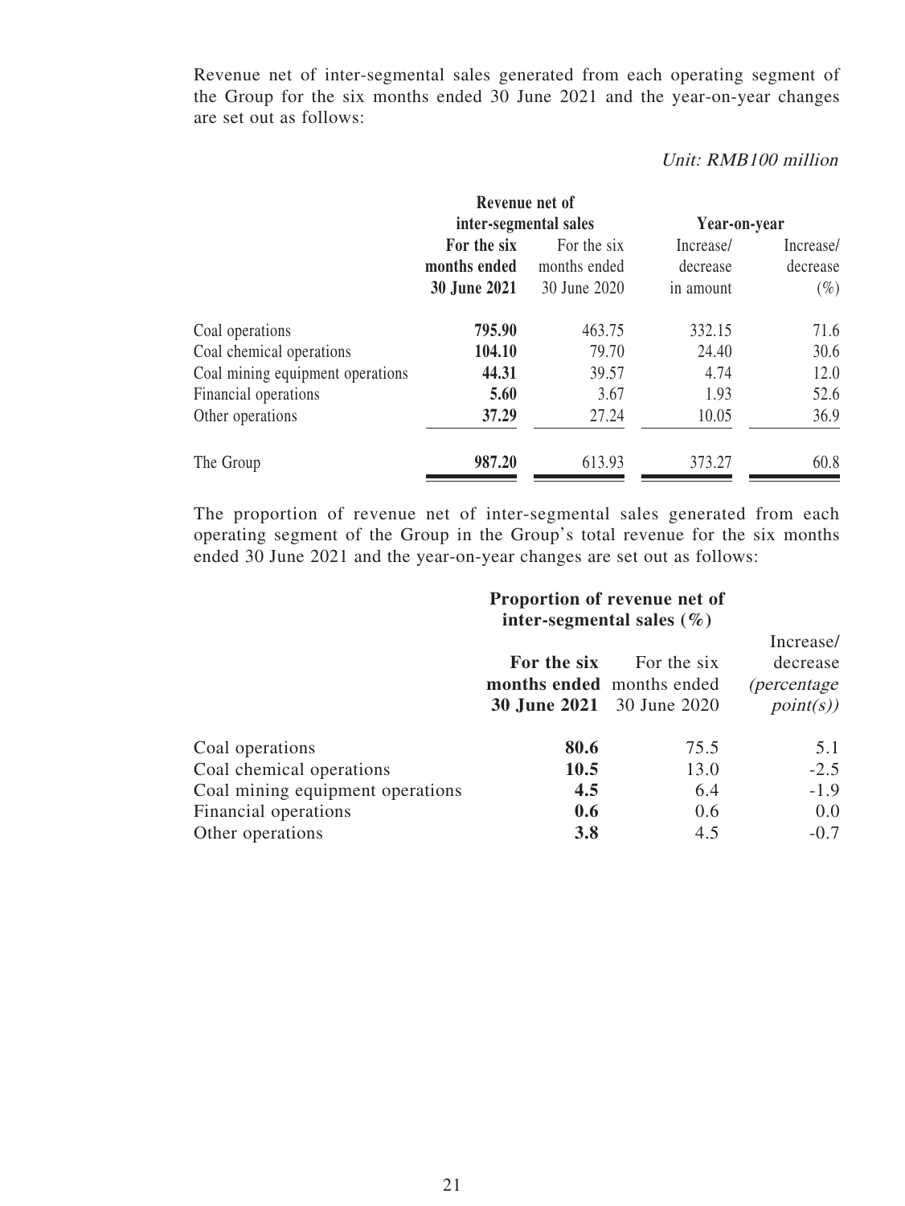Revenue net of inter-segmental sales generated from each operating segment of the Group for the six months ended 30 June 2021 and the year-on-year changes are set out as follows:

*Unit: RMB100 million*

| | Revenue net of inter-segmental sales | | Year-on-year | |
|---|---|---|---|---|
| | **For the six months ended 30 June 2021** | For the six months ended 30 June 2020 | Increase/ decrease in amount | Increase/ decrease (%) |
| Coal operations | **795.90** | 463.75 | 332.15 | 71.6 |
| Coal chemical operations | **104.10** | 79.70 | 24.40 | 30.6 |
| Coal mining equipment operations | **44.31** | 39.57 | 4.74 | 12.0 |
| Financial operations | **5.60** | 3.67 | 1.93 | 52.6 |
| Other operations | **37.29** | 27.24 | 10.05 | 36.9 |
| The Group | **987.20** | 613.93 | 373.27 | 60.8 |

The proportion of revenue net of inter-segmental sales generated from each operating segment of the Group in the Group's total revenue for the six months ended 30 June 2021 and the year-on-year changes are set out as follows:

| | Proportion of revenue net of inter-segmental sales (%) | | |
|---|---|---|---|
| | **For the six months ended 30 June 2021** | For the six months ended 30 June 2020 | Increase/ decrease *(percentage point(s))* |
| Coal operations | **80.6** | 75.5 | 5.1 |
| Coal chemical operations | **10.5** | 13.0 | -2.5 |
| Coal mining equipment operations | **4.5** | 6.4 | -1.9 |
| Financial operations | **0.6** | 0.6 | 0.0 |
| Other operations | **3.8** | 4.5 | -0.7 |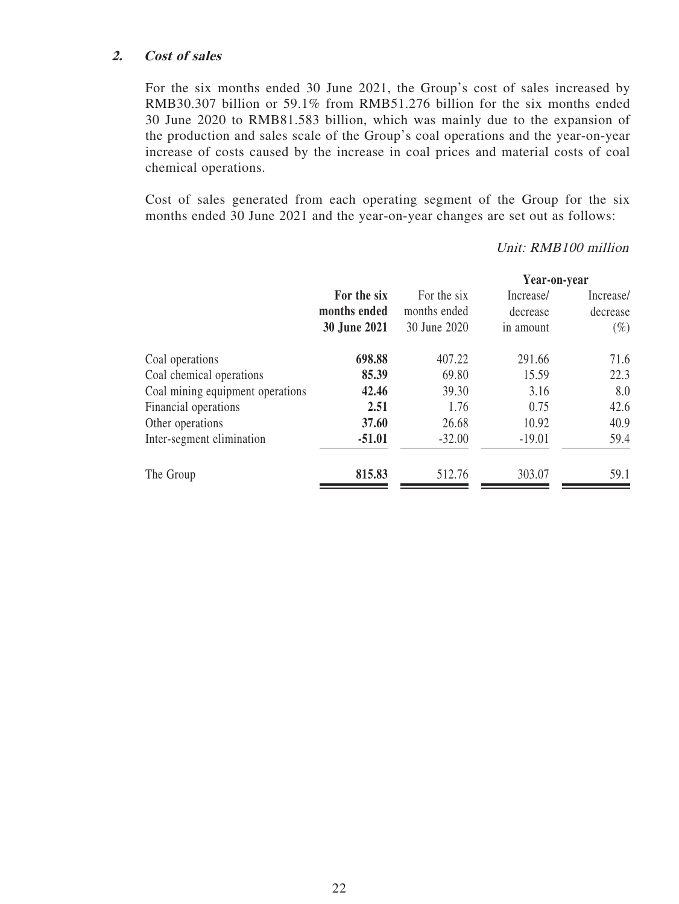### 2. *Cost of sales*

For the six months ended 30 June 2021, the Group's cost of sales increased by RMB30.307 billion or 59.1% from RMB51.276 billion for the six months ended 30 June 2020 to RMB81.583 billion, which was mainly due to the expansion of the production and sales scale of the Group's coal operations and the year-on-year increase of costs caused by the increase in coal prices and material costs of coal chemical operations.

Cost of sales generated from each operating segment of the Group for the six months ended 30 June 2021 and the year-on-year changes are set out as follows:

*Unit: RMB100 million*

| | | | Year-on-year | |
|---|---|---|---|---|
| | **For the six months ended 30 June 2021** | For the six months ended 30 June 2020 | Increase/ decrease in amount | Increase/ decrease (%) |
| Coal operations | **698.88** | 407.22 | 291.66 | 71.6 |
| Coal chemical operations | **85.39** | 69.80 | 15.59 | 22.3 |
| Coal mining equipment operations | **42.46** | 39.30 | 3.16 | 8.0 |
| Financial operations | **2.51** | 1.76 | 0.75 | 42.6 |
| Other operations | **37.60** | 26.68 | 10.92 | 40.9 |
| Inter-segment elimination | **-51.01** | -32.00 | -19.01 | 59.4 |
| The Group | **815.83** | 512.76 | 303.07 | 59.1 |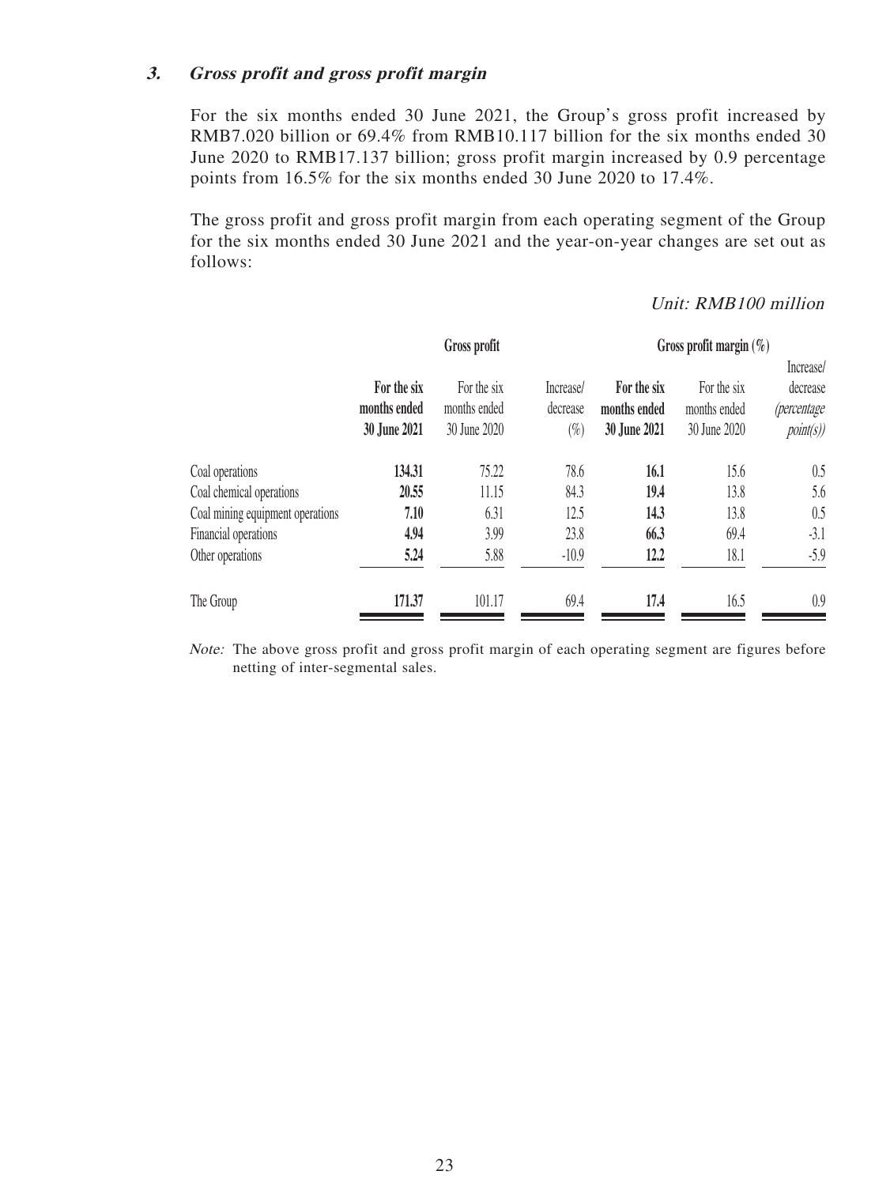### 3. *Gross profit and gross profit margin*

For the six months ended 30 June 2021, the Group's gross profit increased by RMB7.020 billion or 69.4% from RMB10.117 billion for the six months ended 30 June 2020 to RMB17.137 billion; gross profit margin increased by 0.9 percentage points from 16.5% for the six months ended 30 June 2020 to 17.4%.

The gross profit and gross profit margin from each operating segment of the Group for the six months ended 30 June 2021 and the year-on-year changes are set out as follows:

*Unit: RMB100 million*

| | Gross profit | | | Gross profit margin (%) | | |
|---|---|---|---|---|---|---|
| | **For the six months ended 30 June 2021** | For the six months ended 30 June 2020 | Increase/ decrease (%) | **For the six months ended 30 June 2021** | For the six months ended 30 June 2020 | Increase/ decrease *(percentage point(s))* |
| Coal operations | **134.31** | 75.22 | 78.6 | **16.1** | 15.6 | 0.5 |
| Coal chemical operations | **20.55** | 11.15 | 84.3 | **19.4** | 13.8 | 5.6 |
| Coal mining equipment operations | **7.10** | 6.31 | 12.5 | **14.3** | 13.8 | 0.5 |
| Financial operations | **4.94** | 3.99 | 23.8 | **66.3** | 69.4 | -3.1 |
| Other operations | **5.24** | 5.88 | -10.9 | **12.2** | 18.1 | -5.9 |
| The Group | **171.37** | 101.17 | 69.4 | **17.4** | 16.5 | 0.9 |

*Note:* The above gross profit and gross profit margin of each operating segment are figures before netting of inter-segmental sales.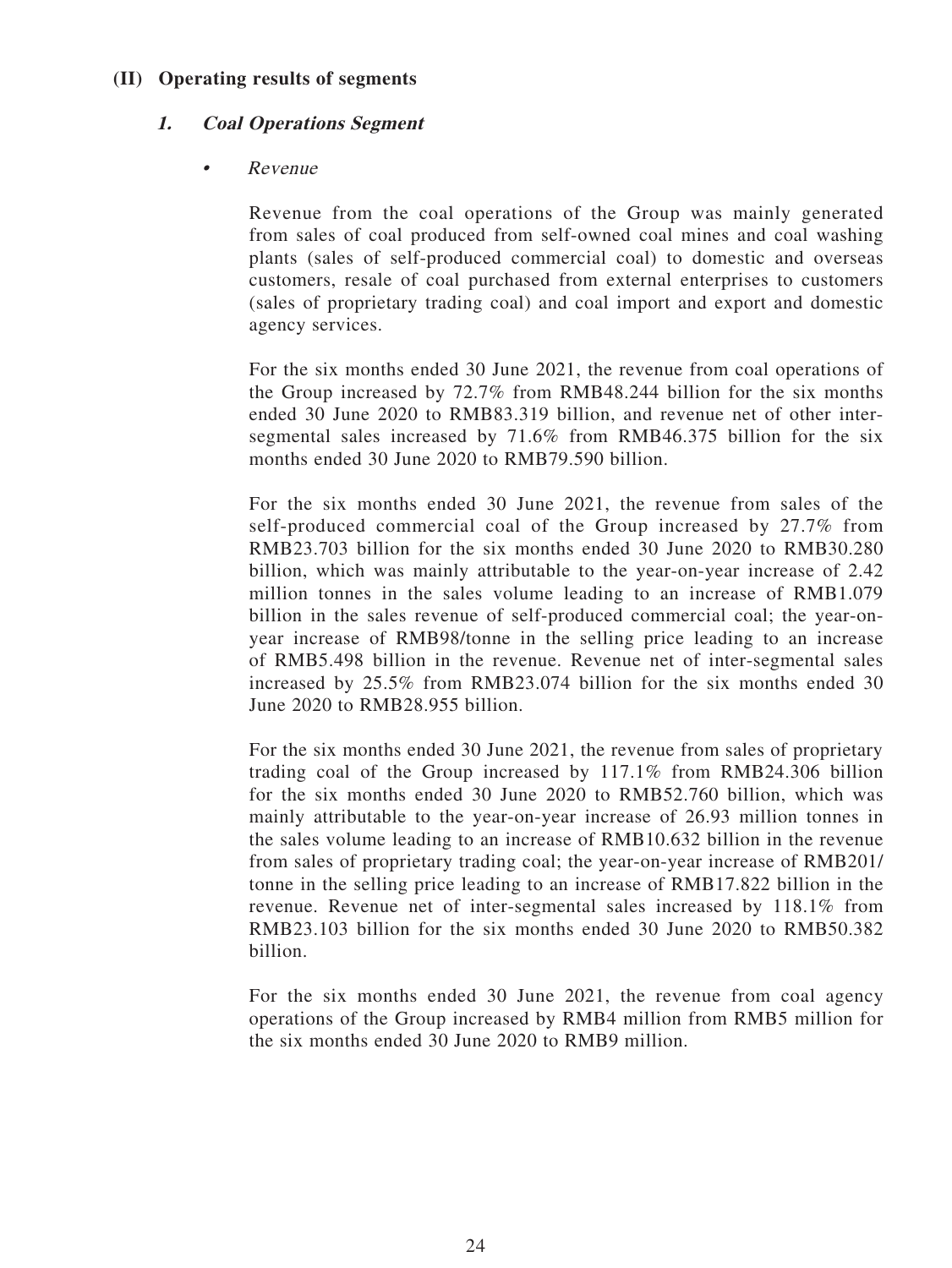## (II) Operating results of segments

### *1. Coal Operations Segment*

- *Revenue*

Revenue from the coal operations of the Group was mainly generated from sales of coal produced from self-owned coal mines and coal washing plants (sales of self-produced commercial coal) to domestic and overseas customers, resale of coal purchased from external enterprises to customers (sales of proprietary trading coal) and coal import and export and domestic agency services.

For the six months ended 30 June 2021, the revenue from coal operations of the Group increased by 72.7% from RMB48.244 billion for the six months ended 30 June 2020 to RMB83.319 billion, and revenue net of other inter-segmental sales increased by 71.6% from RMB46.375 billion for the six months ended 30 June 2020 to RMB79.590 billion.

For the six months ended 30 June 2021, the revenue from sales of the self-produced commercial coal of the Group increased by 27.7% from RMB23.703 billion for the six months ended 30 June 2020 to RMB30.280 billion, which was mainly attributable to the year-on-year increase of 2.42 million tonnes in the sales volume leading to an increase of RMB1.079 billion in the sales revenue of self-produced commercial coal; the year-on-year increase of RMB98/tonne in the selling price leading to an increase of RMB5.498 billion in the revenue. Revenue net of inter-segmental sales increased by 25.5% from RMB23.074 billion for the six months ended 30 June 2020 to RMB28.955 billion.

For the six months ended 30 June 2021, the revenue from sales of proprietary trading coal of the Group increased by 117.1% from RMB24.306 billion for the six months ended 30 June 2020 to RMB52.760 billion, which was mainly attributable to the year-on-year increase of 26.93 million tonnes in the sales volume leading to an increase of RMB10.632 billion in the revenue from sales of proprietary trading coal; the year-on-year increase of RMB201/tonne in the selling price leading to an increase of RMB17.822 billion in the revenue. Revenue net of inter-segmental sales increased by 118.1% from RMB23.103 billion for the six months ended 30 June 2020 to RMB50.382 billion.

For the six months ended 30 June 2021, the revenue from coal agency operations of the Group increased by RMB4 million from RMB5 million for the six months ended 30 June 2020 to RMB9 million.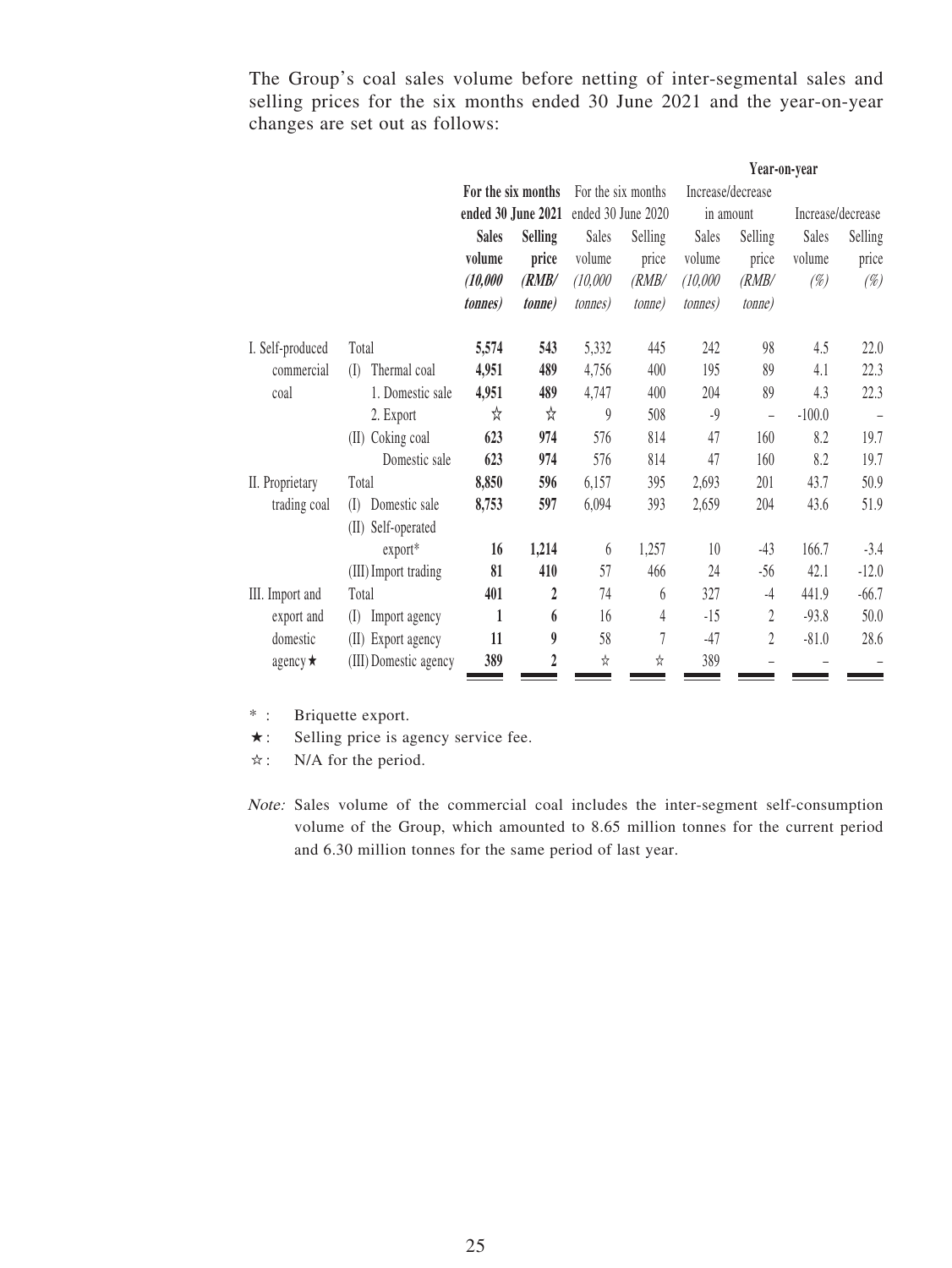The Group's coal sales volume before netting of inter-segmental sales and selling prices for the six months ended 30 June 2021 and the year-on-year changes are set out as follows:

| | | For the six months ended 30 June 2021 | | For the six months ended 30 June 2020 | | Year-on-year | | | |
|---|---|---|---|---|---|---|---|---|---|
| | | | | | | Increase/decrease in amount | | Increase/decrease | |
| | | **Sales volume** ***(10,000 tonnes)*** | **Selling price** ***(RMB/ tonne)*** | Sales volume *(10,000 tonnes)* | Selling price *(RMB/ tonne)* | Sales volume *(10,000 tonnes)* | Selling price *(RMB/ tonne)* | Sales volume *(%)* | Selling price *(%)* |
| I. Self-produced commercial coal | Total | **5,574** | **543** | 5,332 | 445 | 242 | 98 | 4.5 | 22.0 |
| | (I) Thermal coal | **4,951** | **489** | 4,756 | 400 | 195 | 89 | 4.1 | 22.3 |
| | 1. Domestic sale | **4,951** | **489** | 4,747 | 400 | 204 | 89 | 4.3 | 22.3 |
| | 2. Export | ☆ | ☆ | 9 | 508 | -9 | – | -100.0 | – |
| | (II) Coking coal | **623** | **974** | 576 | 814 | 47 | 160 | 8.2 | 19.7 |
| | Domestic sale | **623** | **974** | 576 | 814 | 47 | 160 | 8.2 | 19.7 |
| II. Proprietary trading coal | Total | **8,850** | **596** | 6,157 | 395 | 2,693 | 201 | 43.7 | 50.9 |
| | (I) Domestic sale | **8,753** | **597** | 6,094 | 393 | 2,659 | 204 | 43.6 | 51.9 |
| | (II) Self-operated export* | **16** | **1,214** | 6 | 1,257 | 10 | -43 | 166.7 | -3.4 |
| | (III) Import trading | **81** | **410** | 57 | 466 | 24 | -56 | 42.1 | -12.0 |
| III. Import and export and domestic agency★ | Total | **401** | **2** | 74 | 6 | 327 | -4 | 441.9 | -66.7 |
| | (I) Import agency | **1** | **6** | 16 | 4 | -15 | 2 | -93.8 | 50.0 |
| | (II) Export agency | **11** | **9** | 58 | 7 | -47 | 2 | -81.0 | 28.6 |
| | (III) Domestic agency | **389** | **2** | ☆ | ☆ | 389 | – | – | – |

* : Briquette export.

★: Selling price is agency service fee.

☆: N/A for the period.

*Note:* Sales volume of the commercial coal includes the inter-segment self-consumption volume of the Group, which amounted to 8.65 million tonnes for the current period and 6.30 million tonnes for the same period of last year.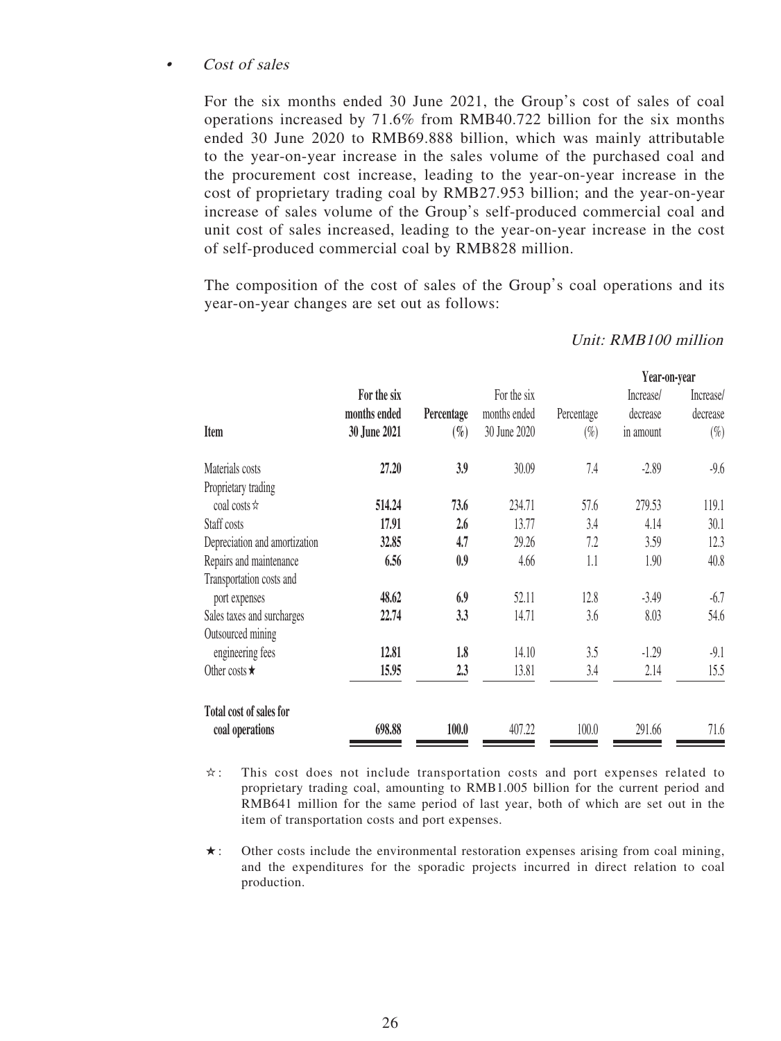- *Cost of sales*

For the six months ended 30 June 2021, the Group's cost of sales of coal operations increased by 71.6% from RMB40.722 billion for the six months ended 30 June 2020 to RMB69.888 billion, which was mainly attributable to the year-on-year increase in the sales volume of the purchased coal and the procurement cost increase, leading to the year-on-year increase in the cost of proprietary trading coal by RMB27.953 billion; and the year-on-year increase of sales volume of the Group's self-produced commercial coal and unit cost of sales increased, leading to the year-on-year increase in the cost of self-produced commercial coal by RMB828 million.

The composition of the cost of sales of the Group's coal operations and its year-on-year changes are set out as follows:

*Unit: RMB100 million*

| Item | For the six months ended 30 June 2021 | Percentage (%) | For the six months ended 30 June 2020 | Percentage (%) | Year-on-year Increase/ decrease in amount | Year-on-year Increase/ decrease (%) |
|---|---|---|---|---|---|---|
| Materials costs | **27.20** | **3.9** | 30.09 | 7.4 | -2.89 | -9.6 |
| Proprietary trading coal costs☆ | **514.24** | **73.6** | 234.71 | 57.6 | 279.53 | 119.1 |
| Staff costs | **17.91** | **2.6** | 13.77 | 3.4 | 4.14 | 30.1 |
| Depreciation and amortization | **32.85** | **4.7** | 29.26 | 7.2 | 3.59 | 12.3 |
| Repairs and maintenance | **6.56** | **0.9** | 4.66 | 1.1 | 1.90 | 40.8 |
| Transportation costs and port expenses | **48.62** | **6.9** | 52.11 | 12.8 | -3.49 | -6.7 |
| Sales taxes and surcharges | **22.74** | **3.3** | 14.71 | 3.6 | 8.03 | 54.6 |
| Outsourced mining engineering fees | **12.81** | **1.8** | 14.10 | 3.5 | -1.29 | -9.1 |
| Other costs★ | **15.95** | **2.3** | 13.81 | 3.4 | 2.14 | 15.5 |
| **Total cost of sales for coal operations** | **698.88** | **100.0** | 407.22 | 100.0 | 291.66 | 71.6 |

☆: This cost does not include transportation costs and port expenses related to proprietary trading coal, amounting to RMB1.005 billion for the current period and RMB641 million for the same period of last year, both of which are set out in the item of transportation costs and port expenses.

★: Other costs include the environmental restoration expenses arising from coal mining, and the expenditures for the sporadic projects incurred in direct relation to coal production.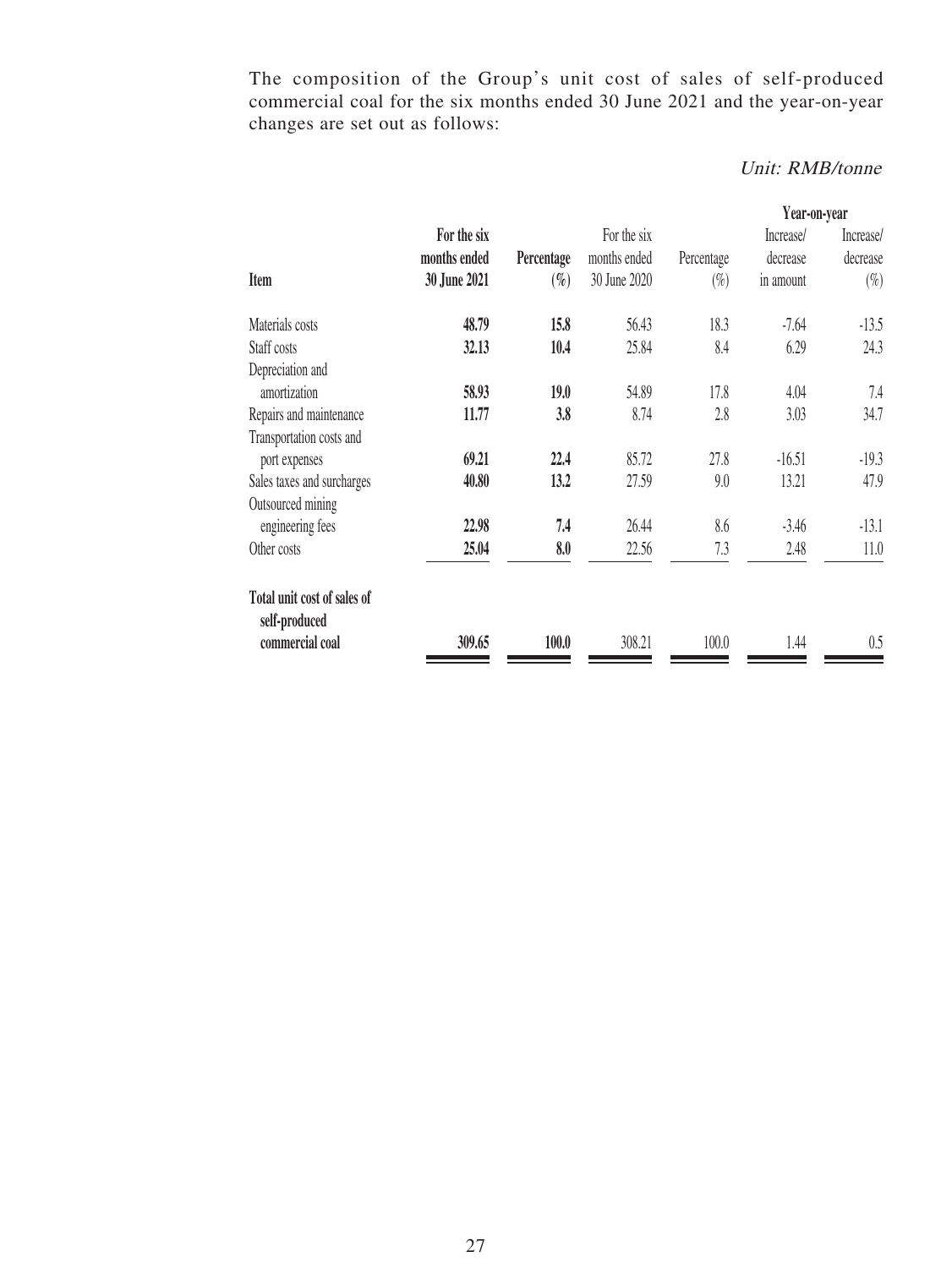The composition of the Group's unit cost of sales of self-produced commercial coal for the six months ended 30 June 2021 and the year-on-year changes are set out as follows:

*Unit: RMB/tonne*

| Item | **For the six months ended 30 June 2021** | **Percentage (%)** | For the six months ended 30 June 2020 | Percentage (%) | Year-on-year Increase/ decrease in amount | Year-on-year Increase/ decrease (%) |
|---|---|---|---|---|---|---|
| Materials costs | **48.79** | **15.8** | 56.43 | 18.3 | -7.64 | -13.5 |
| Staff costs | **32.13** | **10.4** | 25.84 | 8.4 | 6.29 | 24.3 |
| Depreciation and amortization | **58.93** | **19.0** | 54.89 | 17.8 | 4.04 | 7.4 |
| Repairs and maintenance | **11.77** | **3.8** | 8.74 | 2.8 | 3.03 | 34.7 |
| Transportation costs and port expenses | **69.21** | **22.4** | 85.72 | 27.8 | -16.51 | -19.3 |
| Sales taxes and surcharges | **40.80** | **13.2** | 27.59 | 9.0 | 13.21 | 47.9 |
| Outsourced mining engineering fees | **22.98** | **7.4** | 26.44 | 8.6 | -3.46 | -13.1 |
| Other costs | **25.04** | **8.0** | 22.56 | 7.3 | 2.48 | 11.0 |
| **Total unit cost of sales of self-produced commercial coal** | **309.65** | **100.0** | 308.21 | 100.0 | 1.44 | 0.5 |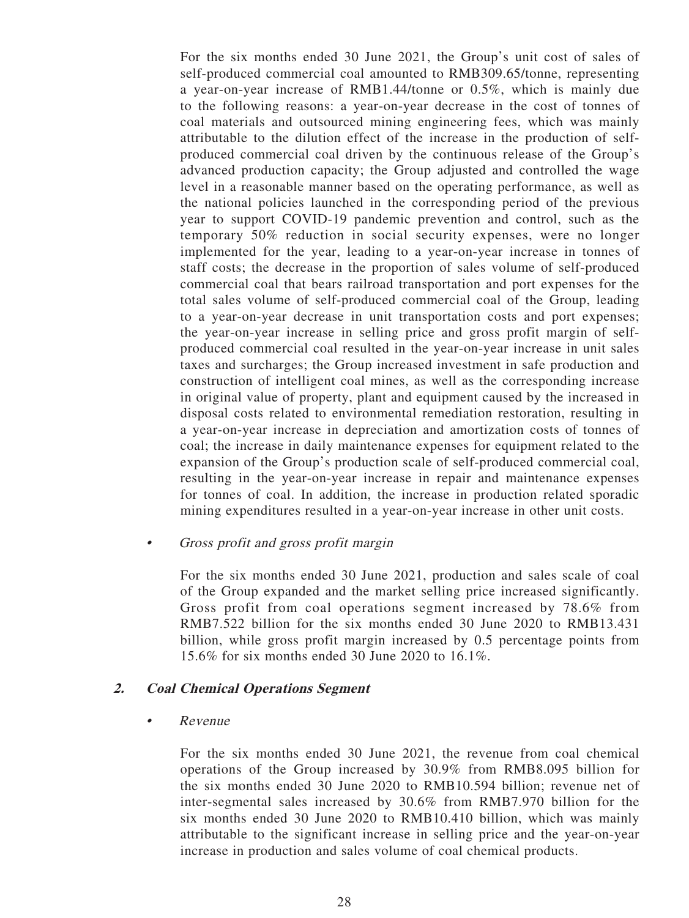For the six months ended 30 June 2021, the Group's unit cost of sales of self-produced commercial coal amounted to RMB309.65/tonne, representing a year-on-year increase of RMB1.44/tonne or 0.5%, which is mainly due to the following reasons: a year-on-year decrease in the cost of tonnes of coal materials and outsourced mining engineering fees, which was mainly attributable to the dilution effect of the increase in the production of self-produced commercial coal driven by the continuous release of the Group's advanced production capacity; the Group adjusted and controlled the wage level in a reasonable manner based on the operating performance, as well as the national policies launched in the corresponding period of the previous year to support COVID-19 pandemic prevention and control, such as the temporary 50% reduction in social security expenses, were no longer implemented for the year, leading to a year-on-year increase in tonnes of staff costs; the decrease in the proportion of sales volume of self-produced commercial coal that bears railroad transportation and port expenses for the total sales volume of self-produced commercial coal of the Group, leading to a year-on-year decrease in unit transportation costs and port expenses; the year-on-year increase in selling price and gross profit margin of self-produced commercial coal resulted in the year-on-year increase in unit sales taxes and surcharges; the Group increased investment in safe production and construction of intelligent coal mines, as well as the corresponding increase in original value of property, plant and equipment caused by the increased in disposal costs related to environmental remediation restoration, resulting in a year-on-year increase in depreciation and amortization costs of tonnes of coal; the increase in daily maintenance expenses for equipment related to the expansion of the Group's production scale of self-produced commercial coal, resulting in the year-on-year increase in repair and maintenance expenses for tonnes of coal. In addition, the increase in production related sporadic mining expenditures resulted in a year-on-year increase in other unit costs.

- *Gross profit and gross profit margin*

  For the six months ended 30 June 2021, production and sales scale of coal of the Group expanded and the market selling price increased significantly. Gross profit from coal operations segment increased by 78.6% from RMB7.522 billion for the six months ended 30 June 2020 to RMB13.431 billion, while gross profit margin increased by 0.5 percentage points from 15.6% for six months ended 30 June 2020 to 16.1%.

### 2. *Coal Chemical Operations Segment*

- *Revenue*

  For the six months ended 30 June 2021, the revenue from coal chemical operations of the Group increased by 30.9% from RMB8.095 billion for the six months ended 30 June 2020 to RMB10.594 billion; revenue net of inter-segmental sales increased by 30.6% from RMB7.970 billion for the six months ended 30 June 2020 to RMB10.410 billion, which was mainly attributable to the significant increase in selling price and the year-on-year increase in production and sales volume of coal chemical products.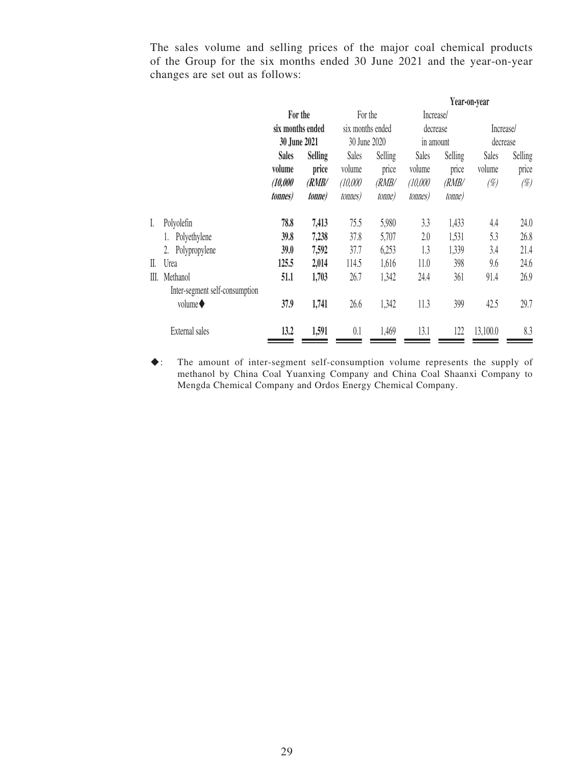The sales volume and selling prices of the major coal chemical products of the Group for the six months ended 30 June 2021 and the year-on-year changes are set out as follows:

| | **For the six months ended 30 June 2021** | | For the six months ended 30 June 2020 | | **Year-on-year** | | | |
|---|---|---|---|---|---|---|---|---|
| | | | | | Increase/ decrease in amount | | Increase/ decrease | |
| | **Sales volume** ***(10,000 tonnes)*** | **Selling price** ***(RMB/ tonne)*** | Sales volume *(10,000 tonnes)* | Selling price *(RMB/ tonne)* | Sales volume *(10,000 tonnes)* | Selling price *(RMB/ tonne)* | Sales volume *(%)* | Selling price *(%)* |
| I. Polyolefin | **78.8** | **7,413** | 75.5 | 5,980 | 3.3 | 1,433 | 4.4 | 24.0 |
| 1. Polyethylene | **39.8** | **7,238** | 37.8 | 5,707 | 2.0 | 1,531 | 5.3 | 26.8 |
| 2. Polypropylene | **39.0** | **7,592** | 37.7 | 6,253 | 1.3 | 1,339 | 3.4 | 21.4 |
| II. Urea | **125.5** | **2,014** | 114.5 | 1,616 | 11.0 | 398 | 9.6 | 24.6 |
| III. Methanol | **51.1** | **1,703** | 26.7 | 1,342 | 24.4 | 361 | 91.4 | 26.9 |
| Inter-segment self-consumption volume◆ | **37.9** | **1,741** | 26.6 | 1,342 | 11.3 | 399 | 42.5 | 29.7 |
| External sales | **13.2** | **1,591** | 0.1 | 1,469 | 13.1 | 122 | 13,100.0 | 8.3 |

◆: The amount of inter-segment self-consumption volume represents the supply of methanol by China Coal Yuanxing Company and China Coal Shaanxi Company to Mengda Chemical Company and Ordos Energy Chemical Company.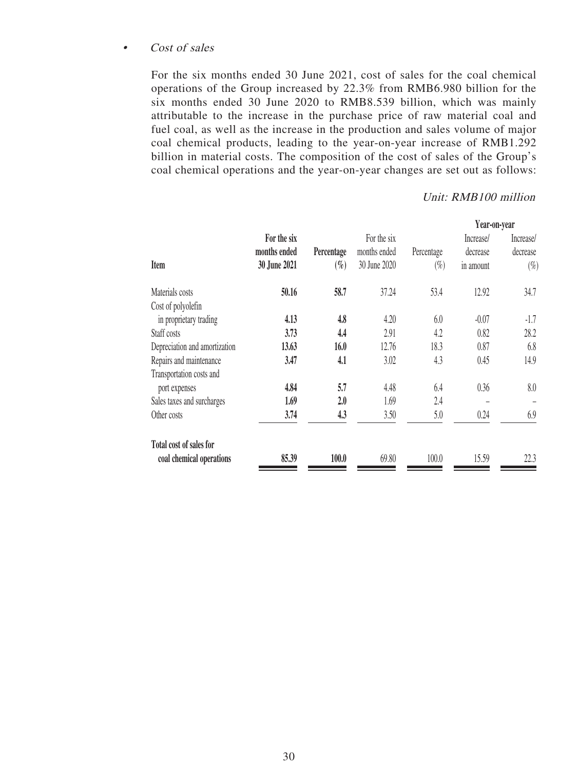- *Cost of sales*

  For the six months ended 30 June 2021, cost of sales for the coal chemical operations of the Group increased by 22.3% from RMB6.980 billion for the six months ended 30 June 2020 to RMB8.539 billion, which was mainly attributable to the increase in the purchase price of raw material coal and fuel coal, as well as the increase in the production and sales volume of major coal chemical products, leading to the year-on-year increase of RMB1.292 billion in material costs. The composition of the cost of sales of the Group's coal chemical operations and the year-on-year changes are set out as follows:

*Unit: RMB100 million*

| Item | **For the six months ended 30 June 2021** | **Percentage (%)** | For the six months ended 30 June 2020 | Percentage (%) | Year-on-year Increase/ decrease in amount | Year-on-year Increase/ decrease (%) |
|---|---|---|---|---|---|---|
| Materials costs | **50.16** | **58.7** | 37.24 | 53.4 | 12.92 | 34.7 |
| Cost of polyolefin in proprietary trading | **4.13** | **4.8** | 4.20 | 6.0 | -0.07 | -1.7 |
| Staff costs | **3.73** | **4.4** | 2.91 | 4.2 | 0.82 | 28.2 |
| Depreciation and amortization | **13.63** | **16.0** | 12.76 | 18.3 | 0.87 | 6.8 |
| Repairs and maintenance | **3.47** | **4.1** | 3.02 | 4.3 | 0.45 | 14.9 |
| Transportation costs and port expenses | **4.84** | **5.7** | 4.48 | 6.4 | 0.36 | 8.0 |
| Sales taxes and surcharges | **1.69** | **2.0** | 1.69 | 2.4 | – | – |
| Other costs | **3.74** | **4.3** | 3.50 | 5.0 | 0.24 | 6.9 |
| **Total cost of sales for coal chemical operations** | **85.39** | **100.0** | 69.80 | 100.0 | 15.59 | 22.3 |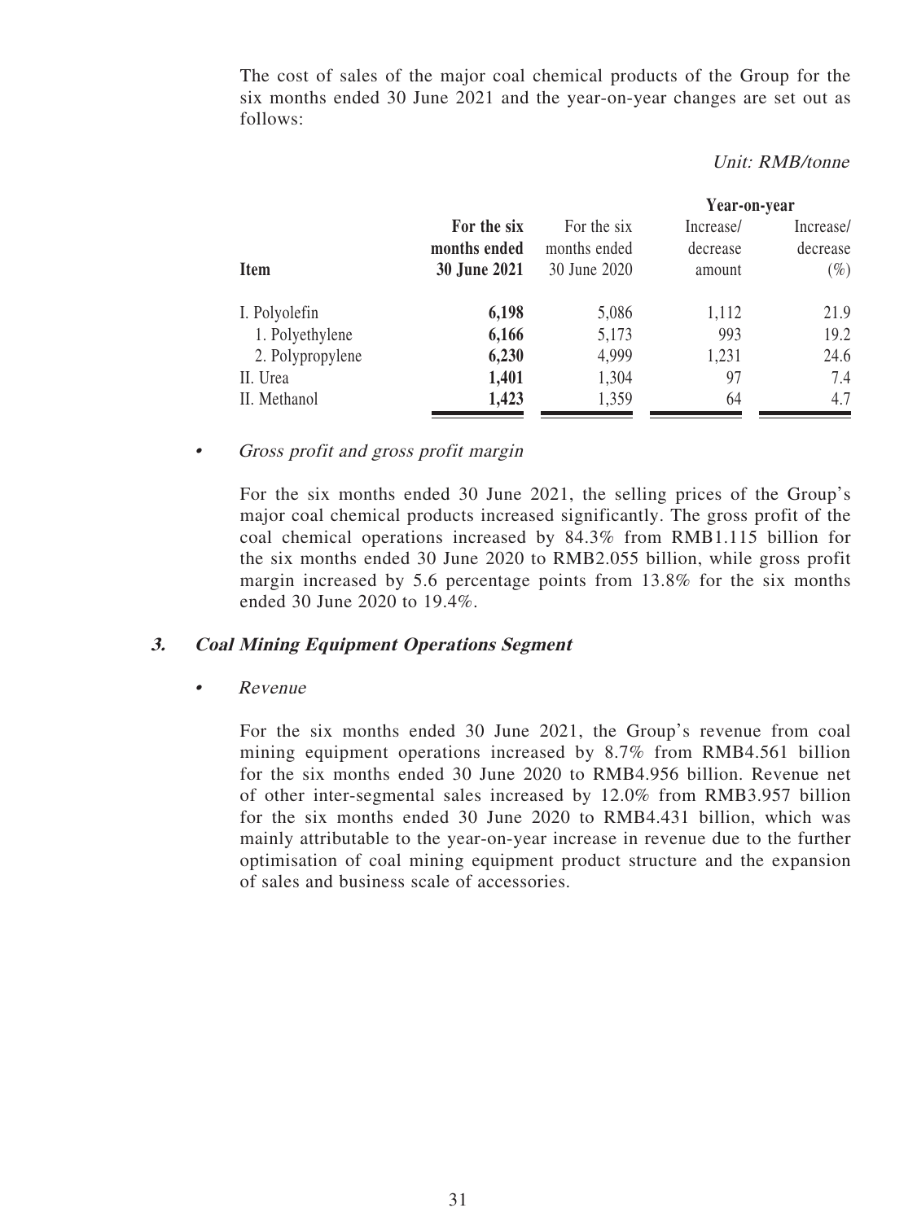The cost of sales of the major coal chemical products of the Group for the six months ended 30 June 2021 and the year-on-year changes are set out as follows:

*Unit: RMB/tonne*

| Item | For the six months ended 30 June 2021 | For the six months ended 30 June 2020 | Year-on-year | |
|---|---|---|---|---|
| | | | Increase/ decrease amount | Increase/ decrease (%) |
| I. Polyolefin | **6,198** | 5,086 | 1,112 | 21.9 |
| 1. Polyethylene | **6,166** | 5,173 | 993 | 19.2 |
| 2. Polypropylene | **6,230** | 4,999 | 1,231 | 24.6 |
| II. Urea | **1,401** | 1,304 | 97 | 7.4 |
| II. Methanol | **1,423** | 1,359 | 64 | 4.7 |

- *Gross profit and gross profit margin*

  For the six months ended 30 June 2021, the selling prices of the Group's major coal chemical products increased significantly. The gross profit of the coal chemical operations increased by 84.3% from RMB1.115 billion for the six months ended 30 June 2020 to RMB2.055 billion, while gross profit margin increased by 5.6 percentage points from 13.8% for the six months ended 30 June 2020 to 19.4%.

### 3. *Coal Mining Equipment Operations Segment*

- *Revenue*

  For the six months ended 30 June 2021, the Group's revenue from coal mining equipment operations increased by 8.7% from RMB4.561 billion for the six months ended 30 June 2020 to RMB4.956 billion. Revenue net of other inter-segmental sales increased by 12.0% from RMB3.957 billion for the six months ended 30 June 2020 to RMB4.431 billion, which was mainly attributable to the year-on-year increase in revenue due to the further optimisation of coal mining equipment product structure and the expansion of sales and business scale of accessories.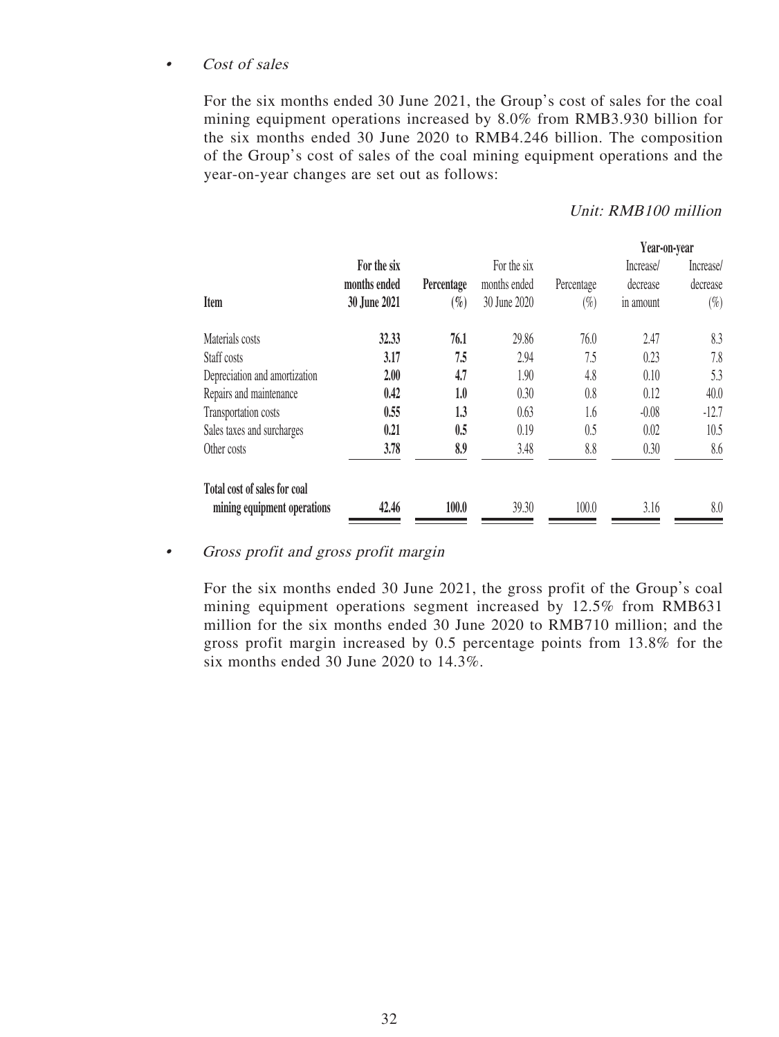- *Cost of sales*

  For the six months ended 30 June 2021, the Group's cost of sales for the coal mining equipment operations increased by 8.0% from RMB3.930 billion for the six months ended 30 June 2020 to RMB4.246 billion. The composition of the Group's cost of sales of the coal mining equipment operations and the year-on-year changes are set out as follows:

*Unit: RMB100 million*

| Item | For the six months ended 30 June 2021 | Percentage (%) | For the six months ended 30 June 2020 | Percentage (%) | Year-on-year Increase/ decrease in amount | Year-on-year Increase/ decrease (%) |
|---|---|---|---|---|---|---|
| Materials costs | **32.33** | **76.1** | 29.86 | 76.0 | 2.47 | 8.3 |
| Staff costs | **3.17** | **7.5** | 2.94 | 7.5 | 0.23 | 7.8 |
| Depreciation and amortization | **2.00** | **4.7** | 1.90 | 4.8 | 0.10 | 5.3 |
| Repairs and maintenance | **0.42** | **1.0** | 0.30 | 0.8 | 0.12 | 40.0 |
| Transportation costs | **0.55** | **1.3** | 0.63 | 1.6 | -0.08 | -12.7 |
| Sales taxes and surcharges | **0.21** | **0.5** | 0.19 | 0.5 | 0.02 | 10.5 |
| Other costs | **3.78** | **8.9** | 3.48 | 8.8 | 0.30 | 8.6 |
| **Total cost of sales for coal mining equipment operations** | **42.46** | **100.0** | 39.30 | 100.0 | 3.16 | 8.0 |

- *Gross profit and gross profit margin*

  For the six months ended 30 June 2021, the gross profit of the Group's coal mining equipment operations segment increased by 12.5% from RMB631 million for the six months ended 30 June 2020 to RMB710 million; and the gross profit margin increased by 0.5 percentage points from 13.8% for the six months ended 30 June 2020 to 14.3%.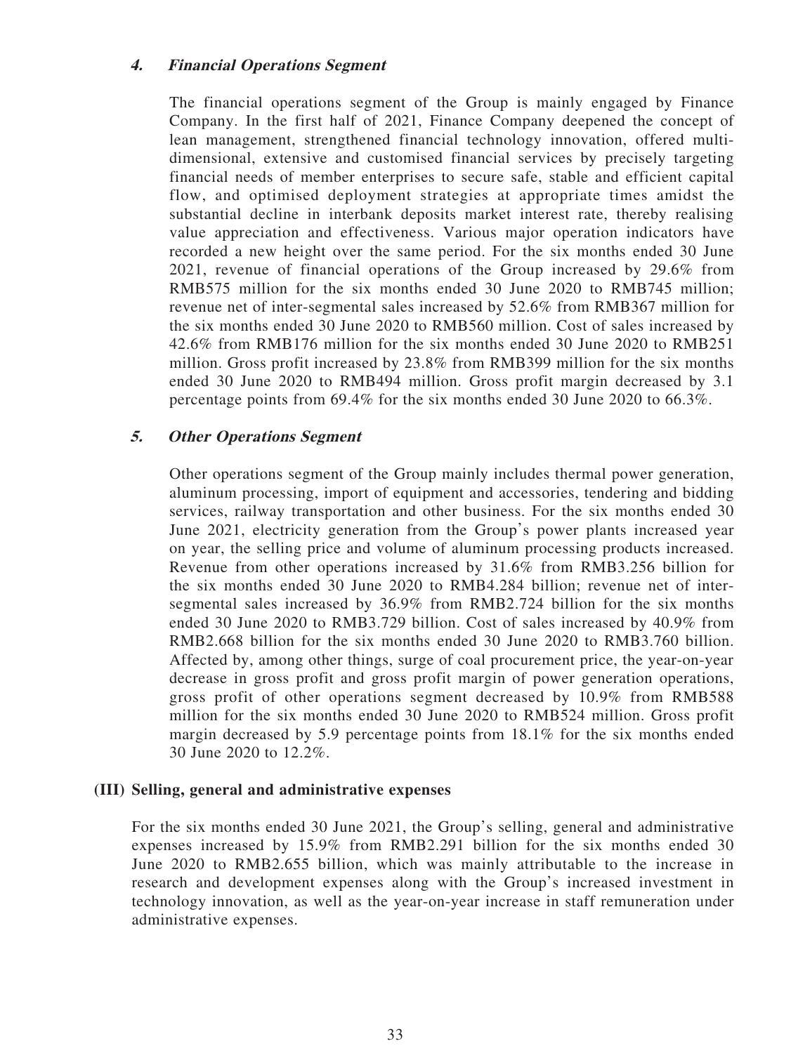#### *4. Financial Operations Segment*

The financial operations segment of the Group is mainly engaged by Finance Company. In the first half of 2021, Finance Company deepened the concept of lean management, strengthened financial technology innovation, offered multi-dimensional, extensive and customised financial services by precisely targeting financial needs of member enterprises to secure safe, stable and efficient capital flow, and optimised deployment strategies at appropriate times amidst the substantial decline in interbank deposits market interest rate, thereby realising value appreciation and effectiveness. Various major operation indicators have recorded a new height over the same period. For the six months ended 30 June 2021, revenue of financial operations of the Group increased by 29.6% from RMB575 million for the six months ended 30 June 2020 to RMB745 million; revenue net of inter-segmental sales increased by 52.6% from RMB367 million for the six months ended 30 June 2020 to RMB560 million. Cost of sales increased by 42.6% from RMB176 million for the six months ended 30 June 2020 to RMB251 million. Gross profit increased by 23.8% from RMB399 million for the six months ended 30 June 2020 to RMB494 million. Gross profit margin decreased by 3.1 percentage points from 69.4% for the six months ended 30 June 2020 to 66.3%.

#### *5. Other Operations Segment*

Other operations segment of the Group mainly includes thermal power generation, aluminum processing, import of equipment and accessories, tendering and bidding services, railway transportation and other business. For the six months ended 30 June 2021, electricity generation from the Group's power plants increased year on year, the selling price and volume of aluminum processing products increased. Revenue from other operations increased by 31.6% from RMB3.256 billion for the six months ended 30 June 2020 to RMB4.284 billion; revenue net of inter-segmental sales increased by 36.9% from RMB2.724 billion for the six months ended 30 June 2020 to RMB3.729 billion. Cost of sales increased by 40.9% from RMB2.668 billion for the six months ended 30 June 2020 to RMB3.760 billion. Affected by, among other things, surge of coal procurement price, the year-on-year decrease in gross profit and gross profit margin of power generation operations, gross profit of other operations segment decreased by 10.9% from RMB588 million for the six months ended 30 June 2020 to RMB524 million. Gross profit margin decreased by 5.9 percentage points from 18.1% for the six months ended 30 June 2020 to 12.2%.

### (III) Selling, general and administrative expenses

For the six months ended 30 June 2021, the Group's selling, general and administrative expenses increased by 15.9% from RMB2.291 billion for the six months ended 30 June 2020 to RMB2.655 billion, which was mainly attributable to the increase in research and development expenses along with the Group's increased investment in technology innovation, as well as the year-on-year increase in staff remuneration under administrative expenses.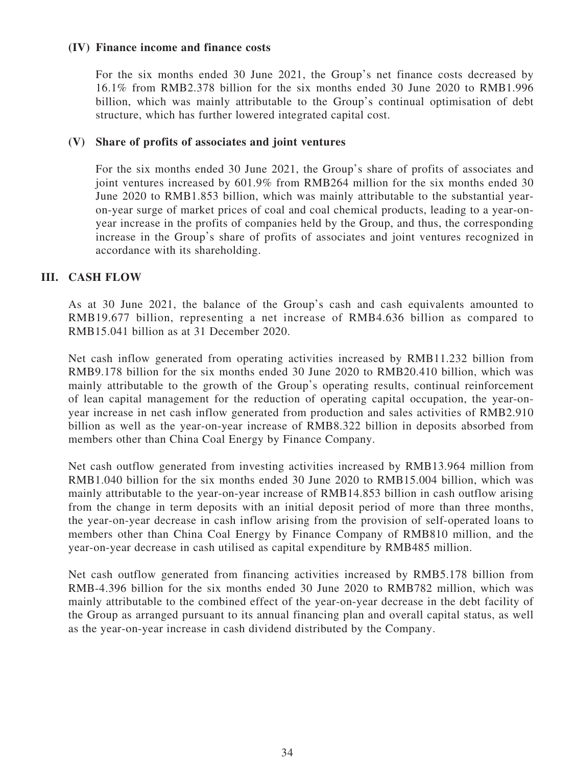**(IV) Finance income and finance costs**

For the six months ended 30 June 2021, the Group's net finance costs decreased by 16.1% from RMB2.378 billion for the six months ended 30 June 2020 to RMB1.996 billion, which was mainly attributable to the Group's continual optimisation of debt structure, which has further lowered integrated capital cost.

**(V) Share of profits of associates and joint ventures**

For the six months ended 30 June 2021, the Group's share of profits of associates and joint ventures increased by 601.9% from RMB264 million for the six months ended 30 June 2020 to RMB1.853 billion, which was mainly attributable to the substantial year-on-year surge of market prices of coal and coal chemical products, leading to a year-on-year increase in the profits of companies held by the Group, and thus, the corresponding increase in the Group's share of profits of associates and joint ventures recognized in accordance with its shareholding.

## III. CASH FLOW

As at 30 June 2021, the balance of the Group's cash and cash equivalents amounted to RMB19.677 billion, representing a net increase of RMB4.636 billion as compared to RMB15.041 billion as at 31 December 2020.

Net cash inflow generated from operating activities increased by RMB11.232 billion from RMB9.178 billion for the six months ended 30 June 2020 to RMB20.410 billion, which was mainly attributable to the growth of the Group's operating results, continual reinforcement of lean capital management for the reduction of operating capital occupation, the year-on-year increase in net cash inflow generated from production and sales activities of RMB2.910 billion as well as the year-on-year increase of RMB8.322 billion in deposits absorbed from members other than China Coal Energy by Finance Company.

Net cash outflow generated from investing activities increased by RMB13.964 million from RMB1.040 billion for the six months ended 30 June 2020 to RMB15.004 billion, which was mainly attributable to the year-on-year increase of RMB14.853 billion in cash outflow arising from the change in term deposits with an initial deposit period of more than three months, the year-on-year decrease in cash inflow arising from the provision of self-operated loans to members other than China Coal Energy by Finance Company of RMB810 million, and the year-on-year decrease in cash utilised as capital expenditure by RMB485 million.

Net cash outflow generated from financing activities increased by RMB5.178 billion from RMB-4.396 billion for the six months ended 30 June 2020 to RMB782 million, which was mainly attributable to the combined effect of the year-on-year decrease in the debt facility of the Group as arranged pursuant to its annual financing plan and overall capital status, as well as the year-on-year increase in cash dividend distributed by the Company.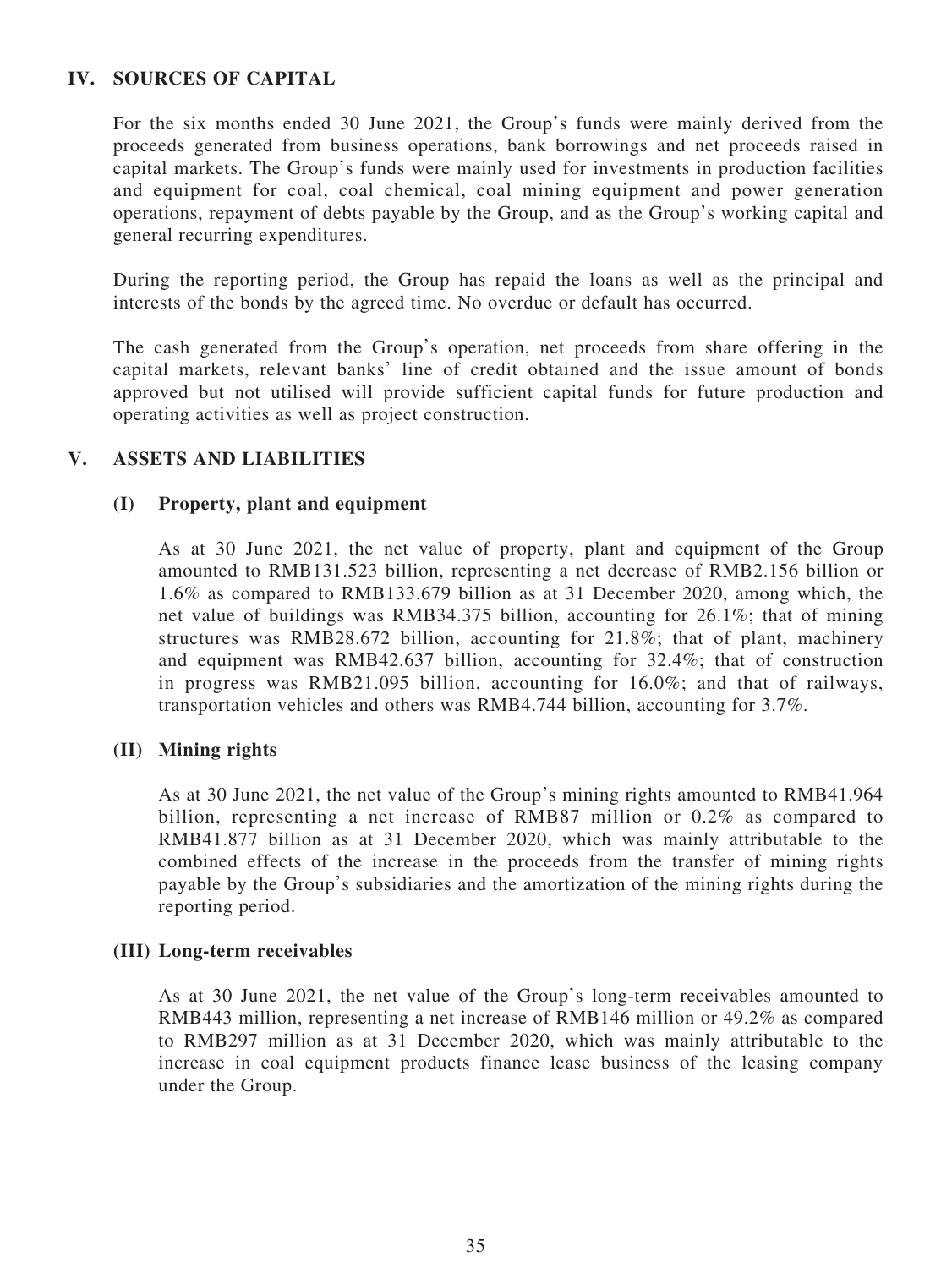## IV. SOURCES OF CAPITAL

For the six months ended 30 June 2021, the Group's funds were mainly derived from the proceeds generated from business operations, bank borrowings and net proceeds raised in capital markets. The Group's funds were mainly used for investments in production facilities and equipment for coal, coal chemical, coal mining equipment and power generation operations, repayment of debts payable by the Group, and as the Group's working capital and general recurring expenditures.

During the reporting period, the Group has repaid the loans as well as the principal and interests of the bonds by the agreed time. No overdue or default has occurred.

The cash generated from the Group's operation, net proceeds from share offering in the capital markets, relevant banks' line of credit obtained and the issue amount of bonds approved but not utilised will provide sufficient capital funds for future production and operating activities as well as project construction.

## V. ASSETS AND LIABILITIES

### (I) Property, plant and equipment

As at 30 June 2021, the net value of property, plant and equipment of the Group amounted to RMB131.523 billion, representing a net decrease of RMB2.156 billion or 1.6% as compared to RMB133.679 billion as at 31 December 2020, among which, the net value of buildings was RMB34.375 billion, accounting for 26.1%; that of mining structures was RMB28.672 billion, accounting for 21.8%; that of plant, machinery and equipment was RMB42.637 billion, accounting for 32.4%; that of construction in progress was RMB21.095 billion, accounting for 16.0%; and that of railways, transportation vehicles and others was RMB4.744 billion, accounting for 3.7%.

### (II) Mining rights

As at 30 June 2021, the net value of the Group's mining rights amounted to RMB41.964 billion, representing a net increase of RMB87 million or 0.2% as compared to RMB41.877 billion as at 31 December 2020, which was mainly attributable to the combined effects of the increase in the proceeds from the transfer of mining rights payable by the Group's subsidiaries and the amortization of the mining rights during the reporting period.

### (III) Long-term receivables

As at 30 June 2021, the net value of the Group's long-term receivables amounted to RMB443 million, representing a net increase of RMB146 million or 49.2% as compared to RMB297 million as at 31 December 2020, which was mainly attributable to the increase in coal equipment products finance lease business of the leasing company under the Group.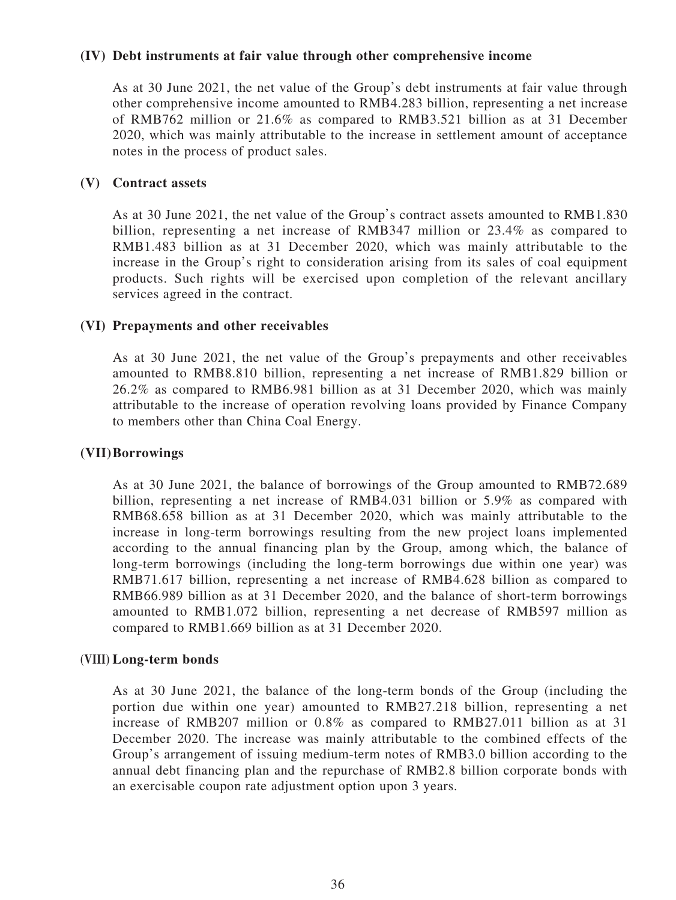### (IV) Debt instruments at fair value through other comprehensive income

As at 30 June 2021, the net value of the Group's debt instruments at fair value through other comprehensive income amounted to RMB4.283 billion, representing a net increase of RMB762 million or 21.6% as compared to RMB3.521 billion as at 31 December 2020, which was mainly attributable to the increase in settlement amount of acceptance notes in the process of product sales.

### (V) Contract assets

As at 30 June 2021, the net value of the Group's contract assets amounted to RMB1.830 billion, representing a net increase of RMB347 million or 23.4% as compared to RMB1.483 billion as at 31 December 2020, which was mainly attributable to the increase in the Group's right to consideration arising from its sales of coal equipment products. Such rights will be exercised upon completion of the relevant ancillary services agreed in the contract.

### (VI) Prepayments and other receivables

As at 30 June 2021, the net value of the Group's prepayments and other receivables amounted to RMB8.810 billion, representing a net increase of RMB1.829 billion or 26.2% as compared to RMB6.981 billion as at 31 December 2020, which was mainly attributable to the increase of operation revolving loans provided by Finance Company to members other than China Coal Energy.

### (VII) Borrowings

As at 30 June 2021, the balance of borrowings of the Group amounted to RMB72.689 billion, representing a net increase of RMB4.031 billion or 5.9% as compared with RMB68.658 billion as at 31 December 2020, which was mainly attributable to the increase in long-term borrowings resulting from the new project loans implemented according to the annual financing plan by the Group, among which, the balance of long-term borrowings (including the long-term borrowings due within one year) was RMB71.617 billion, representing a net increase of RMB4.628 billion as compared to RMB66.989 billion as at 31 December 2020, and the balance of short-term borrowings amounted to RMB1.072 billion, representing a net decrease of RMB597 million as compared to RMB1.669 billion as at 31 December 2020.

### (VIII) Long-term bonds

As at 30 June 2021, the balance of the long-term bonds of the Group (including the portion due within one year) amounted to RMB27.218 billion, representing a net increase of RMB207 million or 0.8% as compared to RMB27.011 billion as at 31 December 2020. The increase was mainly attributable to the combined effects of the Group's arrangement of issuing medium-term notes of RMB3.0 billion according to the annual debt financing plan and the repurchase of RMB2.8 billion corporate bonds with an exercisable coupon rate adjustment option upon 3 years.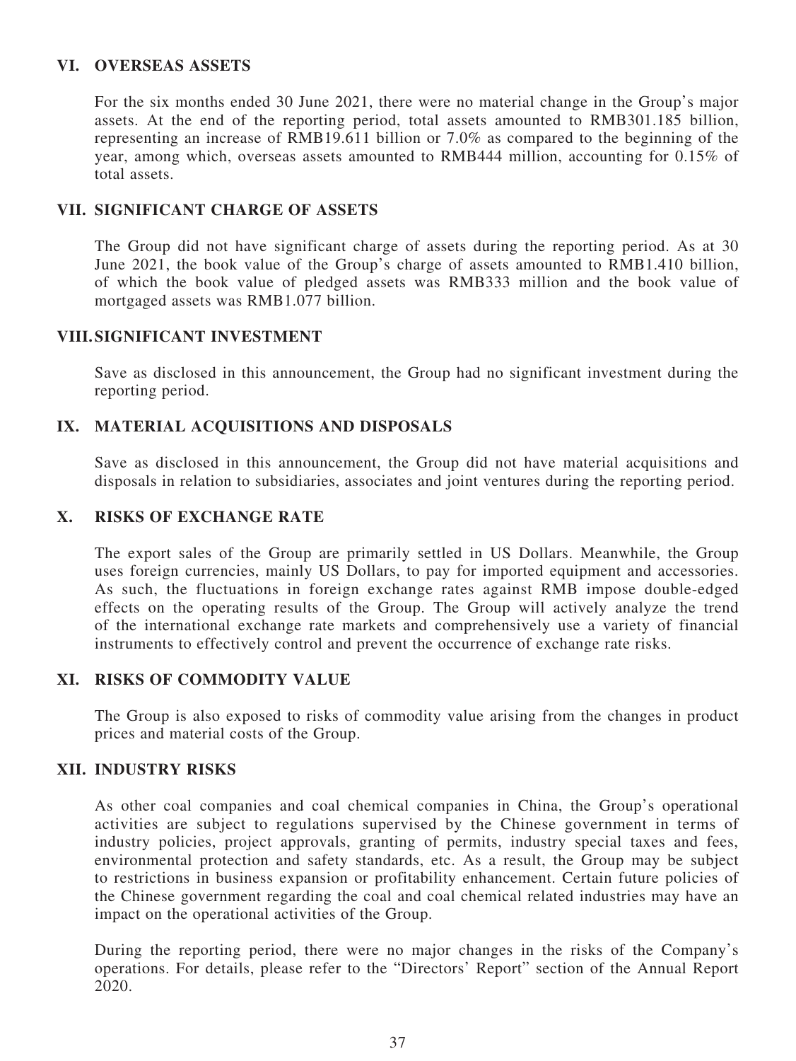## VI. OVERSEAS ASSETS

For the six months ended 30 June 2021, there were no material change in the Group's major assets. At the end of the reporting period, total assets amounted to RMB301.185 billion, representing an increase of RMB19.611 billion or 7.0% as compared to the beginning of the year, among which, overseas assets amounted to RMB444 million, accounting for 0.15% of total assets.

## VII. SIGNIFICANT CHARGE OF ASSETS

The Group did not have significant charge of assets during the reporting period. As at 30 June 2021, the book value of the Group's charge of assets amounted to RMB1.410 billion, of which the book value of pledged assets was RMB333 million and the book value of mortgaged assets was RMB1.077 billion.

## VIII. SIGNIFICANT INVESTMENT

Save as disclosed in this announcement, the Group had no significant investment during the reporting period.

## IX. MATERIAL ACQUISITIONS AND DISPOSALS

Save as disclosed in this announcement, the Group did not have material acquisitions and disposals in relation to subsidiaries, associates and joint ventures during the reporting period.

## X. RISKS OF EXCHANGE RATE

The export sales of the Group are primarily settled in US Dollars. Meanwhile, the Group uses foreign currencies, mainly US Dollars, to pay for imported equipment and accessories. As such, the fluctuations in foreign exchange rates against RMB impose double-edged effects on the operating results of the Group. The Group will actively analyze the trend of the international exchange rate markets and comprehensively use a variety of financial instruments to effectively control and prevent the occurrence of exchange rate risks.

## XI. RISKS OF COMMODITY VALUE

The Group is also exposed to risks of commodity value arising from the changes in product prices and material costs of the Group.

## XII. INDUSTRY RISKS

As other coal companies and coal chemical companies in China, the Group's operational activities are subject to regulations supervised by the Chinese government in terms of industry policies, project approvals, granting of permits, industry special taxes and fees, environmental protection and safety standards, etc. As a result, the Group may be subject to restrictions in business expansion or profitability enhancement. Certain future policies of the Chinese government regarding the coal and coal chemical related industries may have an impact on the operational activities of the Group.

During the reporting period, there were no major changes in the risks of the Company's operations. For details, please refer to the "Directors' Report" section of the Annual Report 2020.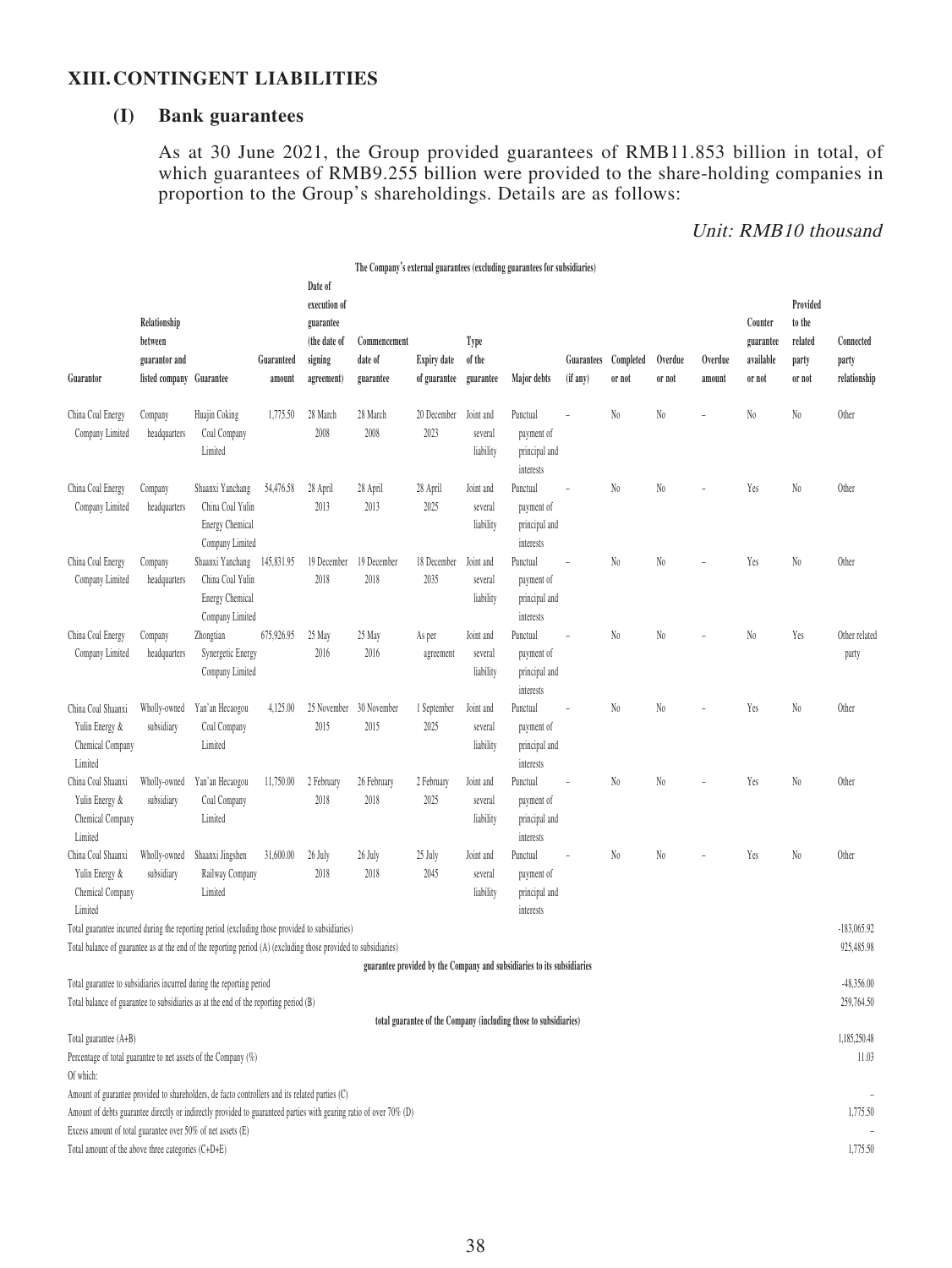## XIII. CONTINGENT LIABILITIES

### (I) Bank guarantees

As at 30 June 2021, the Group provided guarantees of RMB11.853 billion in total, of which guarantees of RMB9.255 billion were provided to the share-holding companies in proportion to the Group's shareholdings. Details are as follows:

*Unit: RMB10 thousand*

**The Company's external guarantees (excluding guarantees for subsidiaries)**

| Guarantor | Relationship between guarantor and listed company | Guarantee | Guaranteed amount | Date of execution of guarantee (the date of signing agreement) | Commencement date of guarantee | Expiry date of guarantee | Type of the guarantee | Major debts | Guarantees (if any) | Completed or not | Overdue or not | Overdue amount | Counter guarantee available or not | Provided to the related party or not | Connected party relationship |
|---|---|---|---|---|---|---|---|---|---|---|---|---|---|---|---|
| China Coal Energy Company Limited | Company headquarters | Huajin Coking Coal Company Limited | 1,775.50 | 28 March 2008 | 28 March 2008 | 20 December 2023 | Joint and several liability | Punctual payment of principal and interests | – | No | No | – | No | No | Other |
| China Coal Energy Company Limited | Company headquarters | Shaanxi Yanchang China Coal Yulin Energy Chemical Company Limited | 54,476.58 | 28 April 2013 | 28 April 2013 | 28 April 2025 | Joint and several liability | Punctual payment of principal and interests | – | No | No | – | Yes | No | Other |
| China Coal Energy Company Limited | Company headquarters | Shaanxi Yanchang China Coal Yulin Energy Chemical Company Limited | 145,831.95 | 19 December 2018 | 19 December 2018 | 18 December 2035 | Joint and several liability | Punctual payment of principal and interests | – | No | No | – | Yes | No | Other |
| China Coal Energy Company Limited | Company headquarters | Zhongtian Synergetic Energy Company Limited | 675,926.95 | 25 May 2016 | 25 May 2016 | As per agreement | Joint and several liability | Punctual payment of principal and interests | – | No | No | – | No | Yes | Other related party |
| China Coal Shaanxi Yulin Energy & Chemical Company Limited | Wholly-owned subsidiary | Yan'an Hecaogou Coal Company Limited | 4,125.00 | 25 November 2015 | 30 November 2015 | 1 September 2025 | Joint and several liability | Punctual payment of principal and interests | – | No | No | – | Yes | No | Other |
| China Coal Shaanxi Yulin Energy & Chemical Company Limited | Wholly-owned subsidiary | Yan'an Hecaogou Coal Company Limited | 11,750.00 | 2 February 2018 | 26 February 2018 | 2 February 2025 | Joint and several liability | Punctual payment of principal and interests | – | No | No | – | Yes | No | Other |
| China Coal Shaanxi Yulin Energy & Chemical Company Limited | Wholly-owned subsidiary | Shaanxi Jingshen Railway Company Limited | 31,600.00 | 26 July 2018 | 26 July 2018 | 25 July 2045 | Joint and several liability | Punctual payment of principal and interests | – | No | No | – | Yes | No | Other |
| Total guarantee incurred during the reporting period (excluding those provided to subsidiaries) | | | | | | | | | | | | | | | -183,065.92 |
| Total balance of guarantee as at the end of the reporting period (A) (excluding those provided to subsidiaries) | | | | | | | | | | | | | | | 925,485.98 |
| **guarantee provided by the Company and subsidiaries to its subsidiaries** | | | | | | | | | | | | | | | |
| Total guarantee to subsidiaries incurred during the reporting period | | | | | | | | | | | | | | | -48,356.00 |
| Total balance of guarantee to subsidiaries as at the end of the reporting period (B) | | | | | | | | | | | | | | | 259,764.50 |
| **total guarantee of the Company (including those to subsidiaries)** | | | | | | | | | | | | | | | |
| Total guarantee (A+B) | | | | | | | | | | | | | | | 1,185,250.48 |
| Percentage of total guarantee to net assets of the Company (%) | | | | | | | | | | | | | | | 11.03 |
| Of which: | | | | | | | | | | | | | | | |
| Amount of guarantee provided to shareholders, de facto controllers and its related parties (C) | | | | | | | | | | | | | | | – |
| Amount of debts guarantee directly or indirectly provided to guaranteed parties with gearing ratio of over 70% (D) | | | | | | | | | | | | | | | 1,775.50 |
| Excess amount of total guarantee over 50% of net assets (E) | | | | | | | | | | | | | | | – |
| Total amount of the above three categories (C+D+E) | | | | | | | | | | | | | | | 1,775.50 |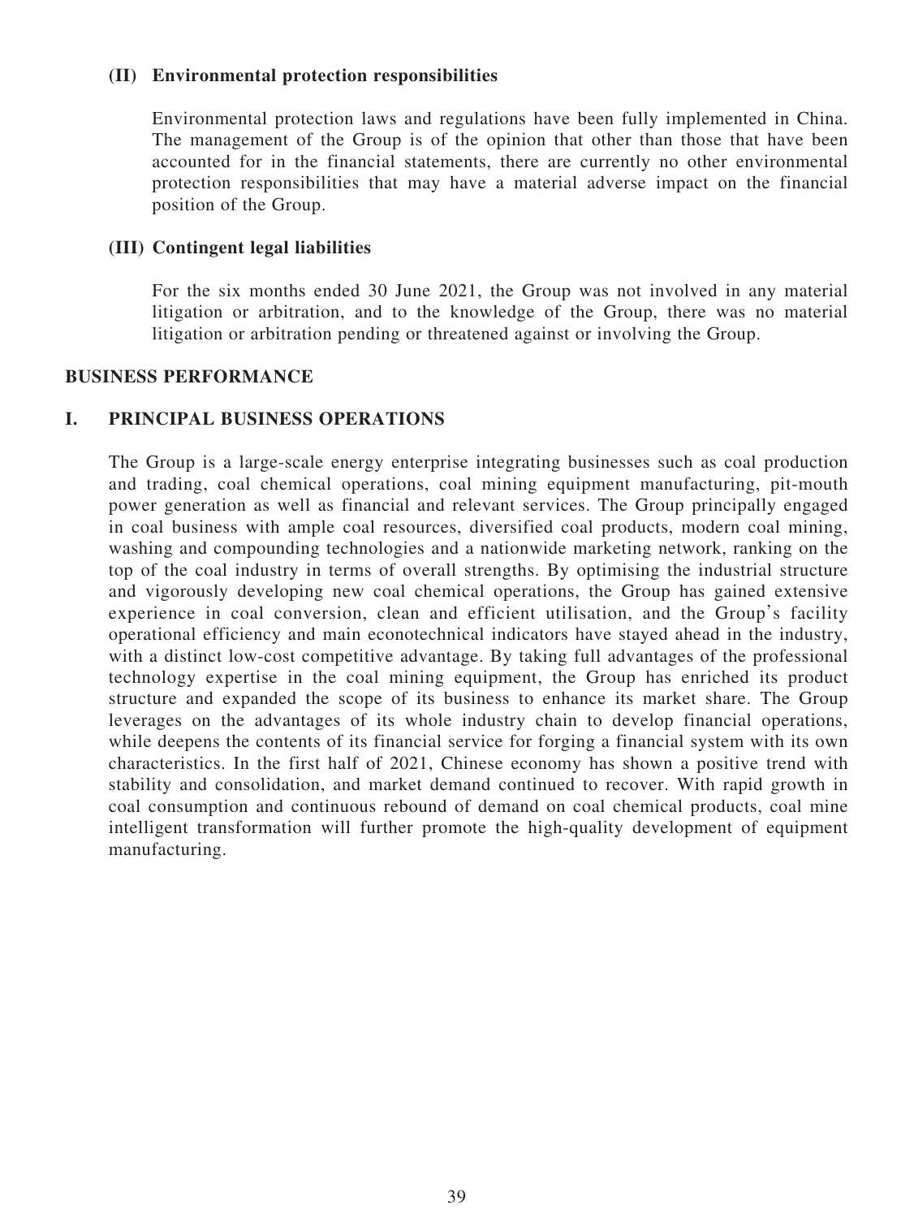### (II) Environmental protection responsibilities

Environmental protection laws and regulations have been fully implemented in China. The management of the Group is of the opinion that other than those that have been accounted for in the financial statements, there are currently no other environmental protection responsibilities that may have a material adverse impact on the financial position of the Group.

### (III) Contingent legal liabilities

For the six months ended 30 June 2021, the Group was not involved in any material litigation or arbitration, and to the knowledge of the Group, there was no material litigation or arbitration pending or threatened against or involving the Group.

## BUSINESS PERFORMANCE

## I. PRINCIPAL BUSINESS OPERATIONS

The Group is a large-scale energy enterprise integrating businesses such as coal production and trading, coal chemical operations, coal mining equipment manufacturing, pit-mouth power generation as well as financial and relevant services. The Group principally engaged in coal business with ample coal resources, diversified coal products, modern coal mining, washing and compounding technologies and a nationwide marketing network, ranking on the top of the coal industry in terms of overall strengths. By optimising the industrial structure and vigorously developing new coal chemical operations, the Group has gained extensive experience in coal conversion, clean and efficient utilisation, and the Group's facility operational efficiency and main econotechnical indicators have stayed ahead in the industry, with a distinct low-cost competitive advantage. By taking full advantages of the professional technology expertise in the coal mining equipment, the Group has enriched its product structure and expanded the scope of its business to enhance its market share. The Group leverages on the advantages of its whole industry chain to develop financial operations, while deepens the contents of its financial service for forging a financial system with its own characteristics. In the first half of 2021, Chinese economy has shown a positive trend with stability and consolidation, and market demand continued to recover. With rapid growth in coal consumption and continuous rebound of demand on coal chemical products, coal mine intelligent transformation will further promote the high-quality development of equipment manufacturing.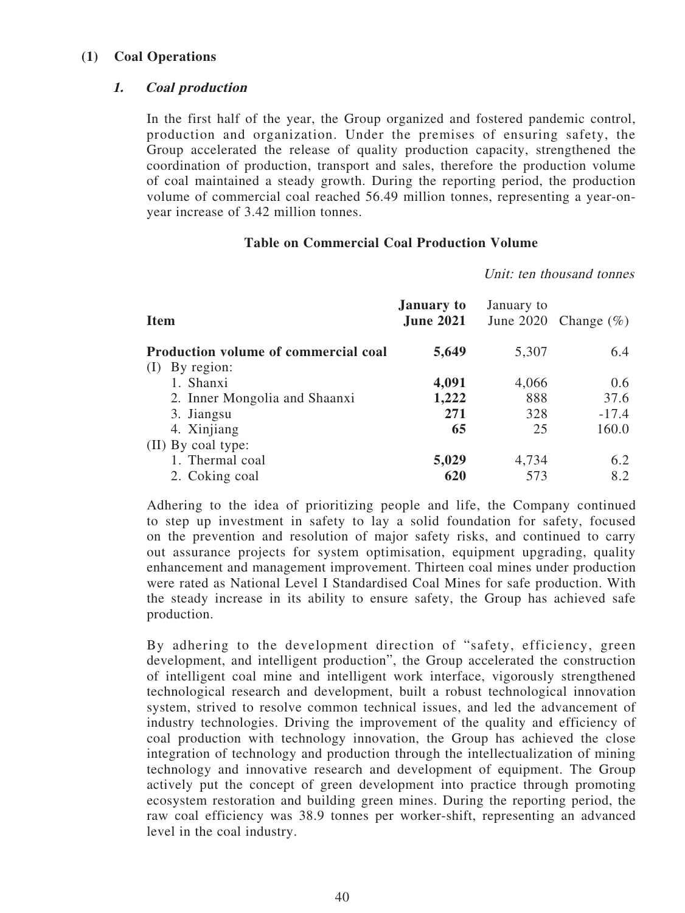## (1) Coal Operations

### *1. Coal production*

In the first half of the year, the Group organized and fostered pandemic control, production and organization. Under the premises of ensuring safety, the Group accelerated the release of quality production capacity, strengthened the coordination of production, transport and sales, therefore the production volume of coal maintained a steady growth. During the reporting period, the production volume of commercial coal reached 56.49 million tonnes, representing a year-on-year increase of 3.42 million tonnes.

**Table on Commercial Coal Production Volume**

*Unit: ten thousand tonnes*

| Item | January to June 2021 | January to June 2020 | Change (%) |
|---|---|---|---|
| **Production volume of commercial coal** | **5,649** | 5,307 | 6.4 |
| (I) By region: | | | |
| 1. Shanxi | **4,091** | 4,066 | 0.6 |
| 2. Inner Mongolia and Shaanxi | **1,222** | 888 | 37.6 |
| 3. Jiangsu | **271** | 328 | -17.4 |
| 4. Xinjiang | **65** | 25 | 160.0 |
| (II) By coal type: | | | |
| 1. Thermal coal | **5,029** | 4,734 | 6.2 |
| 2. Coking coal | **620** | 573 | 8.2 |

Adhering to the idea of prioritizing people and life, the Company continued to step up investment in safety to lay a solid foundation for safety, focused on the prevention and resolution of major safety risks, and continued to carry out assurance projects for system optimisation, equipment upgrading, quality enhancement and management improvement. Thirteen coal mines under production were rated as National Level I Standardised Coal Mines for safe production. With the steady increase in its ability to ensure safety, the Group has achieved safe production.

By adhering to the development direction of "safety, efficiency, green development, and intelligent production", the Group accelerated the construction of intelligent coal mine and intelligent work interface, vigorously strengthened technological research and development, built a robust technological innovation system, strived to resolve common technical issues, and led the advancement of industry technologies. Driving the improvement of the quality and efficiency of coal production with technology innovation, the Group has achieved the close integration of technology and production through the intellectualization of mining technology and innovative research and development of equipment. The Group actively put the concept of green development into practice through promoting ecosystem restoration and building green mines. During the reporting period, the raw coal efficiency was 38.9 tonnes per worker-shift, representing an advanced level in the coal industry.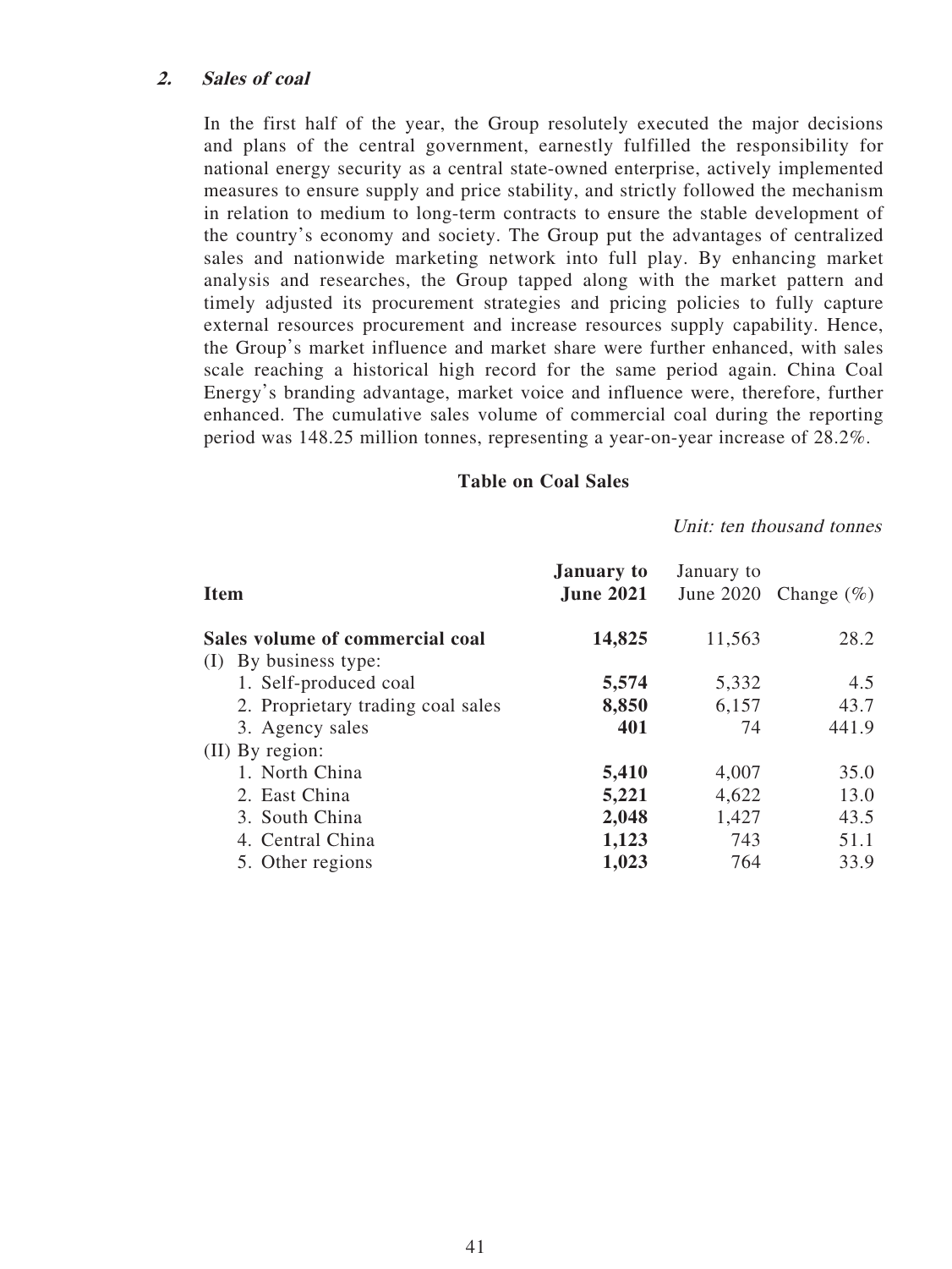### *2. Sales of coal*

In the first half of the year, the Group resolutely executed the major decisions and plans of the central government, earnestly fulfilled the responsibility for national energy security as a central state-owned enterprise, actively implemented measures to ensure supply and price stability, and strictly followed the mechanism in relation to medium to long-term contracts to ensure the stable development of the country's economy and society. The Group put the advantages of centralized sales and nationwide marketing network into full play. By enhancing market analysis and researches, the Group tapped along with the market pattern and timely adjusted its procurement strategies and pricing policies to fully capture external resources procurement and increase resources supply capability. Hence, the Group's market influence and market share were further enhanced, with sales scale reaching a historical high record for the same period again. China Coal Energy's branding advantage, market voice and influence were, therefore, further enhanced. The cumulative sales volume of commercial coal during the reporting period was 148.25 million tonnes, representing a year-on-year increase of 28.2%.

**Table on Coal Sales**

*Unit: ten thousand tonnes*

| Item | **January to June 2021** | January to June 2020 | Change (%) |
|---|---|---|---|
| **Sales volume of commercial coal** | **14,825** | 11,563 | 28.2 |
| (I) By business type: | | | |
| 1. Self-produced coal | **5,574** | 5,332 | 4.5 |
| 2. Proprietary trading coal sales | **8,850** | 6,157 | 43.7 |
| 3. Agency sales | **401** | 74 | 441.9 |
| (II) By region: | | | |
| 1. North China | **5,410** | 4,007 | 35.0 |
| 2. East China | **5,221** | 4,622 | 13.0 |
| 3. South China | **2,048** | 1,427 | 43.5 |
| 4. Central China | **1,123** | 743 | 51.1 |
| 5. Other regions | **1,023** | 764 | 33.9 |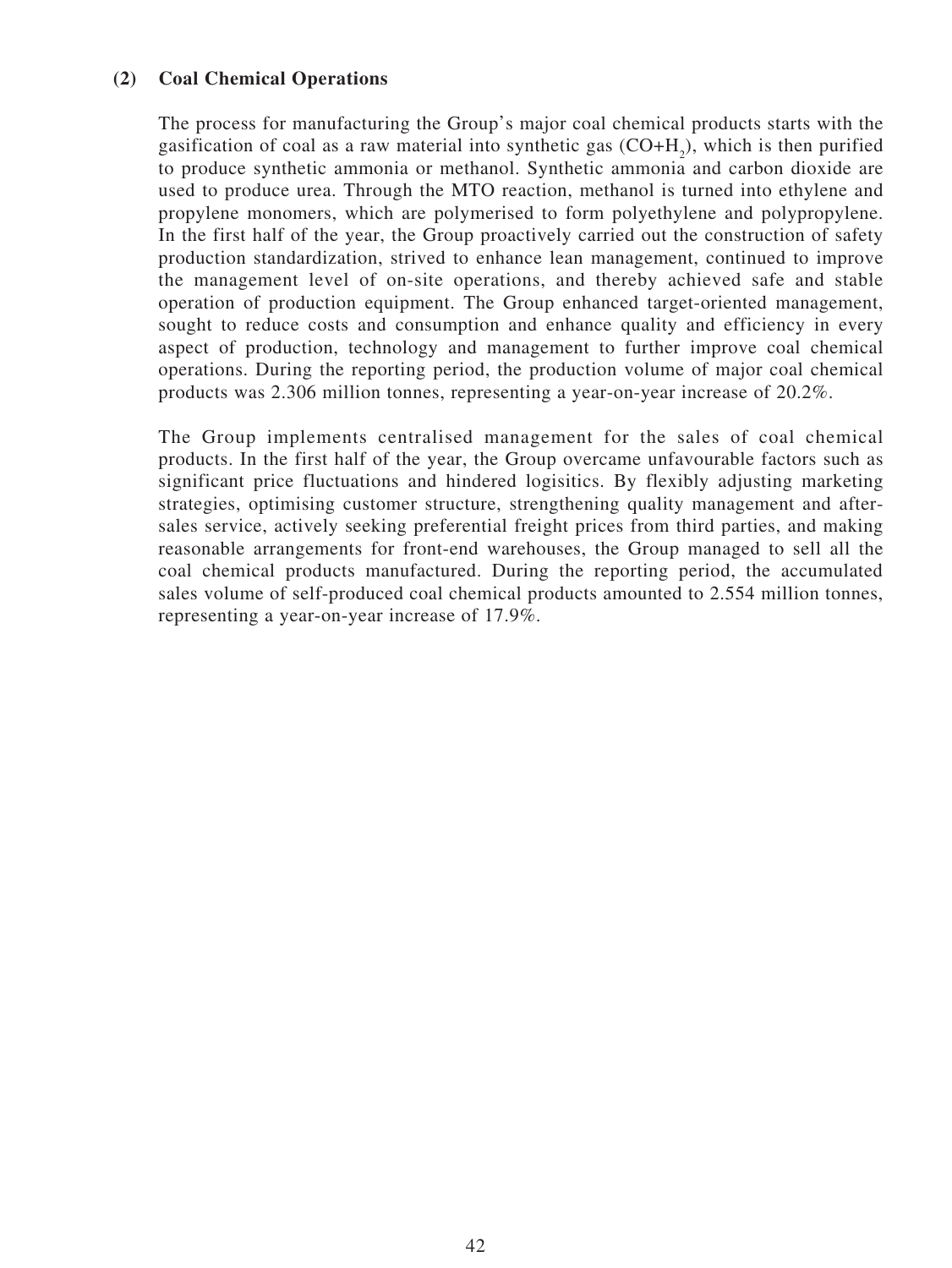### (2) Coal Chemical Operations

The process for manufacturing the Group's major coal chemical products starts with the gasification of coal as a raw material into synthetic gas ($CO+H_2$), which is then purified to produce synthetic ammonia or methanol. Synthetic ammonia and carbon dioxide are used to produce urea. Through the MTO reaction, methanol is turned into ethylene and propylene monomers, which are polymerised to form polyethylene and polypropylene. In the first half of the year, the Group proactively carried out the construction of safety production standardization, strived to enhance lean management, continued to improve the management level of on-site operations, and thereby achieved safe and stable operation of production equipment. The Group enhanced target-oriented management, sought to reduce costs and consumption and enhance quality and efficiency in every aspect of production, technology and management to further improve coal chemical operations. During the reporting period, the production volume of major coal chemical products was 2.306 million tonnes, representing a year-on-year increase of 20.2%.

The Group implements centralised management for the sales of coal chemical products. In the first half of the year, the Group overcame unfavourable factors such as significant price fluctuations and hindered logisitics. By flexibly adjusting marketing strategies, optimising customer structure, strengthening quality management and after-sales service, actively seeking preferential freight prices from third parties, and making reasonable arrangements for front-end warehouses, the Group managed to sell all the coal chemical products manufactured. During the reporting period, the accumulated sales volume of self-produced coal chemical products amounted to 2.554 million tonnes, representing a year-on-year increase of 17.9%.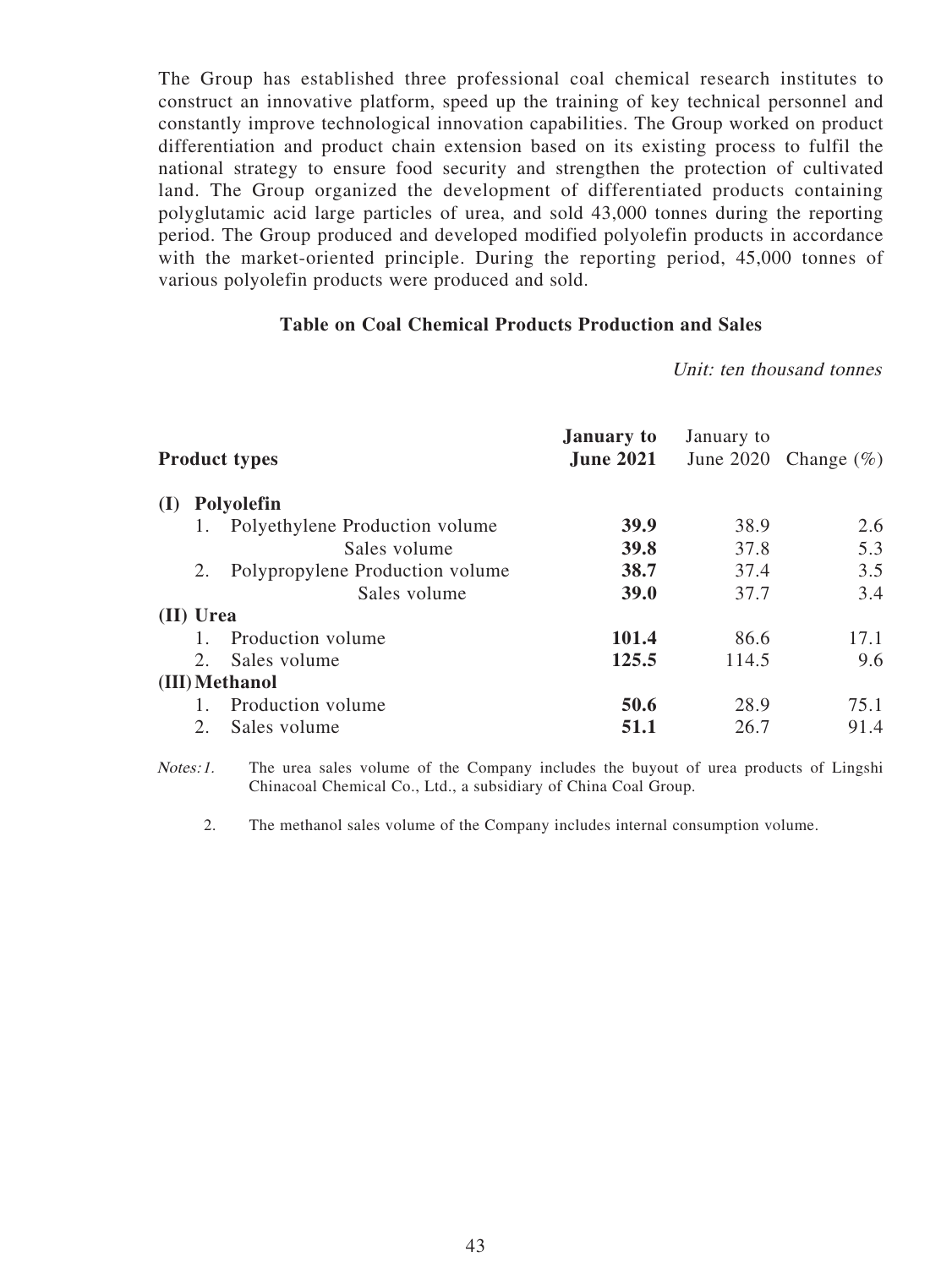The Group has established three professional coal chemical research institutes to construct an innovative platform, speed up the training of key technical personnel and constantly improve technological innovation capabilities. The Group worked on product differentiation and product chain extension based on its existing process to fulfil the national strategy to ensure food security and strengthen the protection of cultivated land. The Group organized the development of differentiated products containing polyglutamic acid large particles of urea, and sold 43,000 tonnes during the reporting period. The Group produced and developed modified polyolefin products in accordance with the market-oriented principle. During the reporting period, 45,000 tonnes of various polyolefin products were produced and sold.

**Table on Coal Chemical Products Production and Sales**

*Unit: ten thousand tonnes*

| Product types | **January to June 2021** | January to June 2020 | Change (%) |
|---|---|---|---|
| **(I) Polyolefin** | | | |
| 1. Polyethylene Production volume | **39.9** | 38.9 | 2.6 |
| Sales volume | **39.8** | 37.8 | 5.3 |
| 2. Polypropylene Production volume | **38.7** | 37.4 | 3.5 |
| Sales volume | **39.0** | 37.7 | 3.4 |
| **(II) Urea** | | | |
| 1. Production volume | **101.4** | 86.6 | 17.1 |
| 2. Sales volume | **125.5** | 114.5 | 9.6 |
| **(III) Methanol** | | | |
| 1. Production volume | **50.6** | 28.9 | 75.1 |
| 2. Sales volume | **51.1** | 26.7 | 91.4 |

*Notes:* 1. The urea sales volume of the Company includes the buyout of urea products of Lingshi Chinacoal Chemical Co., Ltd., a subsidiary of China Coal Group.

2. The methanol sales volume of the Company includes internal consumption volume.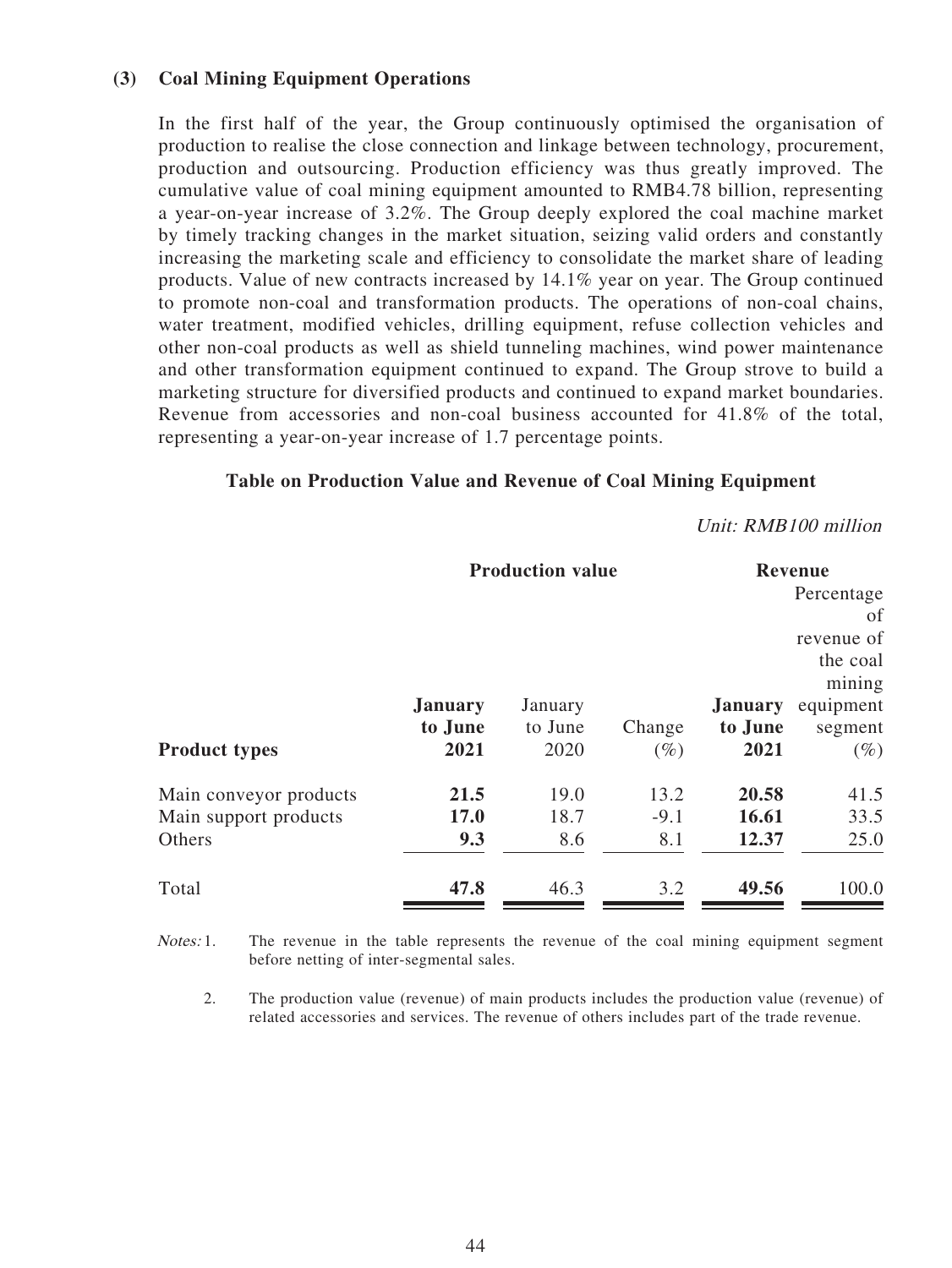### (3) Coal Mining Equipment Operations

In the first half of the year, the Group continuously optimised the organisation of production to realise the close connection and linkage between technology, procurement, production and outsourcing. Production efficiency was thus greatly improved. The cumulative value of coal mining equipment amounted to RMB4.78 billion, representing a year-on-year increase of 3.2%. The Group deeply explored the coal machine market by timely tracking changes in the market situation, seizing valid orders and constantly increasing the marketing scale and efficiency to consolidate the market share of leading products. Value of new contracts increased by 14.1% year on year. The Group continued to promote non-coal and transformation products. The operations of non-coal chains, water treatment, modified vehicles, drilling equipment, refuse collection vehicles and other non-coal products as well as shield tunneling machines, wind power maintenance and other transformation equipment continued to expand. The Group strove to build a marketing structure for diversified products and continued to expand market boundaries. Revenue from accessories and non-coal business accounted for 41.8% of the total, representing a year-on-year increase of 1.7 percentage points.

**Table on Production Value and Revenue of Coal Mining Equipment**

*Unit: RMB100 million*

| | **Production value** | | | **Revenue** | |
|---|---|---|---|---|---|
| **Product types** | **January to June 2021** | January to June 2020 | Change (%) | **January to June 2021** | Percentage of revenue of the coal mining equipment segment (%) |
| Main conveyor products | **21.5** | 19.0 | 13.2 | **20.58** | 41.5 |
| Main support products | **17.0** | 18.7 | -9.1 | **16.61** | 33.5 |
| Others | **9.3** | 8.6 | 8.1 | **12.37** | 25.0 |
| Total | **47.8** | 46.3 | 3.2 | **49.56** | 100.0 |

*Notes:* 1. The revenue in the table represents the revenue of the coal mining equipment segment before netting of inter-segmental sales.

2. The production value (revenue) of main products includes the production value (revenue) of related accessories and services. The revenue of others includes part of the trade revenue.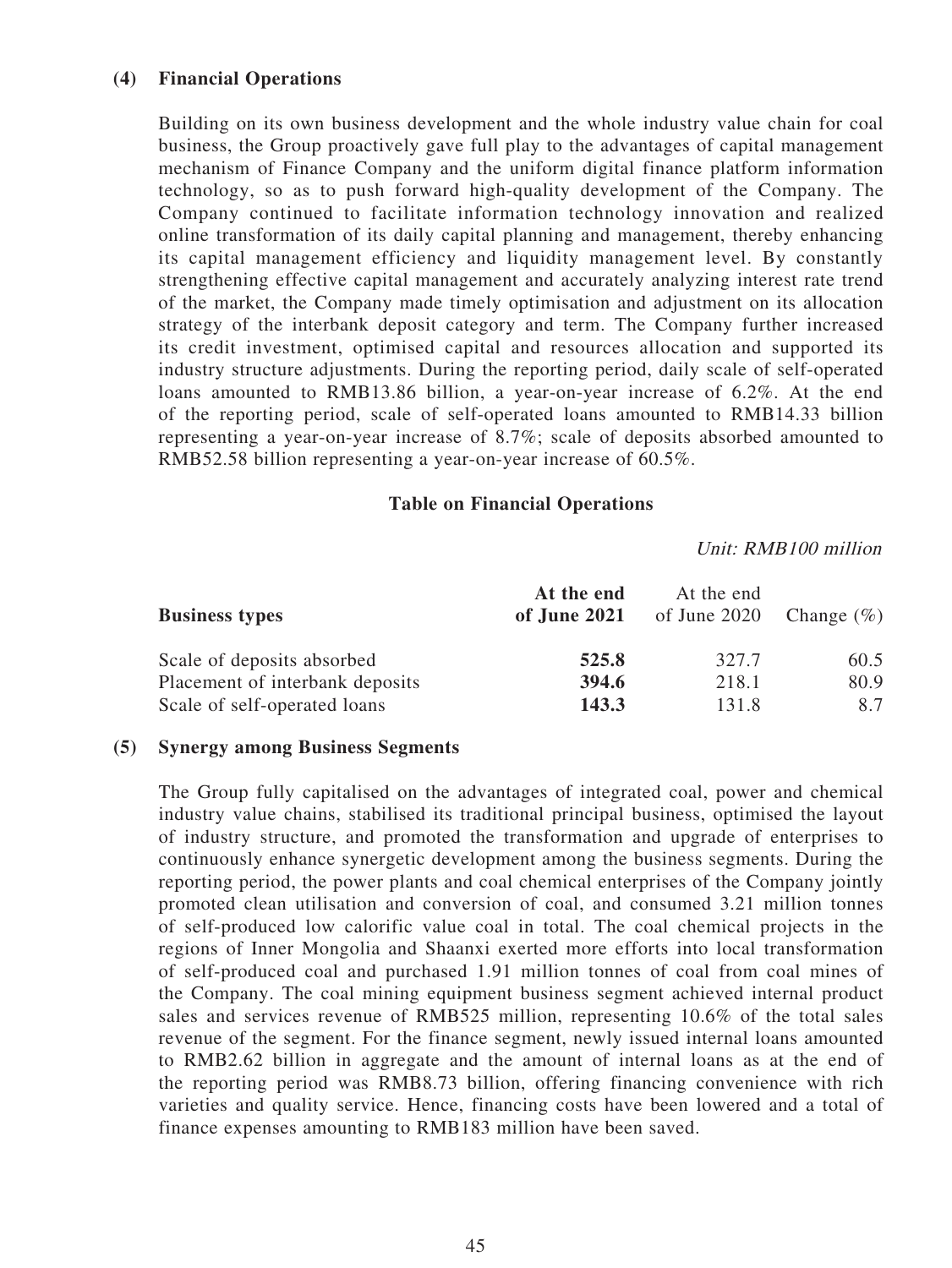## (4) Financial Operations

Building on its own business development and the whole industry value chain for coal business, the Group proactively gave full play to the advantages of capital management mechanism of Finance Company and the uniform digital finance platform information technology, so as to push forward high-quality development of the Company. The Company continued to facilitate information technology innovation and realized online transformation of its daily capital planning and management, thereby enhancing its capital management efficiency and liquidity management level. By constantly strengthening effective capital management and accurately analyzing interest rate trend of the market, the Company made timely optimisation and adjustment on its allocation strategy of the interbank deposit category and term. The Company further increased its credit investment, optimised capital and resources allocation and supported its industry structure adjustments. During the reporting period, daily scale of self-operated loans amounted to RMB13.86 billion, a year-on-year increase of 6.2%. At the end of the reporting period, scale of self-operated loans amounted to RMB14.33 billion representing a year-on-year increase of 8.7%; scale of deposits absorbed amounted to RMB52.58 billion representing a year-on-year increase of 60.5%.

**Table on Financial Operations**

*Unit: RMB100 million*

| Business types | At the end of June 2021 | At the end of June 2020 | Change (%) |
|---|---|---|---|
| Scale of deposits absorbed | **525.8** | 327.7 | 60.5 |
| Placement of interbank deposits | **394.6** | 218.1 | 80.9 |
| Scale of self-operated loans | **143.3** | 131.8 | 8.7 |

## (5) Synergy among Business Segments

The Group fully capitalised on the advantages of integrated coal, power and chemical industry value chains, stabilised its traditional principal business, optimised the layout of industry structure, and promoted the transformation and upgrade of enterprises to continuously enhance synergetic development among the business segments. During the reporting period, the power plants and coal chemical enterprises of the Company jointly promoted clean utilisation and conversion of coal, and consumed 3.21 million tonnes of self-produced low calorific value coal in total. The coal chemical projects in the regions of Inner Mongolia and Shaanxi exerted more efforts into local transformation of self-produced coal and purchased 1.91 million tonnes of coal from coal mines of the Company. The coal mining equipment business segment achieved internal product sales and services revenue of RMB525 million, representing 10.6% of the total sales revenue of the segment. For the finance segment, newly issued internal loans amounted to RMB2.62 billion in aggregate and the amount of internal loans as at the end of the reporting period was RMB8.73 billion, offering financing convenience with rich varieties and quality service. Hence, financing costs have been lowered and a total of finance expenses amounting to RMB183 million have been saved.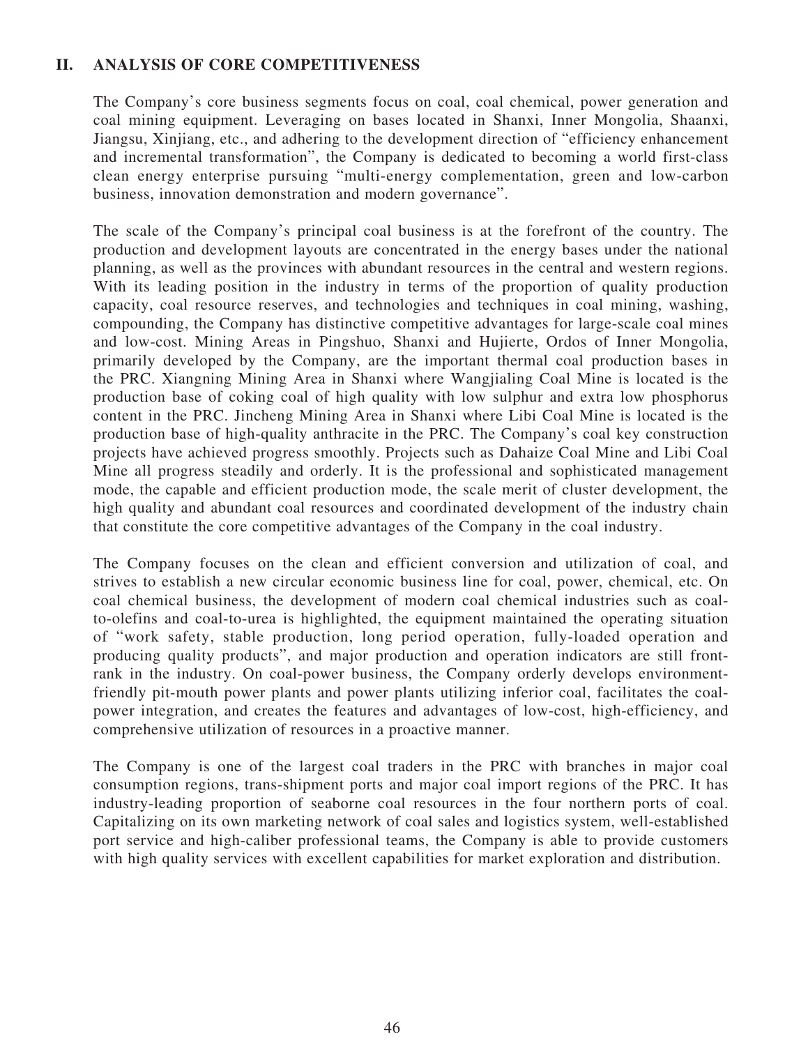## II. ANALYSIS OF CORE COMPETITIVENESS

The Company's core business segments focus on coal, coal chemical, power generation and coal mining equipment. Leveraging on bases located in Shanxi, Inner Mongolia, Shaanxi, Jiangsu, Xinjiang, etc., and adhering to the development direction of "efficiency enhancement and incremental transformation", the Company is dedicated to becoming a world first-class clean energy enterprise pursuing "multi-energy complementation, green and low-carbon business, innovation demonstration and modern governance".

The scale of the Company's principal coal business is at the forefront of the country. The production and development layouts are concentrated in the energy bases under the national planning, as well as the provinces with abundant resources in the central and western regions. With its leading position in the industry in terms of the proportion of quality production capacity, coal resource reserves, and technologies and techniques in coal mining, washing, compounding, the Company has distinctive competitive advantages for large-scale coal mines and low-cost. Mining Areas in Pingshuo, Shanxi and Hujierte, Ordos of Inner Mongolia, primarily developed by the Company, are the important thermal coal production bases in the PRC. Xiangning Mining Area in Shanxi where Wangjialing Coal Mine is located is the production base of coking coal of high quality with low sulphur and extra low phosphorus content in the PRC. Jincheng Mining Area in Shanxi where Libi Coal Mine is located is the production base of high-quality anthracite in the PRC. The Company's coal key construction projects have achieved progress smoothly. Projects such as Dahaize Coal Mine and Libi Coal Mine all progress steadily and orderly. It is the professional and sophisticated management mode, the capable and efficient production mode, the scale merit of cluster development, the high quality and abundant coal resources and coordinated development of the industry chain that constitute the core competitive advantages of the Company in the coal industry.

The Company focuses on the clean and efficient conversion and utilization of coal, and strives to establish a new circular economic business line for coal, power, chemical, etc. On coal chemical business, the development of modern coal chemical industries such as coal-to-olefins and coal-to-urea is highlighted, the equipment maintained the operating situation of "work safety, stable production, long period operation, fully-loaded operation and producing quality products", and major production and operation indicators are still front-rank in the industry. On coal-power business, the Company orderly develops environment-friendly pit-mouth power plants and power plants utilizing inferior coal, facilitates the coal-power integration, and creates the features and advantages of low-cost, high-efficiency, and comprehensive utilization of resources in a proactive manner.

The Company is one of the largest coal traders in the PRC with branches in major coal consumption regions, trans-shipment ports and major coal import regions of the PRC. It has industry-leading proportion of seaborne coal resources in the four northern ports of coal. Capitalizing on its own marketing network of coal sales and logistics system, well-established port service and high-caliber professional teams, the Company is able to provide customers with high quality services with excellent capabilities for market exploration and distribution.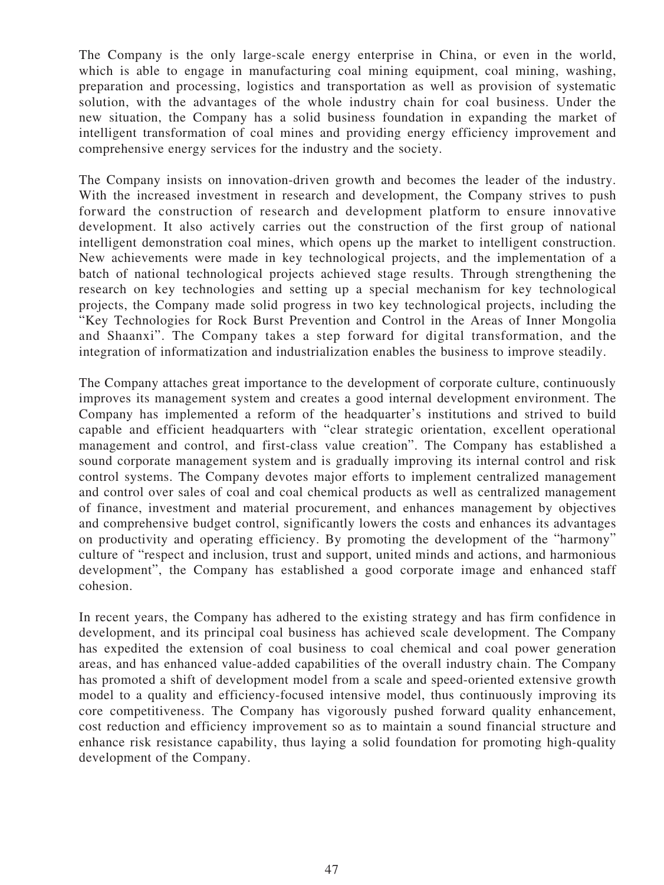The Company is the only large-scale energy enterprise in China, or even in the world, which is able to engage in manufacturing coal mining equipment, coal mining, washing, preparation and processing, logistics and transportation as well as provision of systematic solution, with the advantages of the whole industry chain for coal business. Under the new situation, the Company has a solid business foundation in expanding the market of intelligent transformation of coal mines and providing energy efficiency improvement and comprehensive energy services for the industry and the society.

The Company insists on innovation-driven growth and becomes the leader of the industry. With the increased investment in research and development, the Company strives to push forward the construction of research and development platform to ensure innovative development. It also actively carries out the construction of the first group of national intelligent demonstration coal mines, which opens up the market to intelligent construction. New achievements were made in key technological projects, and the implementation of a batch of national technological projects achieved stage results. Through strengthening the research on key technologies and setting up a special mechanism for key technological projects, the Company made solid progress in two key technological projects, including the "Key Technologies for Rock Burst Prevention and Control in the Areas of Inner Mongolia and Shaanxi". The Company takes a step forward for digital transformation, and the integration of informatization and industrialization enables the business to improve steadily.

The Company attaches great importance to the development of corporate culture, continuously improves its management system and creates a good internal development environment. The Company has implemented a reform of the headquarter's institutions and strived to build capable and efficient headquarters with "clear strategic orientation, excellent operational management and control, and first-class value creation". The Company has established a sound corporate management system and is gradually improving its internal control and risk control systems. The Company devotes major efforts to implement centralized management and control over sales of coal and coal chemical products as well as centralized management of finance, investment and material procurement, and enhances management by objectives and comprehensive budget control, significantly lowers the costs and enhances its advantages on productivity and operating efficiency. By promoting the development of the "harmony" culture of "respect and inclusion, trust and support, united minds and actions, and harmonious development", the Company has established a good corporate image and enhanced staff cohesion.

In recent years, the Company has adhered to the existing strategy and has firm confidence in development, and its principal coal business has achieved scale development. The Company has expedited the extension of coal business to coal chemical and coal power generation areas, and has enhanced value-added capabilities of the overall industry chain. The Company has promoted a shift of development model from a scale and speed-oriented extensive growth model to a quality and efficiency-focused intensive model, thus continuously improving its core competitiveness. The Company has vigorously pushed forward quality enhancement, cost reduction and efficiency improvement so as to maintain a sound financial structure and enhance risk resistance capability, thus laying a solid foundation for promoting high-quality development of the Company.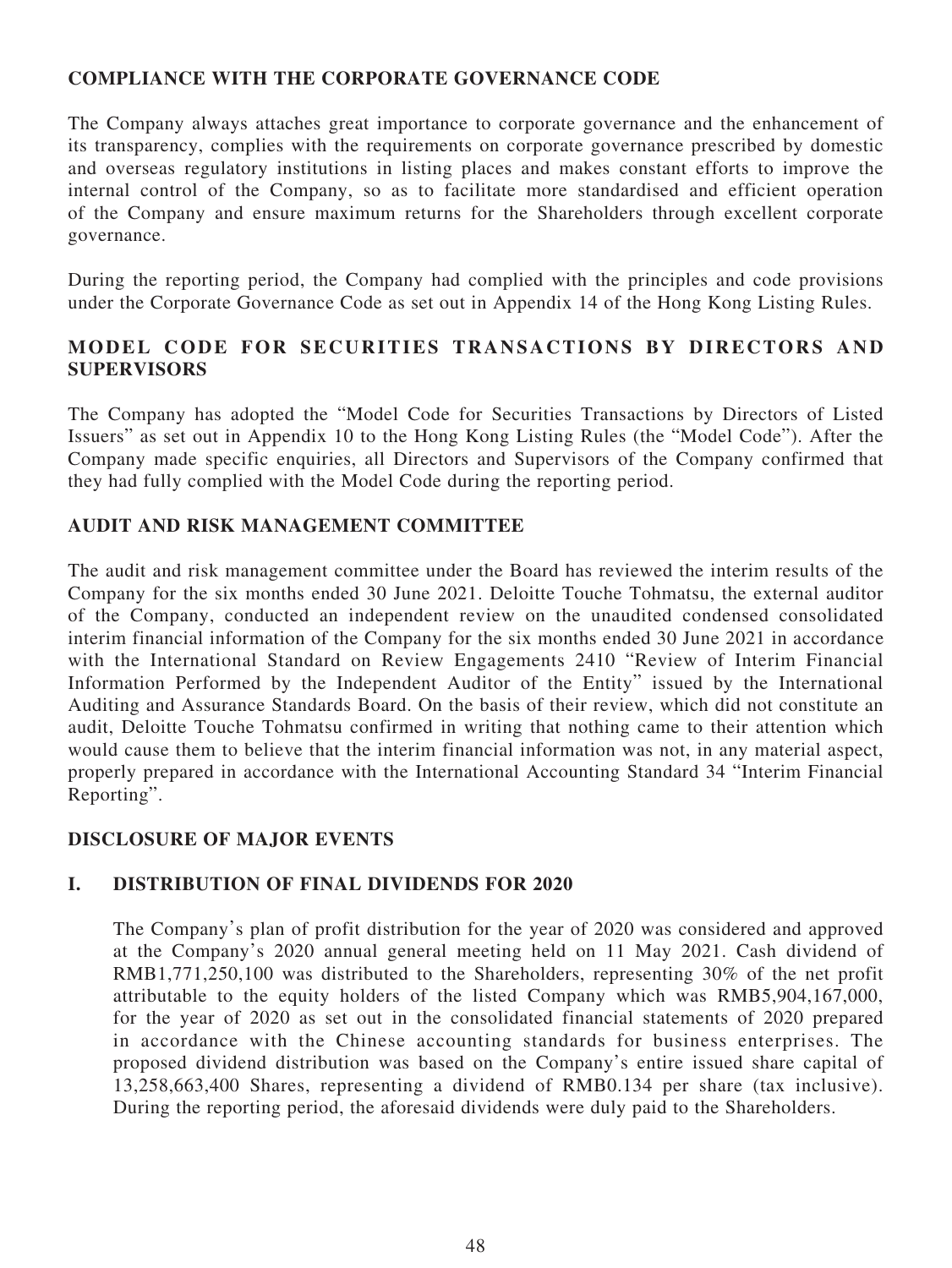## COMPLIANCE WITH THE CORPORATE GOVERNANCE CODE

The Company always attaches great importance to corporate governance and the enhancement of its transparency, complies with the requirements on corporate governance prescribed by domestic and overseas regulatory institutions in listing places and makes constant efforts to improve the internal control of the Company, so as to facilitate more standardised and efficient operation of the Company and ensure maximum returns for the Shareholders through excellent corporate governance.

During the reporting period, the Company had complied with the principles and code provisions under the Corporate Governance Code as set out in Appendix 14 of the Hong Kong Listing Rules.

## MODEL CODE FOR SECURITIES TRANSACTIONS BY DIRECTORS AND SUPERVISORS

The Company has adopted the "Model Code for Securities Transactions by Directors of Listed Issuers" as set out in Appendix 10 to the Hong Kong Listing Rules (the "Model Code"). After the Company made specific enquiries, all Directors and Supervisors of the Company confirmed that they had fully complied with the Model Code during the reporting period.

## AUDIT AND RISK MANAGEMENT COMMITTEE

The audit and risk management committee under the Board has reviewed the interim results of the Company for the six months ended 30 June 2021. Deloitte Touche Tohmatsu, the external auditor of the Company, conducted an independent review on the unaudited condensed consolidated interim financial information of the Company for the six months ended 30 June 2021 in accordance with the International Standard on Review Engagements 2410 "Review of Interim Financial Information Performed by the Independent Auditor of the Entity" issued by the International Auditing and Assurance Standards Board. On the basis of their review, which did not constitute an audit, Deloitte Touche Tohmatsu confirmed in writing that nothing came to their attention which would cause them to believe that the interim financial information was not, in any material aspect, properly prepared in accordance with the International Accounting Standard 34 "Interim Financial Reporting".

## DISCLOSURE OF MAJOR EVENTS

### I. DISTRIBUTION OF FINAL DIVIDENDS FOR 2020

The Company's plan of profit distribution for the year of 2020 was considered and approved at the Company's 2020 annual general meeting held on 11 May 2021. Cash dividend of RMB1,771,250,100 was distributed to the Shareholders, representing 30% of the net profit attributable to the equity holders of the listed Company which was RMB5,904,167,000, for the year of 2020 as set out in the consolidated financial statements of 2020 prepared in accordance with the Chinese accounting standards for business enterprises. The proposed dividend distribution was based on the Company's entire issued share capital of 13,258,663,400 Shares, representing a dividend of RMB0.134 per share (tax inclusive). During the reporting period, the aforesaid dividends were duly paid to the Shareholders.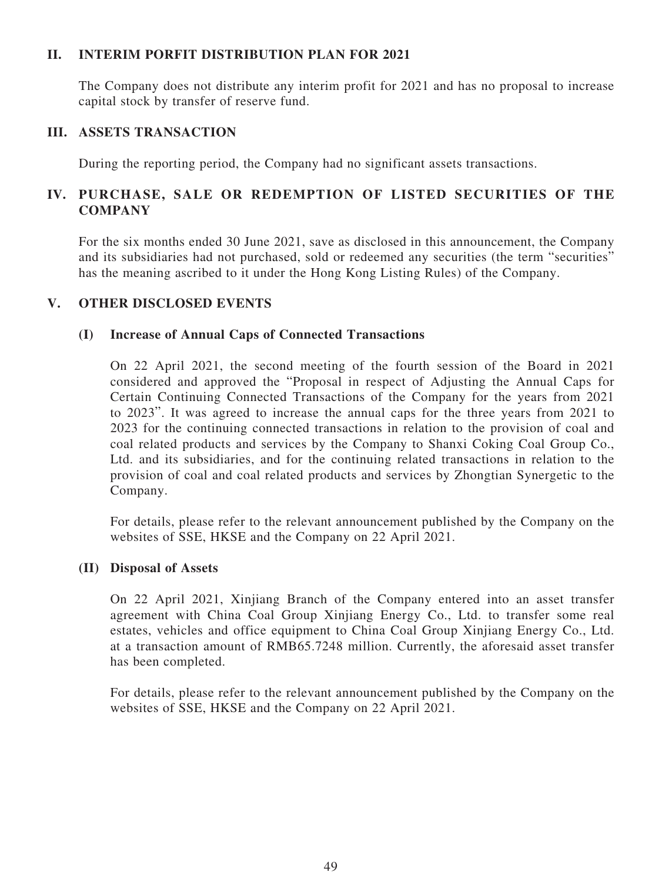## II. INTERIM PORFIT DISTRIBUTION PLAN FOR 2021

The Company does not distribute any interim profit for 2021 and has no proposal to increase capital stock by transfer of reserve fund.

## III. ASSETS TRANSACTION

During the reporting period, the Company had no significant assets transactions.

## IV. PURCHASE, SALE OR REDEMPTION OF LISTED SECURITIES OF THE COMPANY

For the six months ended 30 June 2021, save as disclosed in this announcement, the Company and its subsidiaries had not purchased, sold or redeemed any securities (the term "securities" has the meaning ascribed to it under the Hong Kong Listing Rules) of the Company.

## V. OTHER DISCLOSED EVENTS

### (I) Increase of Annual Caps of Connected Transactions

On 22 April 2021, the second meeting of the fourth session of the Board in 2021 considered and approved the "Proposal in respect of Adjusting the Annual Caps for Certain Continuing Connected Transactions of the Company for the years from 2021 to 2023". It was agreed to increase the annual caps for the three years from 2021 to 2023 for the continuing connected transactions in relation to the provision of coal and coal related products and services by the Company to Shanxi Coking Coal Group Co., Ltd. and its subsidiaries, and for the continuing related transactions in relation to the provision of coal and coal related products and services by Zhongtian Synergetic to the Company.

For details, please refer to the relevant announcement published by the Company on the websites of SSE, HKSE and the Company on 22 April 2021.

### (II) Disposal of Assets

On 22 April 2021, Xinjiang Branch of the Company entered into an asset transfer agreement with China Coal Group Xinjiang Energy Co., Ltd. to transfer some real estates, vehicles and office equipment to China Coal Group Xinjiang Energy Co., Ltd. at a transaction amount of RMB65.7248 million. Currently, the aforesaid asset transfer has been completed.

For details, please refer to the relevant announcement published by the Company on the websites of SSE, HKSE and the Company on 22 April 2021.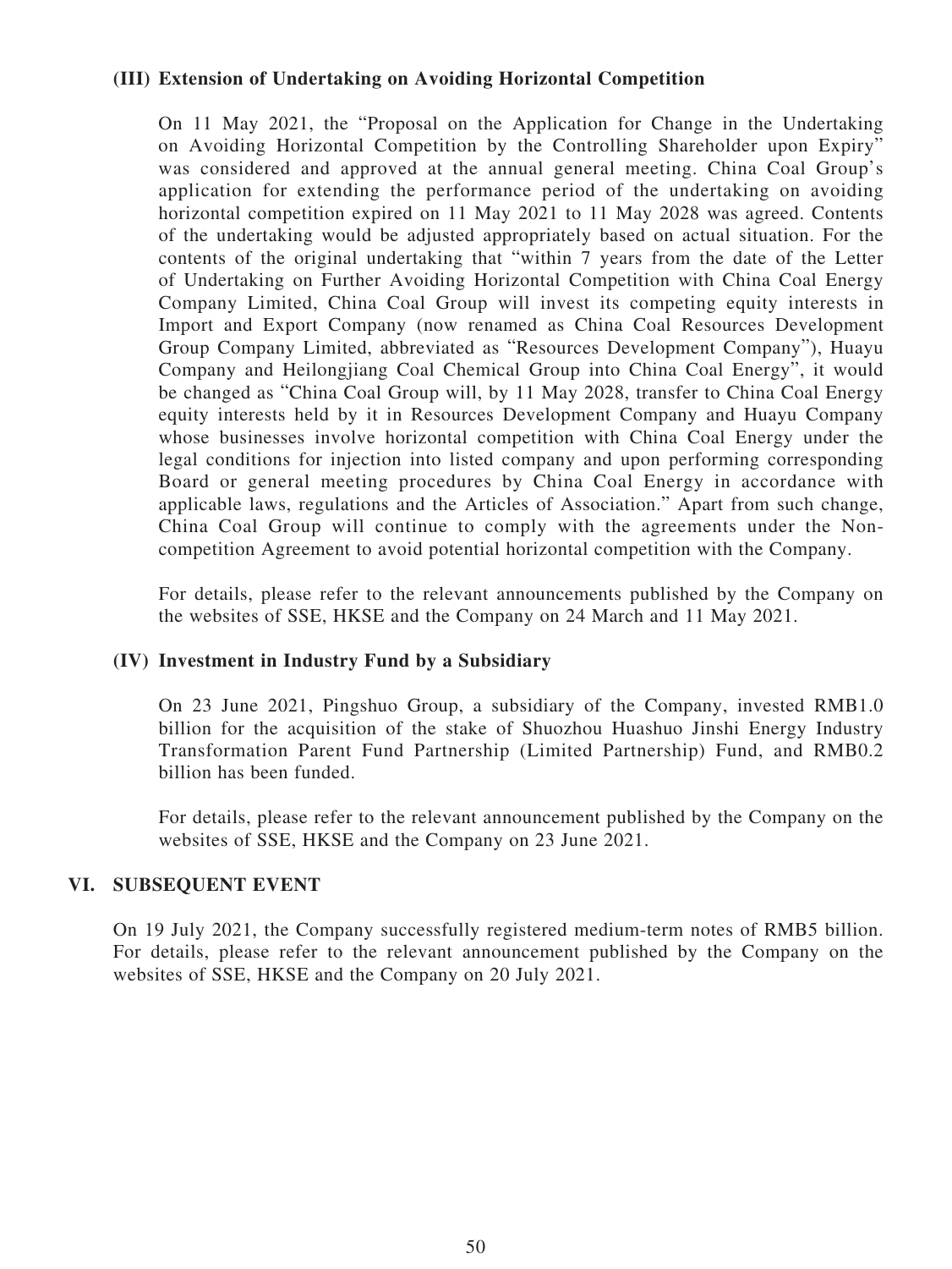### (III) Extension of Undertaking on Avoiding Horizontal Competition

On 11 May 2021, the "Proposal on the Application for Change in the Undertaking on Avoiding Horizontal Competition by the Controlling Shareholder upon Expiry" was considered and approved at the annual general meeting. China Coal Group's application for extending the performance period of the undertaking on avoiding horizontal competition expired on 11 May 2021 to 11 May 2028 was agreed. Contents of the undertaking would be adjusted appropriately based on actual situation. For the contents of the original undertaking that "within 7 years from the date of the Letter of Undertaking on Further Avoiding Horizontal Competition with China Coal Energy Company Limited, China Coal Group will invest its competing equity interests in Import and Export Company (now renamed as China Coal Resources Development Group Company Limited, abbreviated as "Resources Development Company"), Huayu Company and Heilongjiang Coal Chemical Group into China Coal Energy", it would be changed as "China Coal Group will, by 11 May 2028, transfer to China Coal Energy equity interests held by it in Resources Development Company and Huayu Company whose businesses involve horizontal competition with China Coal Energy under the legal conditions for injection into listed company and upon performing corresponding Board or general meeting procedures by China Coal Energy in accordance with applicable laws, regulations and the Articles of Association." Apart from such change, China Coal Group will continue to comply with the agreements under the Non-competition Agreement to avoid potential horizontal competition with the Company.

For details, please refer to the relevant announcements published by the Company on the websites of SSE, HKSE and the Company on 24 March and 11 May 2021.

### (IV) Investment in Industry Fund by a Subsidiary

On 23 June 2021, Pingshuo Group, a subsidiary of the Company, invested RMB1.0 billion for the acquisition of the stake of Shuozhou Huashuo Jinshi Energy Industry Transformation Parent Fund Partnership (Limited Partnership) Fund, and RMB0.2 billion has been funded.

For details, please refer to the relevant announcement published by the Company on the websites of SSE, HKSE and the Company on 23 June 2021.

## VI. SUBSEQUENT EVENT

On 19 July 2021, the Company successfully registered medium-term notes of RMB5 billion. For details, please refer to the relevant announcement published by the Company on the websites of SSE, HKSE and the Company on 20 July 2021.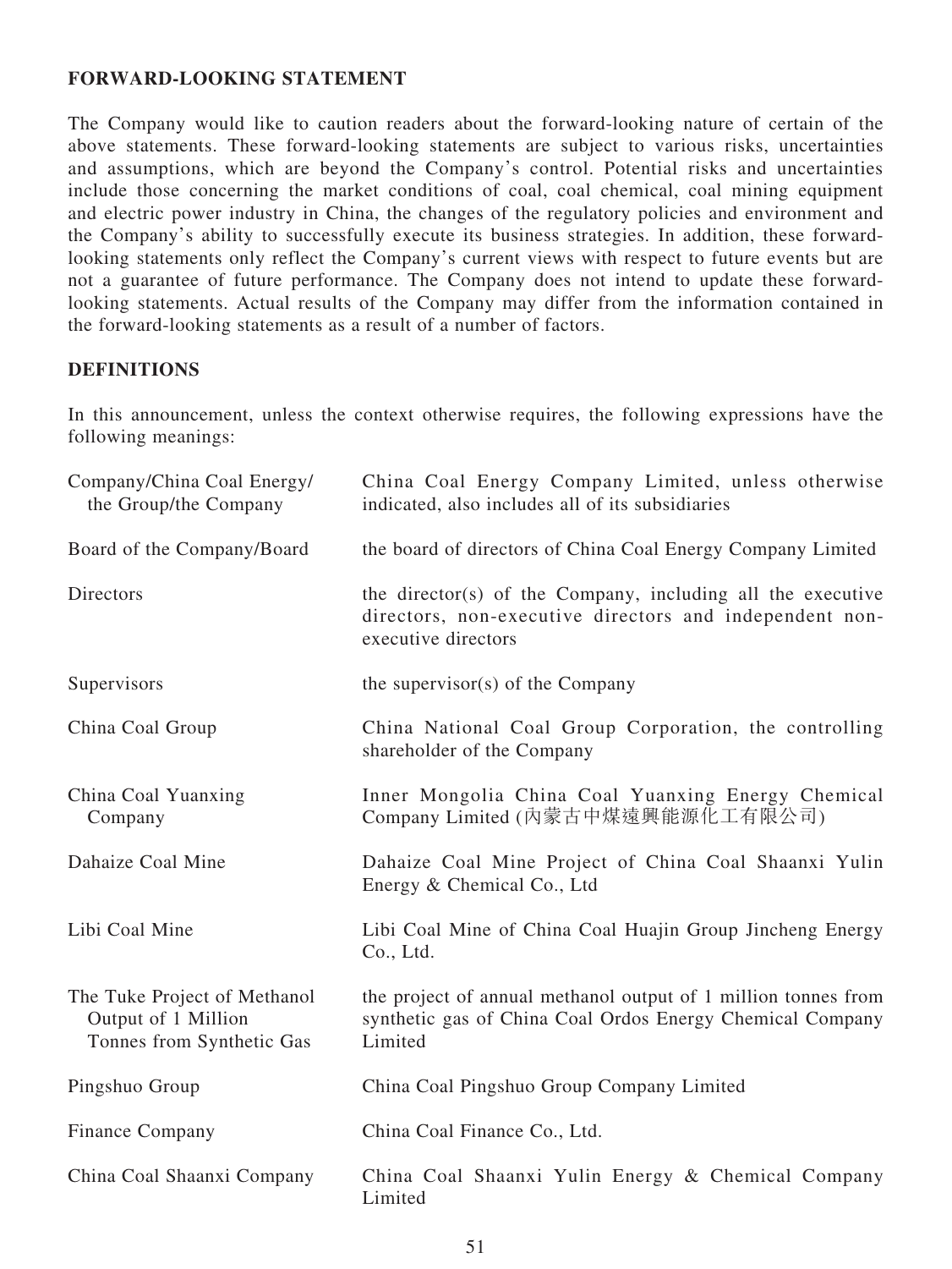## FORWARD-LOOKING STATEMENT

The Company would like to caution readers about the forward-looking nature of certain of the above statements. These forward-looking statements are subject to various risks, uncertainties and assumptions, which are beyond the Company's control. Potential risks and uncertainties include those concerning the market conditions of coal, coal chemical, coal mining equipment and electric power industry in China, the changes of the regulatory policies and environment and the Company's ability to successfully execute its business strategies. In addition, these forward-looking statements only reflect the Company's current views with respect to future events but are not a guarantee of future performance. The Company does not intend to update these forward-looking statements. Actual results of the Company may differ from the information contained in the forward-looking statements as a result of a number of factors.

## DEFINITIONS

In this announcement, unless the context otherwise requires, the following expressions have the following meanings:

| | |
|---|---|
| Company/China Coal Energy/the Group/the Company | China Coal Energy Company Limited, unless otherwise indicated, also includes all of its subsidiaries |
| Board of the Company/Board | the board of directors of China Coal Energy Company Limited |
| Directors | the director(s) of the Company, including all the executive directors, non-executive directors and independent non-executive directors |
| Supervisors | the supervisor(s) of the Company |
| China Coal Group | China National Coal Group Corporation, the controlling shareholder of the Company |
| China Coal Yuanxing Company | Inner Mongolia China Coal Yuanxing Energy Chemical Company Limited (內蒙古中煤遠興能源化工有限公司) |
| Dahaize Coal Mine | Dahaize Coal Mine Project of China Coal Shaanxi Yulin Energy & Chemical Co., Ltd |
| Libi Coal Mine | Libi Coal Mine of China Coal Huajin Group Jincheng Energy Co., Ltd. |
| The Tuke Project of Methanol Output of 1 Million Tonnes from Synthetic Gas | the project of annual methanol output of 1 million tonnes from synthetic gas of China Coal Ordos Energy Chemical Company Limited |
| Pingshuo Group | China Coal Pingshuo Group Company Limited |
| Finance Company | China Coal Finance Co., Ltd. |
| China Coal Shaanxi Company | China Coal Shaanxi Yulin Energy & Chemical Company Limited |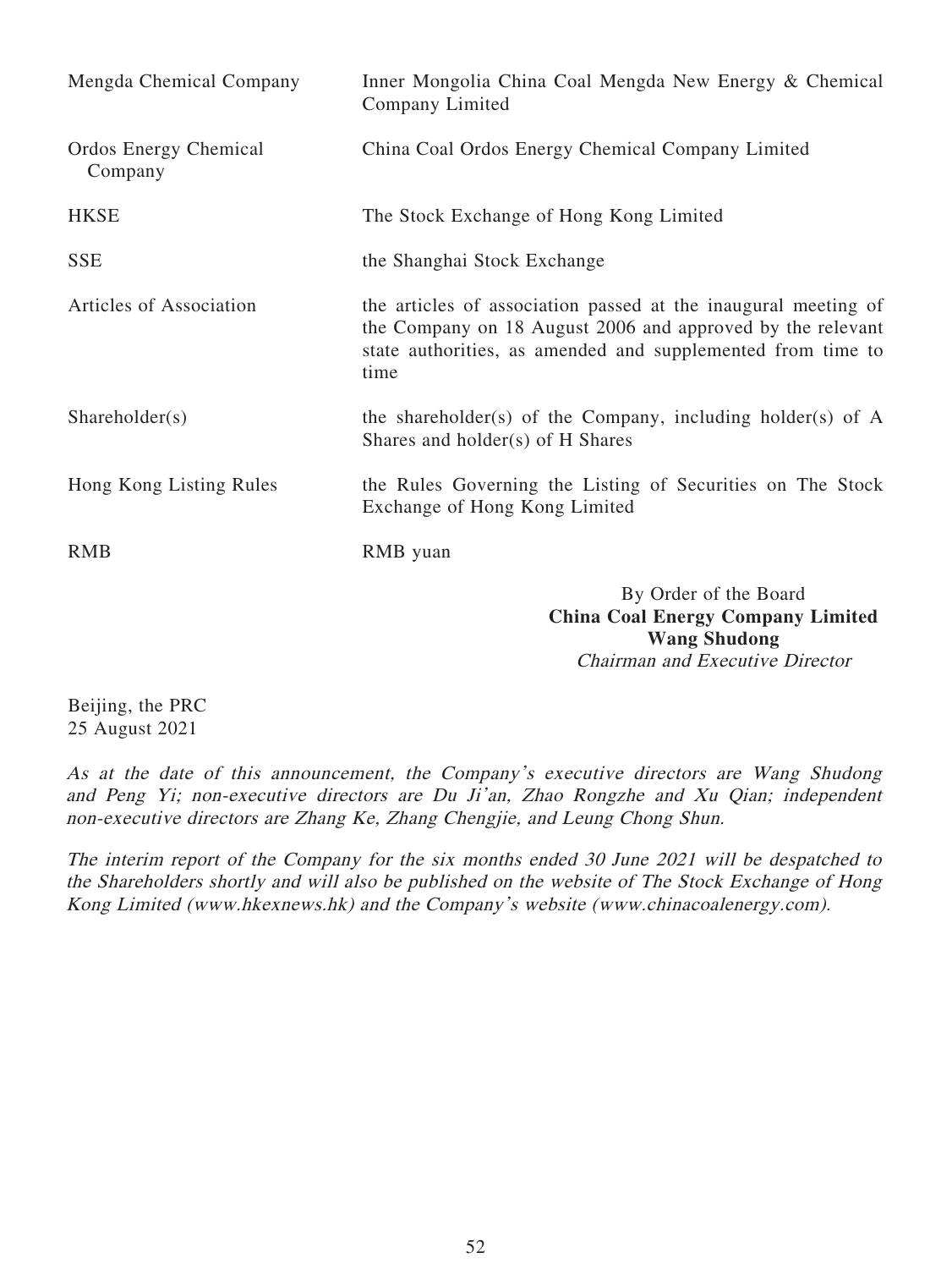| | |
|---|---|
| Mengda Chemical Company | Inner Mongolia China Coal Mengda New Energy & Chemical Company Limited |
| Ordos Energy Chemical Company | China Coal Ordos Energy Chemical Company Limited |
| HKSE | The Stock Exchange of Hong Kong Limited |
| SSE | the Shanghai Stock Exchange |
| Articles of Association | the articles of association passed at the inaugural meeting of the Company on 18 August 2006 and approved by the relevant state authorities, as amended and supplemented from time to time |
| Shareholder(s) | the shareholder(s) of the Company, including holder(s) of A Shares and holder(s) of H Shares |
| Hong Kong Listing Rules | the Rules Governing the Listing of Securities on The Stock Exchange of Hong Kong Limited |
| RMB | RMB yuan |

By Order of the Board
**China Coal Energy Company Limited**
**Wang Shudong**
*Chairman and Executive Director*

Beijing, the PRC
25 August 2021

*As at the date of this announcement, the Company's executive directors are Wang Shudong and Peng Yi; non-executive directors are Du Ji'an, Zhao Rongzhe and Xu Qian; independent non-executive directors are Zhang Ke, Zhang Chengjie, and Leung Chong Shun.*

*The interim report of the Company for the six months ended 30 June 2021 will be despatched to the Shareholders shortly and will also be published on the website of The Stock Exchange of Hong Kong Limited (www.hkexnews.hk) and the Company's website (www.chinacoalenergy.com).*